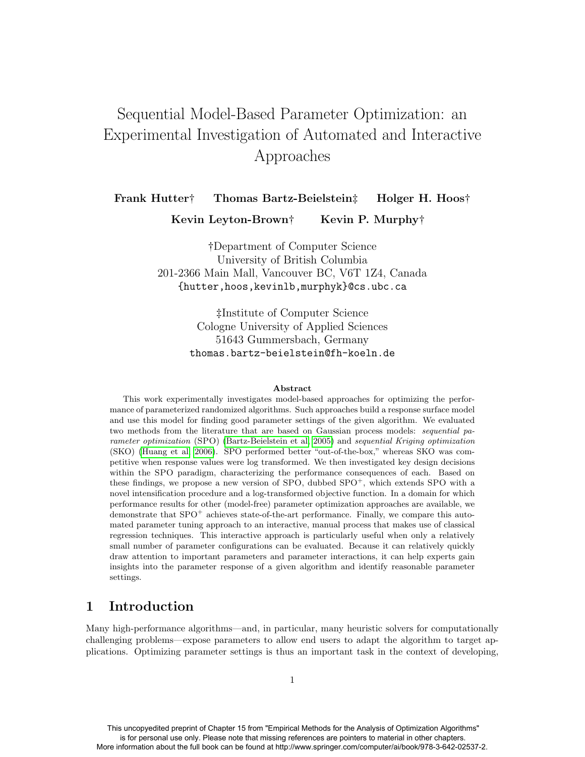# Sequential Model-Based Parameter Optimization: an Experimental Investigation of Automated and Interactive Approaches

**Frank Hutter†   Thomas Bartz-Beielstein‡   Holger H. Hoos†**

**Kevin Leyton-Brown†   Kevin P. Murphy†**

†Department of Computer Science
University of British Columbia
201-2366 Main Mall, Vancouver BC, V6T 1Z4, Canada
{hutter,hoos,kevinlb,murphyk}@cs.ubc.ca

‡Institute of Computer Science
Cologne University of Applied Sciences
51643 Gummersbach, Germany
thomas.bartz-beielstein@fh-koeln.de

**Abstract**

This work experimentally investigates model-based approaches for optimizing the performance of parameterized randomized algorithms. Such approaches build a response surface model and use this model for finding good parameter settings of the given algorithm. We evaluated two methods from the literature that are based on Gaussian process models: *sequential parameter optimization* (SPO) (Bartz-Beielstein et al. 2005) and *sequential Kriging optimization* (SKO) (Huang et al. 2006). SPO performed better "out-of-the-box," whereas SKO was competitive when response values were log transformed. We then investigated key design decisions within the SPO paradigm, characterizing the performance consequences of each. Based on these findings, we propose a new version of SPO, dubbed SPO$^+$, which extends SPO with a novel intensification procedure and a log-transformed objective function. In a domain for which performance results for other (model-free) parameter optimization approaches are available, we demonstrate that SPO$^+$ achieves state-of-the-art performance. Finally, we compare this automated parameter tuning approach to an interactive, manual process that makes use of classical regression techniques. This interactive approach is particularly useful when only a relatively small number of parameter configurations can be evaluated. Because it can relatively quickly draw attention to important parameters and parameter interactions, it can help experts gain insights into the parameter response of a given algorithm and identify reasonable parameter settings.

## 1 Introduction

Many high-performance algorithms—and, in particular, many heuristic solvers for computationally challenging problems—expose parameters to allow end users to adapt the algorithm to target applications. Optimizing parameter settings is thus an important task in the context of developing,

This uncopyedited preprint of Chapter 15 from "Empirical Methods for the Analysis of Optimization Algorithms" is for personal use only. Please note that missing references are pointers to material in other chapters. More information about the full book can be found at http://www.springer.com/computer/ai/book/978-3-642-02537-2.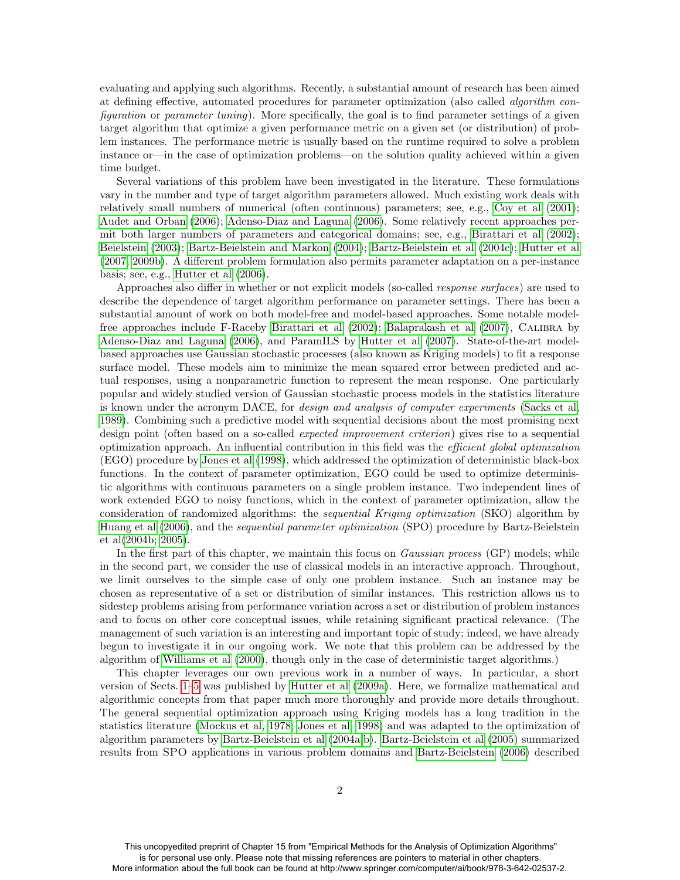evaluating and applying such algorithms. Recently, a substantial amount of research has been aimed at defining effective, automated procedures for parameter optimization (also called *algorithm configuration* or *parameter tuning*). More specifically, the goal is to find parameter settings of a given target algorithm that optimize a given performance metric on a given set (or distribution) of problem instances. The performance metric is usually based on the runtime required to solve a problem instance or—in the case of optimization problems—on the solution quality achieved within a given time budget.

Several variations of this problem have been investigated in the literature. These formulations vary in the number and type of target algorithm parameters allowed. Much existing work deals with relatively small numbers of numerical (often continuous) parameters; see, e.g., Coy et al (2001); Audet and Orban (2006); Adenso-Diaz and Laguna (2006). Some relatively recent approaches permit both larger numbers of parameters and categorical domains; see, e.g., Birattari et al (2002); Beielstein (2003); Bartz-Beielstein and Markon (2004); Bartz-Beielstein et al (2004c); Hutter et al (2007, 2009b). A different problem formulation also permits parameter adaptation on a per-instance basis; see, e.g., Hutter et al (2006).

Approaches also differ in whether or not explicit models (so-called *response surfaces*) are used to describe the dependence of target algorithm performance on parameter settings. There has been a substantial amount of work on both model-free and model-based approaches. Some notable model-free approaches include F-Raceby Birattari et al (2002); Balaprakash et al (2007), Calibra by Adenso-Diaz and Laguna (2006), and ParamILS by Hutter et al (2007). State-of-the-art model-based approaches use Gaussian stochastic processes (also known as Kriging models) to fit a response surface model. These models aim to minimize the mean squared error between predicted and actual responses, using a nonparametric function to represent the mean response. One particularly popular and widely studied version of Gaussian stochastic process models in the statistics literature is known under the acronym DACE, for *design and analysis of computer experiments* (Sacks et al, 1989). Combining such a predictive model with sequential decisions about the most promising next design point (often based on a so-called *expected improvement criterion*) gives rise to a sequential optimization approach. An influential contribution in this field was the *efficient global optimization* (EGO) procedure by Jones et al (1998), which addressed the optimization of deterministic black-box functions. In the context of parameter optimization, EGO could be used to optimize deterministic algorithms with continuous parameters on a single problem instance. Two independent lines of work extended EGO to noisy functions, which in the context of parameter optimization, allow the consideration of randomized algorithms: the *sequential Kriging optimization* (SKO) algorithm by Huang et al (2006), and the *sequential parameter optimization* (SPO) procedure by Bartz-Beielstein et al(2004b; 2005).

In the first part of this chapter, we maintain this focus on *Gaussian process* (GP) models; while in the second part, we consider the use of classical models in an interactive approach. Throughout, we limit ourselves to the simple case of only one problem instance. Such an instance may be chosen as representative of a set or distribution of similar instances. This restriction allows us to sidestep problems arising from performance variation across a set or distribution of problem instances and to focus on other core conceptual issues, while retaining significant practical relevance. (The management of such variation is an interesting and important topic of study; indeed, we have already begun to investigate it in our ongoing work. We note that this problem can be addressed by the algorithm of Williams et al (2000), though only in the case of deterministic target algorithms.)

This chapter leverages our own previous work in a number of ways. In particular, a short version of Sects. 1–5 was published by Hutter et al (2009a). Here, we formalize mathematical and algorithmic concepts from that paper much more thoroughly and provide more details throughout. The general sequential optimization approach using Kriging models has a long tradition in the statistics literature (Mockus et al, 1978; Jones et al, 1998) and was adapted to the optimization of algorithm parameters by Bartz-Beielstein et al (2004a,b). Bartz-Beielstein et al (2005) summarized results from SPO applications in various problem domains and Bartz-Beielstein (2006) described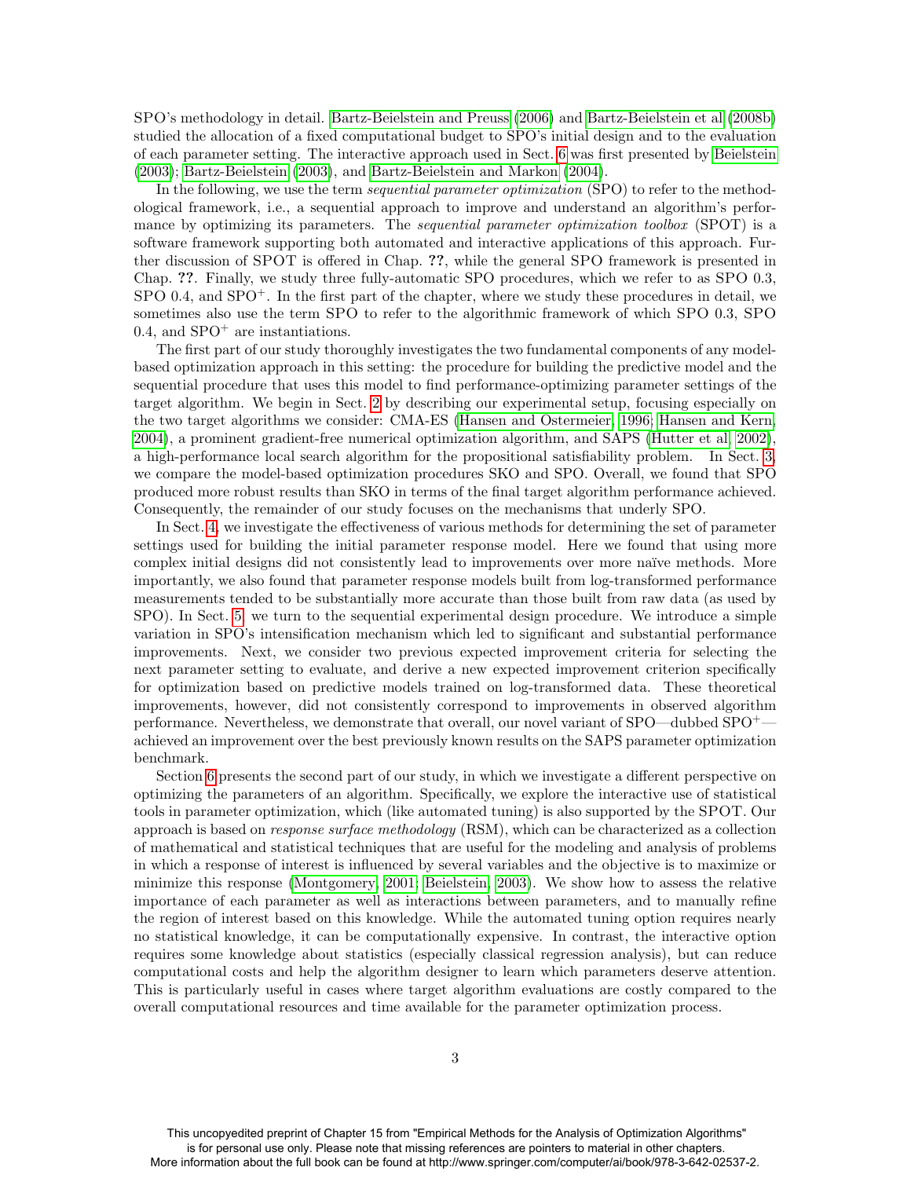SPO's methodology in detail. Bartz-Beielstein and Preuss (2006) and Bartz-Beielstein et al (2008b) studied the allocation of a fixed computational budget to SPO's initial design and to the evaluation of each parameter setting. The interactive approach used in Sect. 6 was first presented by Beielstein (2003); Bartz-Beielstein (2003), and Bartz-Beielstein and Markon (2004).

In the following, we use the term *sequential parameter optimization* (SPO) to refer to the methodological framework, i.e., a sequential approach to improve and understand an algorithm's performance by optimizing its parameters. The *sequential parameter optimization toolbox* (SPOT) is a software framework supporting both automated and interactive applications of this approach. Further discussion of SPOT is offered in Chap. **??**, while the general SPO framework is presented in Chap. **??**. Finally, we study three fully-automatic SPO procedures, which we refer to as SPO 0.3, SPO 0.4, and SPO$^+$. In the first part of the chapter, where we study these procedures in detail, we sometimes also use the term SPO to refer to the algorithmic framework of which SPO 0.3, SPO 0.4, and SPO$^+$ are instantiations.

The first part of our study thoroughly investigates the two fundamental components of any model-based optimization approach in this setting: the procedure for building the predictive model and the sequential procedure that uses this model to find performance-optimizing parameter settings of the target algorithm. We begin in Sect. 2 by describing our experimental setup, focusing especially on the two target algorithms we consider: CMA-ES (Hansen and Ostermeier, 1996; Hansen and Kern, 2004), a prominent gradient-free numerical optimization algorithm, and SAPS (Hutter et al, 2002), a high-performance local search algorithm for the propositional satisfiability problem. In Sect. 3, we compare the model-based optimization procedures SKO and SPO. Overall, we found that SPO produced more robust results than SKO in terms of the final target algorithm performance achieved. Consequently, the remainder of our study focuses on the mechanisms that underly SPO.

In Sect. 4, we investigate the effectiveness of various methods for determining the set of parameter settings used for building the initial parameter response model. Here we found that using more complex initial designs did not consistently lead to improvements over more naïve methods. More importantly, we also found that parameter response models built from log-transformed performance measurements tended to be substantially more accurate than those built from raw data (as used by SPO). In Sect. 5, we turn to the sequential experimental design procedure. We introduce a simple variation in SPO's intensification mechanism which led to significant and substantial performance improvements. Next, we consider two previous expected improvement criteria for selecting the next parameter setting to evaluate, and derive a new expected improvement criterion specifically for optimization based on predictive models trained on log-transformed data. These theoretical improvements, however, did not consistently correspond to improvements in observed algorithm performance. Nevertheless, we demonstrate that overall, our novel variant of SPO—dubbed SPO$^+$—achieved an improvement over the best previously known results on the SAPS parameter optimization benchmark.

Section 6 presents the second part of our study, in which we investigate a different perspective on optimizing the parameters of an algorithm. Specifically, we explore the interactive use of statistical tools in parameter optimization, which (like automated tuning) is also supported by the SPOT. Our approach is based on *response surface methodology* (RSM), which can be characterized as a collection of mathematical and statistical techniques that are useful for the modeling and analysis of problems in which a response of interest is influenced by several variables and the objective is to maximize or minimize this response (Montgomery, 2001; Beielstein, 2003). We show how to assess the relative importance of each parameter as well as interactions between parameters, and to manually refine the region of interest based on this knowledge. While the automated tuning option requires nearly no statistical knowledge, it can be computationally expensive. In contrast, the interactive option requires some knowledge about statistics (especially classical regression analysis), but can reduce computational costs and help the algorithm designer to learn which parameters deserve attention. This is particularly useful in cases where target algorithm evaluations are costly compared to the overall computational resources and time available for the parameter optimization process.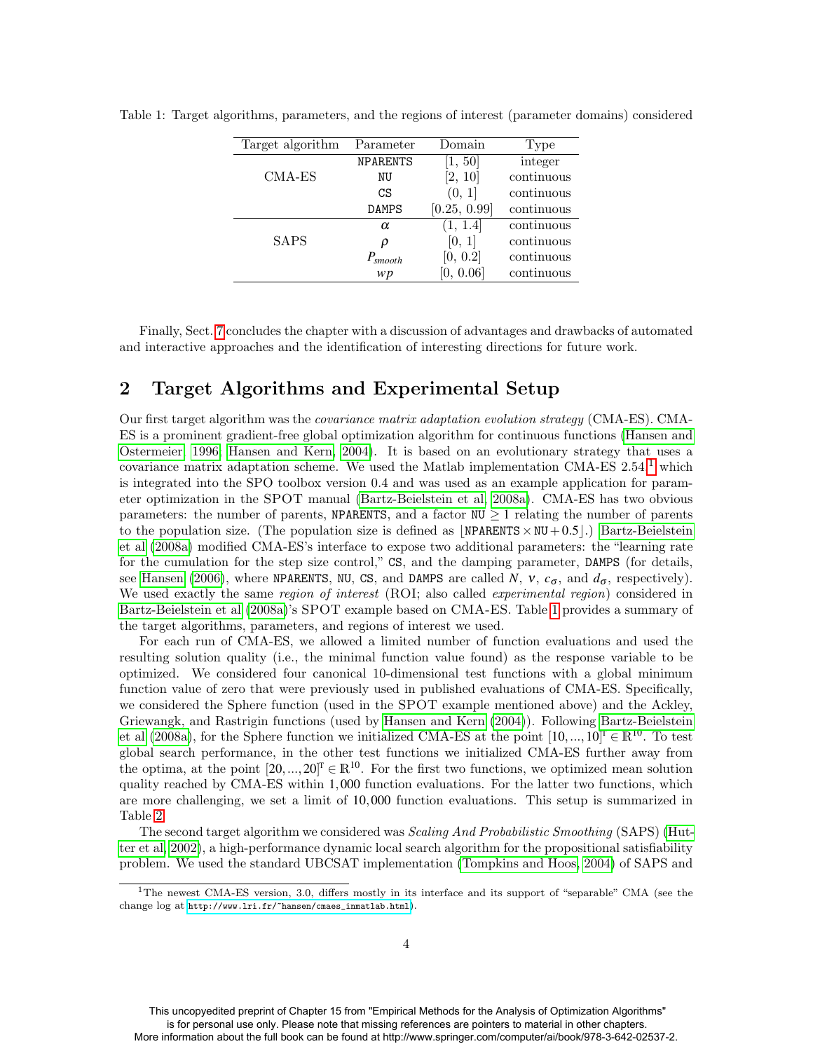Table 1: Target algorithms, parameters, and the regions of interest (parameter domains) considered

| Target algorithm | Parameter | Domain | Type |
|---|---|---|---|
| CMA-ES | `NPARENTS` | [1, 50] | integer |
| | `NU` | [2, 10] | continuous |
| | `CS` | (0, 1] | continuous |
| | `DAMPS` | [0.25, 0.99] | continuous |
| SAPS | $\alpha$ | (1, 1.4] | continuous |
| | $\rho$ | [0, 1] | continuous |
| | $P_{smooth}$ | [0, 0.2] | continuous |
| | $wp$ | [0, 0.06] | continuous |

Finally, Sect. 7 concludes the chapter with a discussion of advantages and drawbacks of automated and interactive approaches and the identification of interesting directions for future work.

## 2 Target Algorithms and Experimental Setup

Our first target algorithm was the *covariance matrix adaptation evolution strategy* (CMA-ES). CMA-ES is a prominent gradient-free global optimization algorithm for continuous functions (Hansen and Ostermeier, 1996; Hansen and Kern, 2004). It is based on an evolutionary strategy that uses a covariance matrix adaptation scheme. We used the Matlab implementation CMA-ES 2.54,[1] which is integrated into the SPO toolbox version 0.4 and was used as an example application for parameter optimization in the SPOT manual (Bartz-Beielstein et al, 2008a). CMA-ES has two obvious parameters: the number of parents, `NPARENTS`, and a factor `NU` $\geq 1$ relating the number of parents to the population size. (The population size is defined as $\lfloor$`NPARENTS`$\times$`NU`$+0.5\rfloor$.) Bartz-Beielstein et al (2008a) modified CMA-ES's interface to expose two additional parameters: the "learning rate for the cumulation for the step size control," `CS`, and the damping parameter, `DAMPS` (for details, see Hansen (2006)), where `NPARENTS`, `NU`, `CS`, and `DAMPS` are called $N$, $\nu$, $c_\sigma$, and $d_\sigma$, respectively). We used exactly the same *region of interest* (ROI; also called *experimental region*) considered in Bartz-Beielstein et al (2008a)'s SPOT example based on CMA-ES. Table 1 provides a summary of the target algorithms, parameters, and regions of interest we used.

For each run of CMA-ES, we allowed a limited number of function evaluations and used the resulting solution quality (i.e., the minimal function value found) as the response variable to be optimized. We considered four canonical 10-dimensional test functions with a global minimum function value of zero that were previously used in published evaluations of CMA-ES. Specifically, we considered the Sphere function (used in the SPOT example mentioned above) and the Ackley, Griewangk, and Rastrigin functions (used by Hansen and Kern (2004)). Following Bartz-Beielstein et al (2008a), for the Sphere function we initialized CMA-ES at the point $[10,\ldots,10]^{\mathrm{T}} \in \mathbb{R}^{10}$. To test global search performance, in the other test functions we initialized CMA-ES further away from the optima, at the point $[20,\ldots,20]^{\mathrm{T}} \in \mathbb{R}^{10}$. For the first two functions, we optimized mean solution quality reached by CMA-ES within 1,000 function evaluations. For the latter two functions, which are more challenging, we set a limit of 10,000 function evaluations. This setup is summarized in Table 2.

The second target algorithm we considered was *Scaling And Probabilistic Smoothing* (SAPS) (Hutter et al, 2002), a high-performance dynamic local search algorithm for the propositional satisfiability problem. We used the standard UBCSAT implementation (Tompkins and Hoos, 2004) of SAPS and

[1] The newest CMA-ES version, 3.0, differs mostly in its interface and its support of "separable" CMA (see the change log at http://www.lri.fr/~hansen/cmaes_inmatlab.html).

This uncopyedited preprint of Chapter 15 from "Empirical Methods for the Analysis of Optimization Algorithms" is for personal use only. Please note that missing references are pointers to material in other chapters. More information about the full book can be found at http://www.springer.com/computer/ai/book/978-3-642-02537-2.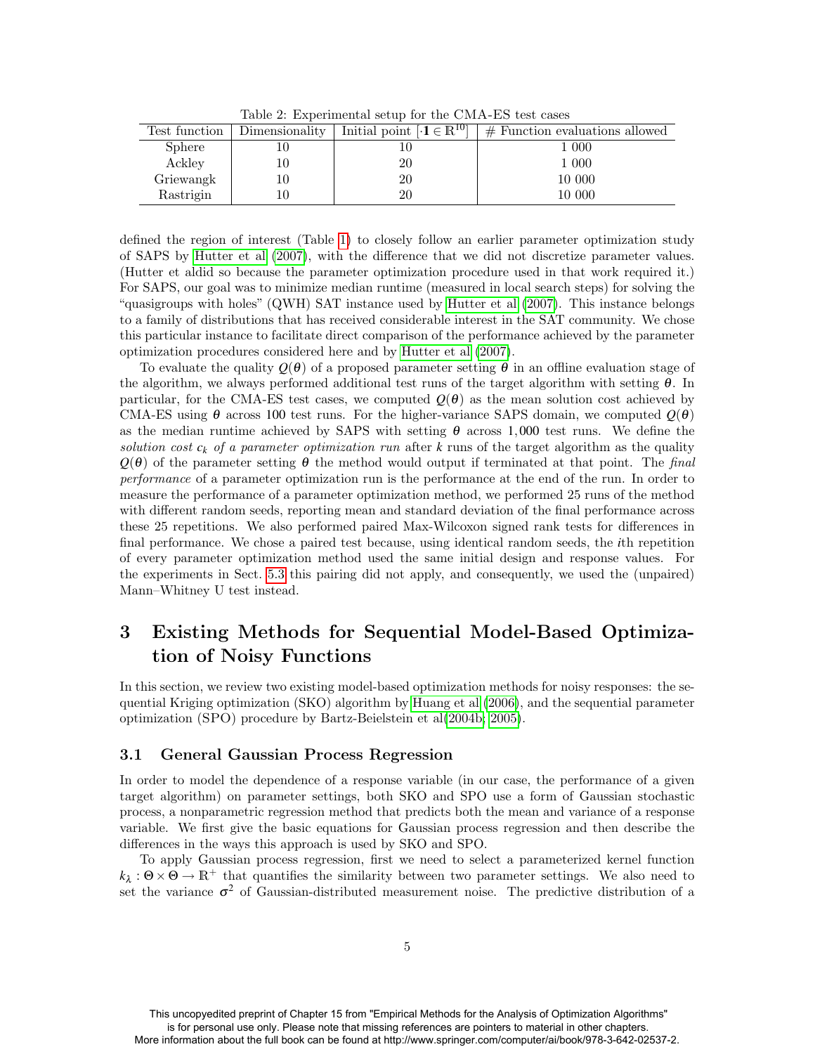Table 2: Experimental setup for the CMA-ES test cases

| Test function | Dimensionality | Initial point $[\cdot \mathbf{1} \in \mathbb{R}^{10}]$ | # Function evaluations allowed |
|---|---|---|---|
| Sphere | 10 | 10 | 1 000 |
| Ackley | 10 | 20 | 1 000 |
| Griewangk | 10 | 20 | 10 000 |
| Rastrigin | 10 | 20 | 10 000 |

defined the region of interest (Table 1) to closely follow an earlier parameter optimization study of SAPS by Hutter et al (2007), with the difference that we did not discretize parameter values. (Hutter et aldid so because the parameter optimization procedure used in that work required it.) For SAPS, our goal was to minimize median runtime (measured in local search steps) for solving the "quasigroups with holes" (QWH) SAT instance used by Hutter et al (2007). This instance belongs to a family of distributions that has received considerable interest in the SAT community. We chose this particular instance to facilitate direct comparison of the performance achieved by the parameter optimization procedures considered here and by Hutter et al (2007).

To evaluate the quality $Q(\boldsymbol{\theta})$ of a proposed parameter setting $\boldsymbol{\theta}$ in an offline evaluation stage of the algorithm, we always performed additional test runs of the target algorithm with setting $\boldsymbol{\theta}$. In particular, for the CMA-ES test cases, we computed $Q(\boldsymbol{\theta})$ as the mean solution cost achieved by CMA-ES using $\boldsymbol{\theta}$ across 100 test runs. For the higher-variance SAPS domain, we computed $Q(\boldsymbol{\theta})$ as the median runtime achieved by SAPS with setting $\boldsymbol{\theta}$ across 1,000 test runs. We define the *solution cost $c_k$ of a parameter optimization run* after $k$ runs of the target algorithm as the quality $Q(\boldsymbol{\theta})$ of the parameter setting $\boldsymbol{\theta}$ the method would output if terminated at that point. The *final performance* of a parameter optimization run is the performance at the end of the run. In order to measure the performance of a parameter optimization method, we performed 25 runs of the method with different random seeds, reporting mean and standard deviation of the final performance across these 25 repetitions. We also performed paired Max-Wilcoxon signed rank tests for differences in final performance. We chose a paired test because, using identical random seeds, the $i$th repetition of every parameter optimization method used the same initial design and response values. For the experiments in Sect. 5.3 this pairing did not apply, and consequently, we used the (unpaired) Mann–Whitney U test instead.

# 3 Existing Methods for Sequential Model-Based Optimization of Noisy Functions

In this section, we review two existing model-based optimization methods for noisy responses: the sequential Kriging optimization (SKO) algorithm by Huang et al (2006), and the sequential parameter optimization (SPO) procedure by Bartz-Beielstein et al(2004b; 2005).

## 3.1 General Gaussian Process Regression

In order to model the dependence of a response variable (in our case, the performance of a given target algorithm) on parameter settings, both SKO and SPO use a form of Gaussian stochastic process, a nonparametric regression method that predicts both the mean and variance of a response variable. We first give the basic equations for Gaussian process regression and then describe the differences in the ways this approach is used by SKO and SPO.

To apply Gaussian process regression, first we need to select a parameterized kernel function $k_\lambda : \Theta \times \Theta \to \mathbb{R}^+$ that quantifies the similarity between two parameter settings. We also need to set the variance $\sigma^2$ of Gaussian-distributed measurement noise. The predictive distribution of a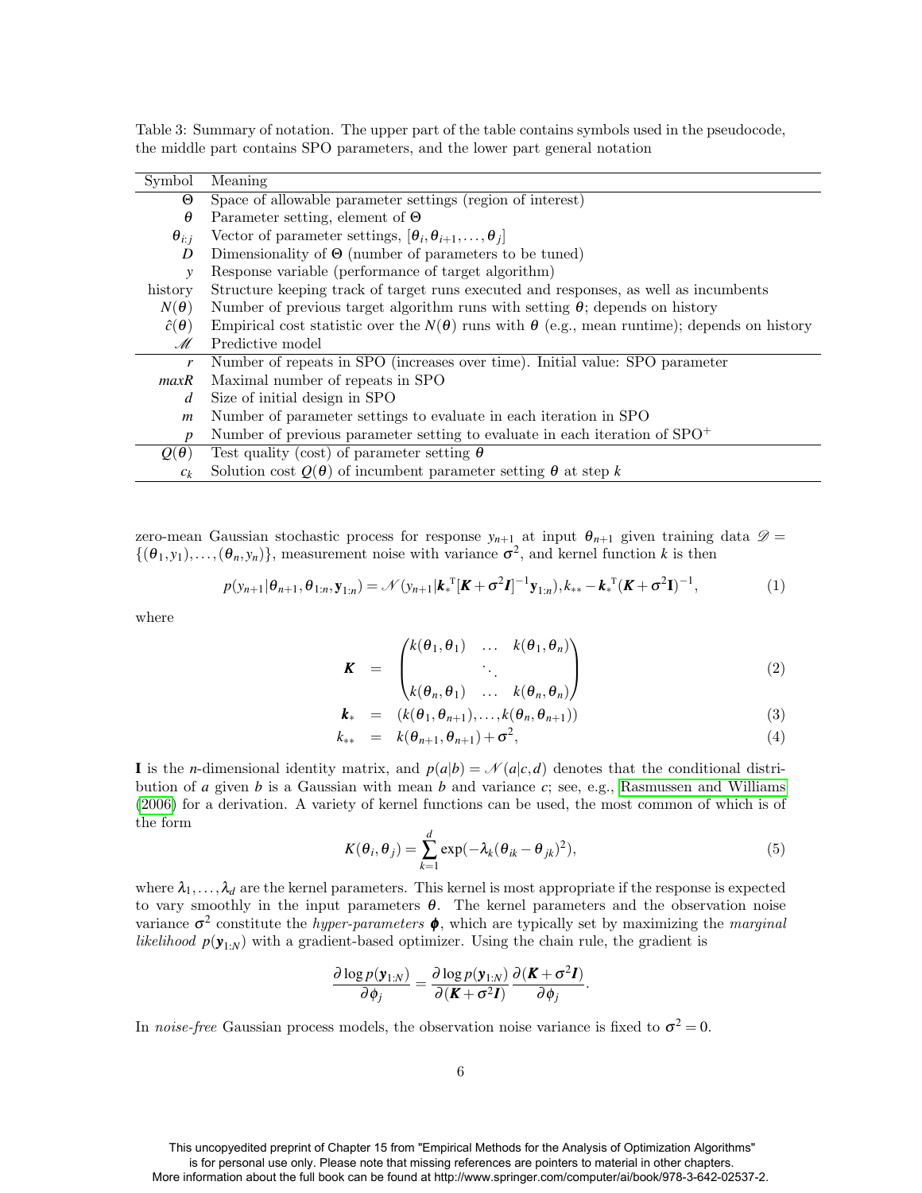Table 3: Summary of notation. The upper part of the table contains symbols used in the pseudocode, the middle part contains SPO parameters, and the lower part general notation

| Symbol | Meaning |
|---|---|
| $\Theta$ | Space of allowable parameter settings (region of interest) |
| $\boldsymbol{\theta}$ | Parameter setting, element of $\Theta$ |
| $\boldsymbol{\theta}_{i:j}$ | Vector of parameter settings, $[\boldsymbol{\theta}_i, \boldsymbol{\theta}_{i+1}, \ldots, \boldsymbol{\theta}_j]$ |
| $D$ | Dimensionality of $\Theta$ (number of parameters to be tuned) |
| $y$ | Response variable (performance of target algorithm) |
| history | Structure keeping track of target runs executed and responses, as well as incumbents |
| $N(\boldsymbol{\theta})$ | Number of previous target algorithm runs with setting $\boldsymbol{\theta}$; depends on history |
| $\hat{c}(\boldsymbol{\theta})$ | Empirical cost statistic over the $N(\boldsymbol{\theta})$ runs with $\boldsymbol{\theta}$ (e.g., mean runtime); depends on history |
| $\mathscr{M}$ | Predictive model |
| $r$ | Number of repeats in SPO (increases over time). Initial value: SPO parameter |
| $maxR$ | Maximal number of repeats in SPO |
| $d$ | Size of initial design in SPO |
| $m$ | Number of parameter settings to evaluate in each iteration in SPO |
| $p$ | Number of previous parameter setting to evaluate in each iteration of SPO$^+$ |
| $Q(\boldsymbol{\theta})$ | Test quality (cost) of parameter setting $\boldsymbol{\theta}$ |
| $c_k$ | Solution cost $Q(\boldsymbol{\theta})$ of incumbent parameter setting $\boldsymbol{\theta}$ at step $k$ |

zero-mean Gaussian stochastic process for response $y_{n+1}$ at input $\boldsymbol{\theta}_{n+1}$ given training data $\mathscr{D} = \{(\boldsymbol{\theta}_1, y_1), \ldots, (\boldsymbol{\theta}_n, y_n)\}$, measurement noise with variance $\sigma^2$, and kernel function $k$ is then

$$p(y_{n+1}|\boldsymbol{\theta}_{n+1}, \boldsymbol{\theta}_{1:n}, \mathbf{y}_{1:n}) = \mathscr{N}(y_{n+1}|\boldsymbol{k}_*^{\mathrm{T}}[\boldsymbol{K} + \sigma^2\boldsymbol{I}]^{-1}\mathbf{y}_{1:n}), k_{**} - \boldsymbol{k}_*^{\mathrm{T}}(\boldsymbol{K} + \sigma^2\mathbf{I})^{-1}, \tag{1}$$

where

$$\boldsymbol{K} = \begin{pmatrix} k(\boldsymbol{\theta}_1, \boldsymbol{\theta}_1) & \ldots & k(\boldsymbol{\theta}_1, \boldsymbol{\theta}_n) \\ & \ddots & \\ k(\boldsymbol{\theta}_n, \boldsymbol{\theta}_1) & \ldots & k(\boldsymbol{\theta}_n, \boldsymbol{\theta}_n) \end{pmatrix} \tag{2}$$

$$\boldsymbol{k}_* = (k(\boldsymbol{\theta}_1, \boldsymbol{\theta}_{n+1}), \ldots, k(\boldsymbol{\theta}_n, \boldsymbol{\theta}_{n+1})) \tag{3}$$

$$k_{**} = k(\boldsymbol{\theta}_{n+1}, \boldsymbol{\theta}_{n+1}) + \sigma^2, \tag{4}$$

$\mathbf{I}$ is the $n$-dimensional identity matrix, and $p(a|b) = \mathscr{N}(a|c,d)$ denotes that the conditional distribution of $a$ given $b$ is a Gaussian with mean $b$ and variance $c$; see, e.g., Rasmussen and Williams (2006) for a derivation. A variety of kernel functions can be used, the most common of which is of the form

$$K(\theta_i, \theta_j) = \sum_{k=1}^{d} \exp(-\lambda_k(\theta_{ik} - \theta_{jk})^2), \tag{5}$$

where $\lambda_1, \ldots, \lambda_d$ are the kernel parameters. This kernel is most appropriate if the response is expected to vary smoothly in the input parameters $\boldsymbol{\theta}$. The kernel parameters and the observation noise variance $\sigma^2$ constitute the *hyper-parameters* $\boldsymbol{\phi}$, which are typically set by maximizing the *marginal likelihood* $p(\mathbf{y}_{1:N})$ with a gradient-based optimizer. Using the chain rule, the gradient is

$$\frac{\partial \log p(\mathbf{y}_{1:N})}{\partial \phi_j} = \frac{\partial \log p(\mathbf{y}_{1:N})}{\partial (\boldsymbol{K} + \sigma^2 \boldsymbol{I})} \frac{\partial (\boldsymbol{K} + \sigma^2 \boldsymbol{I})}{\partial \phi_j}.$$

In *noise-free* Gaussian process models, the observation noise variance is fixed to $\sigma^2 = 0$.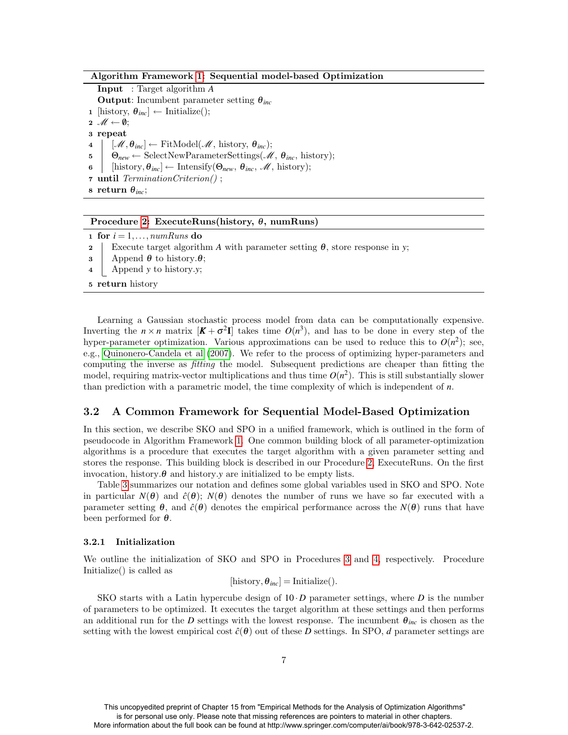**Algorithm Framework 1: Sequential model-based Optimization**

```
   Input  : Target algorithm A
   Output: Incumbent parameter setting θ_inc
1  [history, θ_inc] ← Initialize();
2  M ← ∅;
3  repeat
4  |  [M, θ_inc] ← FitModel(M, history, θ_inc);
5  |  Θ_new ← SelectNewParameterSettings(M, θ_inc, history);
6  |  [history, θ_inc] ← Intensify(Θ_new, θ_inc, M, history);
7  until TerminationCriterion() ;
8  return θ_inc;
```

**Procedure 2: ExecuteRuns(history, $\theta$, numRuns)**

```
1  for i = 1,...,numRuns do
2  |  Execute target algorithm A with parameter setting θ, store response in y;
3  |  Append θ to history.θ;
4  |  Append y to history.y;
5  return history
```

Learning a Gaussian stochastic process model from data can be computationally expensive. Inverting the $n \times n$ matrix $[\boldsymbol{K} + \sigma^2 \mathbf{I}]$ takes time $O(n^3)$, and has to be done in every step of the hyper-parameter optimization. Various approximations can be used to reduce this to $O(n^2)$; see, e.g., Quinonero-Candela et al (2007). We refer to the process of optimizing hyper-parameters and computing the inverse as *fitting* the model. Subsequent predictions are cheaper than fitting the model, requiring matrix-vector multiplications and thus time $O(n^2)$. This is still substantially slower than prediction with a parametric model, the time complexity of which is independent of $n$.

## 3.2 A Common Framework for Sequential Model-Based Optimization

In this section, we describe SKO and SPO in a unified framework, which is outlined in the form of pseudocode in Algorithm Framework 1. One common building block of all parameter-optimization algorithms is a procedure that executes the target algorithm with a given parameter setting and stores the response. This building block is described in our Procedure 2, ExecuteRuns. On the first invocation, history.$\boldsymbol{\theta}$ and history.$y$ are initialized to be empty lists.

Table 3 summarizes our notation and defines some global variables used in SKO and SPO. Note in particular $N(\boldsymbol{\theta})$ and $\hat{c}(\boldsymbol{\theta})$; $N(\boldsymbol{\theta})$ denotes the number of runs we have so far executed with a parameter setting $\boldsymbol{\theta}$, and $\hat{c}(\boldsymbol{\theta})$ denotes the empirical performance across the $N(\boldsymbol{\theta})$ runs that have been performed for $\boldsymbol{\theta}$.

### 3.2.1 Initialization

We outline the initialization of SKO and SPO in Procedures 3 and 4, respectively. Procedure Initialize() is called as

$$[\text{history}, \boldsymbol{\theta}_{inc}] = \text{Initialize}().$$

SKO starts with a Latin hypercube design of $10 \cdot D$ parameter settings, where $D$ is the number of parameters to be optimized. It executes the target algorithm at these settings and then performs an additional run for the $D$ settings with the lowest response. The incumbent $\boldsymbol{\theta}_{inc}$ is chosen as the setting with the lowest empirical cost $\hat{c}(\boldsymbol{\theta})$ out of these $D$ settings. In SPO, $d$ parameter settings are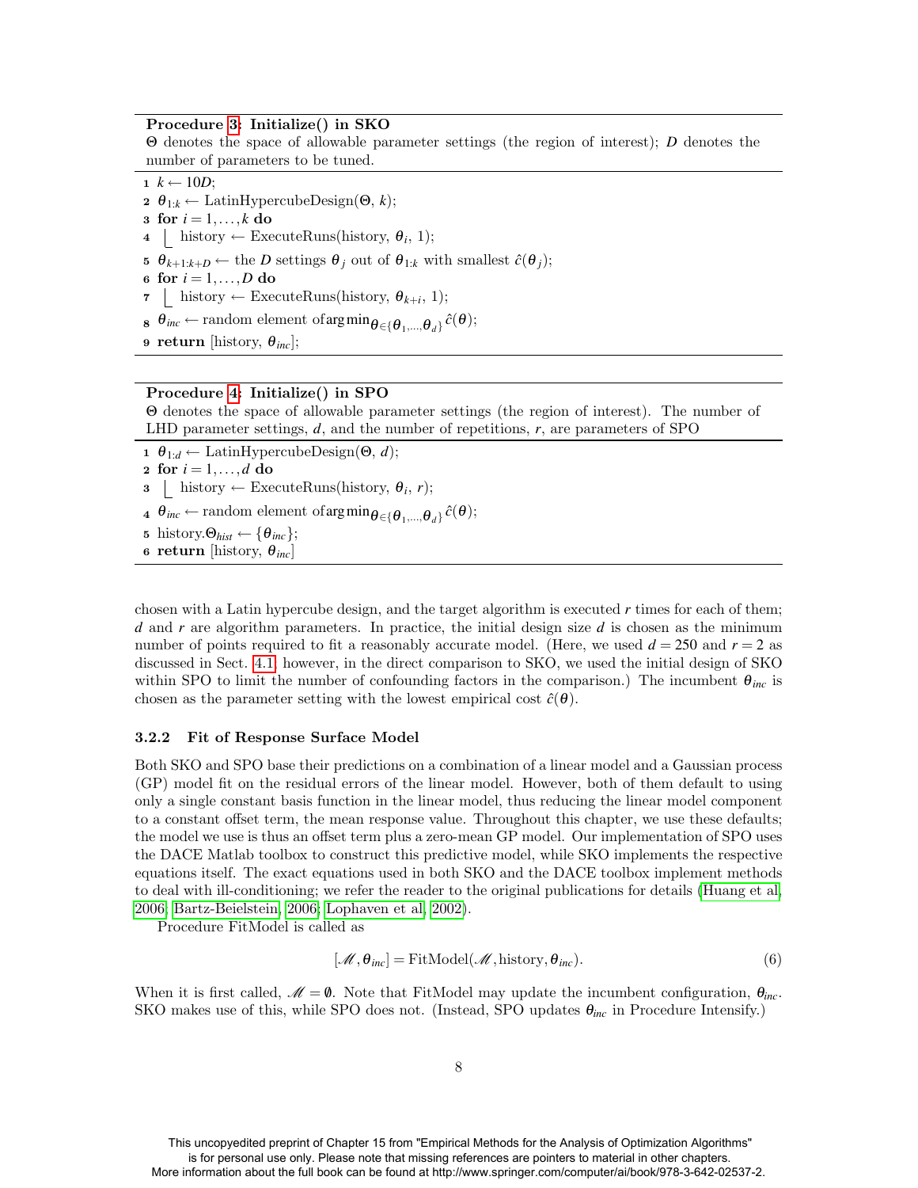**Procedure 3: Initialize() in SKO**
$\Theta$ denotes the space of allowable parameter settings (the region of interest); $D$ denotes the number of parameters to be tuned.

```
1 k ← 10D;
2 θ_{1:k} ← LatinHypercubeDesign(Θ, k);
3 for i = 1,...,k do
4   history ← ExecuteRuns(history, θ_i, 1);
5 θ_{k+1:k+D} ← the D settings θ_j out of θ_{1:k} with smallest ĉ(θ_j);
6 for i = 1,...,D do
7   history ← ExecuteRuns(history, θ_{k+i}, 1);
8 θ_inc ← random element of argmin_{θ∈{θ_1,...,θ_d}} ĉ(θ);
9 return [history, θ_inc];
```

**Procedure 4: Initialize() in SPO**
$\Theta$ denotes the space of allowable parameter settings (the region of interest). The number of LHD parameter settings, $d$, and the number of repetitions, $r$, are parameters of SPO

```
1 θ_{1:d} ← LatinHypercubeDesign(Θ, d);
2 for i = 1,...,d do
3   history ← ExecuteRuns(history, θ_i, r);
4 θ_inc ← random element of argmin_{θ∈{θ_1,...,θ_d}} ĉ(θ);
5 history.Θ_hist ← {θ_inc};
6 return [history, θ_inc]
```

chosen with a Latin hypercube design, and the target algorithm is executed $r$ times for each of them; $d$ and $r$ are algorithm parameters. In practice, the initial design size $d$ is chosen as the minimum number of points required to fit a reasonably accurate model. (Here, we used $d = 250$ and $r = 2$ as discussed in Sect. 4.1; however, in the direct comparison to SKO, we used the initial design of SKO within SPO to limit the number of confounding factors in the comparison.) The incumbent $\theta_{inc}$ is chosen as the parameter setting with the lowest empirical cost $\hat{c}(\theta)$.

### 3.2.2 Fit of Response Surface Model

Both SKO and SPO base their predictions on a combination of a linear model and a Gaussian process (GP) model fit on the residual errors of the linear model. However, both of them default to using only a single constant basis function in the linear model, thus reducing the linear model component to a constant offset term, the mean response value. Throughout this chapter, we use these defaults; the model we use is thus an offset term plus a zero-mean GP model. Our implementation of SPO uses the DACE Matlab toolbox to construct this predictive model, while SKO implements the respective equations itself. The exact equations used in both SKO and the DACE toolbox implement methods to deal with ill-conditioning; we refer the reader to the original publications for details (Huang et al, 2006; Bartz-Beielstein, 2006; Lophaven et al, 2002).

Procedure FitModel is called as

$$[\mathscr{M}, \theta_{inc}] = \text{FitModel}(\mathscr{M}, \text{history}, \theta_{inc}). \tag{6}$$

When it is first called, $\mathscr{M} = \emptyset$. Note that FitModel may update the incumbent configuration, $\theta_{inc}$. SKO makes use of this, while SPO does not. (Instead, SPO updates $\theta_{inc}$ in Procedure Intensify.)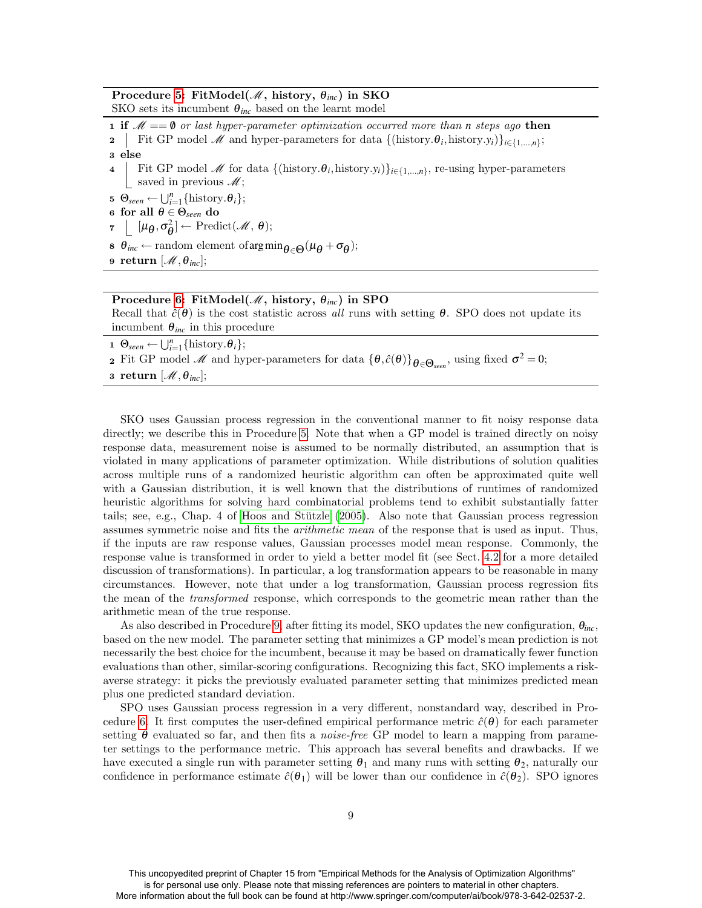**Procedure 5: FitModel($\mathscr{M}$, history, $\theta_{inc}$) in SKO**
SKO sets its incumbent $\theta_{inc}$ based on the learnt model

```
1 if M == ∅ or last hyper-parameter optimization occurred more than n steps ago then
2 |  Fit GP model M and hyper-parameters for data {(history.θ_i, history.y_i)}_{i∈{1,...,n}};
3 else
4 |  Fit GP model M for data {(history.θ_i, history.y_i)}_{i∈{1,...,n}}, re-using hyper-parameters
  |  saved in previous M;
5 Θ_seen ← ⋃_{i=1}^{n} {history.θ_i};
6 for all θ ∈ Θ_seen do
7 |  [μ_θ, σ_θ^2] ← Predict(M, θ);
8 θ_inc ← random element of argmin_{θ∈Θ}(μ_θ + σ_θ);
9 return [M, θ_inc];
```

**Procedure 6: FitModel($\mathscr{M}$, history, $\theta_{inc}$) in SPO**
Recall that $\hat{c}(\theta)$ is the cost statistic across *all* runs with setting $\theta$. SPO does not update its incumbent $\theta_{inc}$ in this procedure

```
1 Θ_seen ← ⋃_{i=1}^{n} {history.θ_i};
2 Fit GP model M and hyper-parameters for data {θ, ĉ(θ)}_{θ∈Θ_seen}, using fixed σ^2 = 0;
3 return [M, θ_inc];
```

SKO uses Gaussian process regression in the conventional manner to fit noisy response data directly; we describe this in Procedure 5. Note that when a GP model is trained directly on noisy response data, measurement noise is assumed to be normally distributed, an assumption that is violated in many applications of parameter optimization. While distributions of solution qualities across multiple runs of a randomized heuristic algorithm can often be approximated quite well with a Gaussian distribution, it is well known that the distributions of runtimes of randomized heuristic algorithms for solving hard combinatorial problems tend to exhibit substantially fatter tails; see, e.g., Chap. 4 of Hoos and Stützle (2005). Also note that Gaussian process regression assumes symmetric noise and fits the *arithmetic mean* of the response that is used as input. Thus, if the inputs are raw response values, Gaussian processes model mean response. Commonly, the response value is transformed in order to yield a better model fit (see Sect. 4.2 for a more detailed discussion of transformations). In particular, a log transformation appears to be reasonable in many circumstances. However, note that under a log transformation, Gaussian process regression fits the mean of the *transformed* response, which corresponds to the geometric mean rather than the arithmetic mean of the true response.

As also described in Procedure 9, after fitting its model, SKO updates the new configuration, $\theta_{inc}$, based on the new model. The parameter setting that minimizes a GP model's mean prediction is not necessarily the best choice for the incumbent, because it may be based on dramatically fewer function evaluations than other, similar-scoring configurations. Recognizing this fact, SKO implements a risk-averse strategy: it picks the previously evaluated parameter setting that minimizes predicted mean plus one predicted standard deviation.

SPO uses Gaussian process regression in a very different, nonstandard way, described in Procedure 6. It first computes the user-defined empirical performance metric $\hat{c}(\theta)$ for each parameter setting $\theta$ evaluated so far, and then fits a *noise-free* GP model to learn a mapping from parameter settings to the performance metric. This approach has several benefits and drawbacks. If we have executed a single run with parameter setting $\theta_1$ and many runs with setting $\theta_2$, naturally our confidence in performance estimate $\hat{c}(\theta_1)$ will be lower than our confidence in $\hat{c}(\theta_2)$. SPO ignores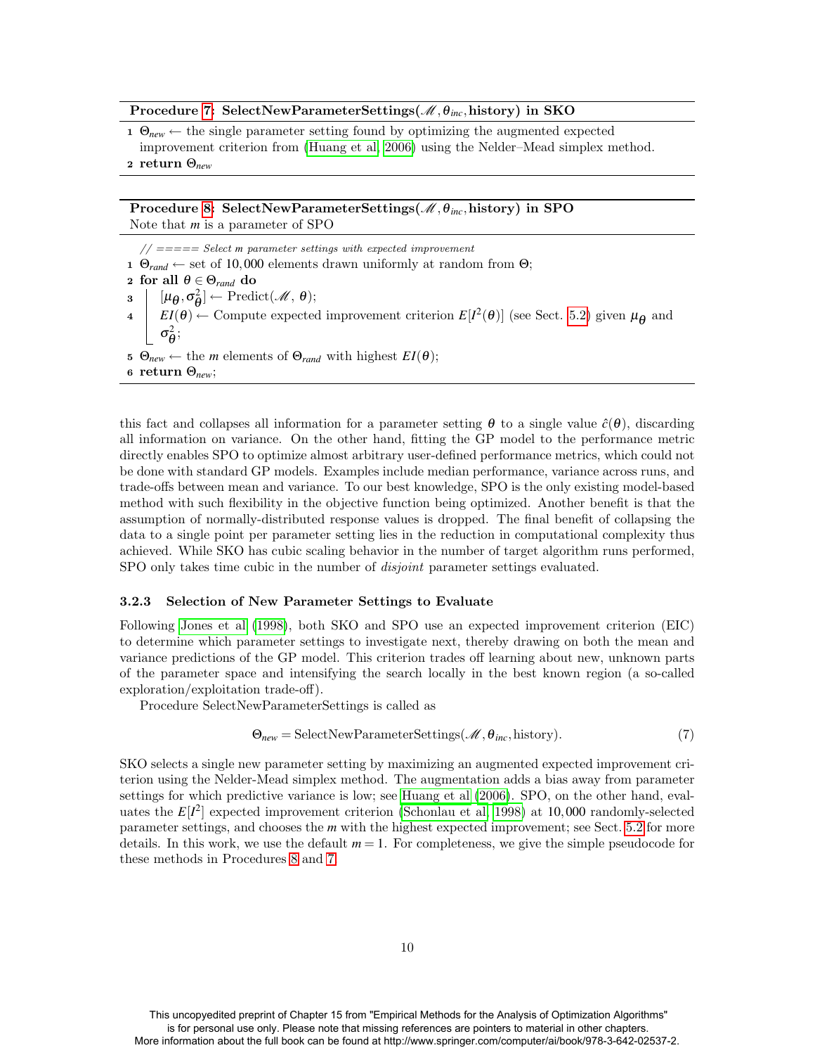**Procedure 7: SelectNewParameterSettings($\mathscr{M}, \theta_{inc}$, history) in SKO**

```
1 Θ_new ← the single parameter setting found by optimizing the augmented expected
  improvement criterion from (Huang et al, 2006) using the Nelder–Mead simplex method.
2 return Θ_new
```

**Procedure 8: SelectNewParameterSettings($\mathscr{M}, \theta_{inc}$, history) in SPO**
Note that $m$ is a parameter of SPO

```
  // ===== Select m parameter settings with expected improvement
1 Θ_rand ← set of 10,000 elements drawn uniformly at random from Θ;
2 for all θ ∈ Θ_rand do
3     [μ_θ, σ²_θ] ← Predict(M, θ);
4     EI(θ) ← Compute expected improvement criterion E[I²(θ)] (see Sect. 5.2) given μ_θ and
      σ²_θ;
5 Θ_new ← the m elements of Θ_rand with highest EI(θ);
6 return Θ_new;
```

this fact and collapses all information for a parameter setting $\theta$ to a single value $\hat{c}(\theta)$, discarding all information on variance. On the other hand, fitting the GP model to the performance metric directly enables SPO to optimize almost arbitrary user-defined performance metrics, which could not be done with standard GP models. Examples include median performance, variance across runs, and trade-offs between mean and variance. To our best knowledge, SPO is the only existing model-based method with such flexibility in the objective function being optimized. Another benefit is that the assumption of normally-distributed response values is dropped. The final benefit of collapsing the data to a single point per parameter setting lies in the reduction in computational complexity thus achieved. While SKO has cubic scaling behavior in the number of target algorithm runs performed, SPO only takes time cubic in the number of *disjoint* parameter settings evaluated.

### 3.2.3 Selection of New Parameter Settings to Evaluate

Following Jones et al (1998), both SKO and SPO use an expected improvement criterion (EIC) to determine which parameter settings to investigate next, thereby drawing on both the mean and variance predictions of the GP model. This criterion trades off learning about new, unknown parts of the parameter space and intensifying the search locally in the best known region (a so-called exploration/exploitation trade-off).

Procedure SelectNewParameterSettings is called as

$$\Theta_{new} = \text{SelectNewParameterSettings}(\mathscr{M}, \theta_{inc}, \text{history}). \tag{7}$$

SKO selects a single new parameter setting by maximizing an augmented expected improvement criterion using the Nelder-Mead simplex method. The augmentation adds a bias away from parameter settings for which predictive variance is low; see Huang et al (2006). SPO, on the other hand, evaluates the $E[I^2]$ expected improvement criterion (Schonlau et al, 1998) at 10,000 randomly-selected parameter settings, and chooses the $m$ with the highest expected improvement; see Sect. 5.2 for more details. In this work, we use the default $m = 1$. For completeness, we give the simple pseudocode for these methods in Procedures 8 and 7.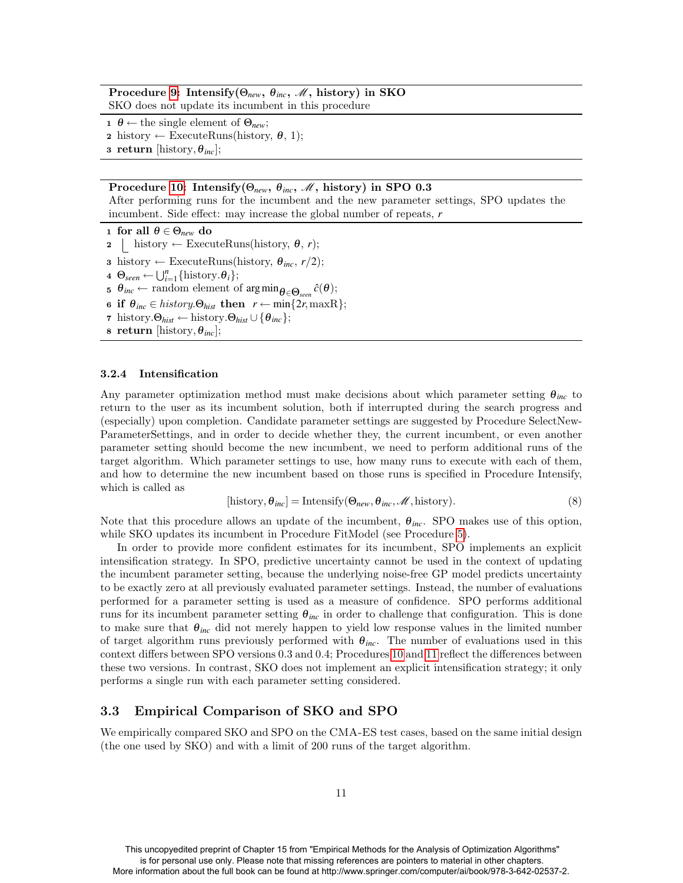**Procedure 9: Intensify($\Theta_{new}$, $\theta_{inc}$, $\mathcal{M}$, history) in SKO**
SKO does not update its incumbent in this procedure

```
1 θ ← the single element of Θ_new;
2 history ← ExecuteRuns(history, θ, 1);
3 return [history, θ_inc];
```

**Procedure 10: Intensify($\Theta_{new}$, $\theta_{inc}$, $\mathcal{M}$, history) in SPO 0.3**
After performing runs for the incumbent and the new parameter settings, SPO updates the incumbent. Side effect: may increase the global number of repeats, $r$

```
1 for all θ ∈ Θ_new do
2   history ← ExecuteRuns(history, θ, r);
3 history ← ExecuteRuns(history, θ_inc, r/2);
4 Θ_seen ← ∪_{i=1}^{n} {history.θ_i};
5 θ_inc ← random element of argmin_{θ∈Θ_seen} ĉ(θ);
6 if θ_inc ∈ history.Θ_hist then r ← min{2r, maxR};
7 history.Θ_hist ← history.Θ_hist ∪ {θ_inc};
8 return [history, θ_inc];
```

### 3.2.4 Intensification

Any parameter optimization method must make decisions about which parameter setting $\theta_{inc}$ to return to the user as its incumbent solution, both if interrupted during the search progress and (especially) upon completion. Candidate parameter settings are suggested by Procedure SelectNewParameterSettings, and in order to decide whether they, the current incumbent, or even another parameter setting should become the new incumbent, we need to perform additional runs of the target algorithm. Which parameter settings to use, how many runs to execute with each of them, and how to determine the new incumbent based on those runs is specified in Procedure Intensify, which is called as

$$[\text{history}, \theta_{inc}] = \text{Intensify}(\Theta_{new}, \theta_{inc}, \mathcal{M}, \text{history}). \tag{8}$$

Note that this procedure allows an update of the incumbent, $\theta_{inc}$. SPO makes use of this option, while SKO updates its incumbent in Procedure FitModel (see Procedure 5).

In order to provide more confident estimates for its incumbent, SPO implements an explicit intensification strategy. In SPO, predictive uncertainty cannot be used in the context of updating the incumbent parameter setting, because the underlying noise-free GP model predicts uncertainty to be exactly zero at all previously evaluated parameter settings. Instead, the number of evaluations performed for a parameter setting is used as a measure of confidence. SPO performs additional runs for its incumbent parameter setting $\theta_{inc}$ in order to challenge that configuration. This is done to make sure that $\theta_{inc}$ did not merely happen to yield low response values in the limited number of target algorithm runs previously performed with $\theta_{inc}$. The number of evaluations used in this context differs between SPO versions 0.3 and 0.4; Procedures 10 and 11 reflect the differences between these two versions. In contrast, SKO does not implement an explicit intensification strategy; it only performs a single run with each parameter setting considered.

## 3.3 Empirical Comparison of SKO and SPO

We empirically compared SKO and SPO on the CMA-ES test cases, based on the same initial design (the one used by SKO) and with a limit of 200 runs of the target algorithm.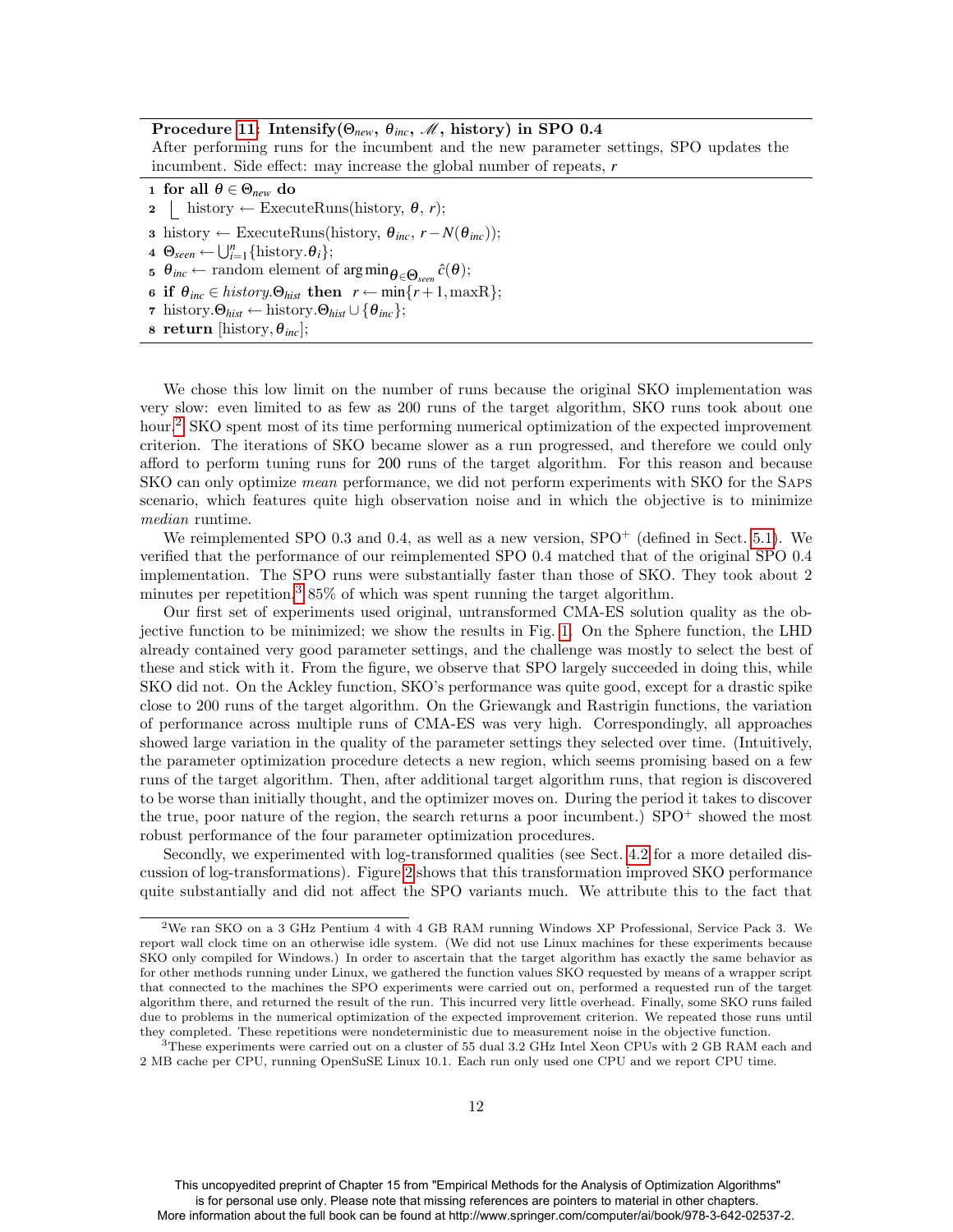**Procedure 11: Intensify($\Theta_{new}$, $\theta_{inc}$, $\mathscr{M}$, history) in SPO 0.4**

After performing runs for the incumbent and the new parameter settings, SPO updates the incumbent. Side effect: may increase the global number of repeats, $r$

```
1 for all θ ∈ Θ_new do
2     history ← ExecuteRuns(history, θ, r);
3 history ← ExecuteRuns(history, θ_inc, r − N(θ_inc));
4 Θ_seen ← ⋃_{i=1}^{n} {history.θ_i};
5 θ_inc ← random element of argmin_{θ∈Θ_seen} ĉ(θ);
6 if θ_inc ∈ history.Θ_hist then r ← min{r+1, maxR};
7 history.Θ_hist ← history.Θ_hist ∪ {θ_inc};
8 return [history, θ_inc];
```

We chose this low limit on the number of runs because the original SKO implementation was very slow: even limited to as few as 200 runs of the target algorithm, SKO runs took about one hour.[2] SKO spent most of its time performing numerical optimization of the expected improvement criterion. The iterations of SKO became slower as a run progressed, and therefore we could only afford to perform tuning runs for 200 runs of the target algorithm. For this reason and because SKO can only optimize *mean* performance, we did not perform experiments with SKO for the SAPS scenario, which features quite high observation noise and in which the objective is to minimize *median* runtime.

We reimplemented SPO 0.3 and 0.4, as well as a new version, SPO$^+$ (defined in Sect. 5.1). We verified that the performance of our reimplemented SPO 0.4 matched that of the original SPO 0.4 implementation. The SPO runs were substantially faster than those of SKO. They took about 2 minutes per repetition,[3] 85% of which was spent running the target algorithm.

Our first set of experiments used original, untransformed CMA-ES solution quality as the objective function to be minimized; we show the results in Fig. 1. On the Sphere function, the LHD already contained very good parameter settings, and the challenge was mostly to select the best of these and stick with it. From the figure, we observe that SPO largely succeeded in doing this, while SKO did not. On the Ackley function, SKO's performance was quite good, except for a drastic spike close to 200 runs of the target algorithm. On the Griewangk and Rastrigin functions, the variation of performance across multiple runs of CMA-ES was very high. Correspondingly, all approaches showed large variation in the quality of the parameter settings they selected over time. (Intuitively, the parameter optimization procedure detects a new region, which seems promising based on a few runs of the target algorithm. Then, after additional target algorithm runs, that region is discovered to be worse than initially thought, and the optimizer moves on. During the period it takes to discover the true, poor nature of the region, the search returns a poor incumbent.) SPO$^+$ showed the most robust performance of the four parameter optimization procedures.

Secondly, we experimented with log-transformed qualities (see Sect. 4.2 for a more detailed discussion of log-transformations). Figure 2 shows that this transformation improved SKO performance quite substantially and did not affect the SPO variants much. We attribute this to the fact that

[2] We ran SKO on a 3 GHz Pentium 4 with 4 GB RAM running Windows XP Professional, Service Pack 3. We report wall clock time on an otherwise idle system. (We did not use Linux machines for these experiments because SKO only compiled for Windows.) In order to ascertain that the target algorithm has exactly the same behavior as for other methods running under Linux, we gathered the function values SKO requested by means of a wrapper script that connected to the machines the SPO experiments were carried out on, performed a requested run of the target algorithm there, and returned the result of the run. This incurred very little overhead. Finally, some SKO runs failed due to problems in the numerical optimization of the expected improvement criterion. We repeated those runs until they completed. These repetitions were nondeterministic due to measurement noise in the objective function.

[3] These experiments were carried out on a cluster of 55 dual 3.2 GHz Intel Xeon CPUs with 2 GB RAM each and 2 MB cache per CPU, running OpenSuSE Linux 10.1. Each run only used one CPU and we report CPU time.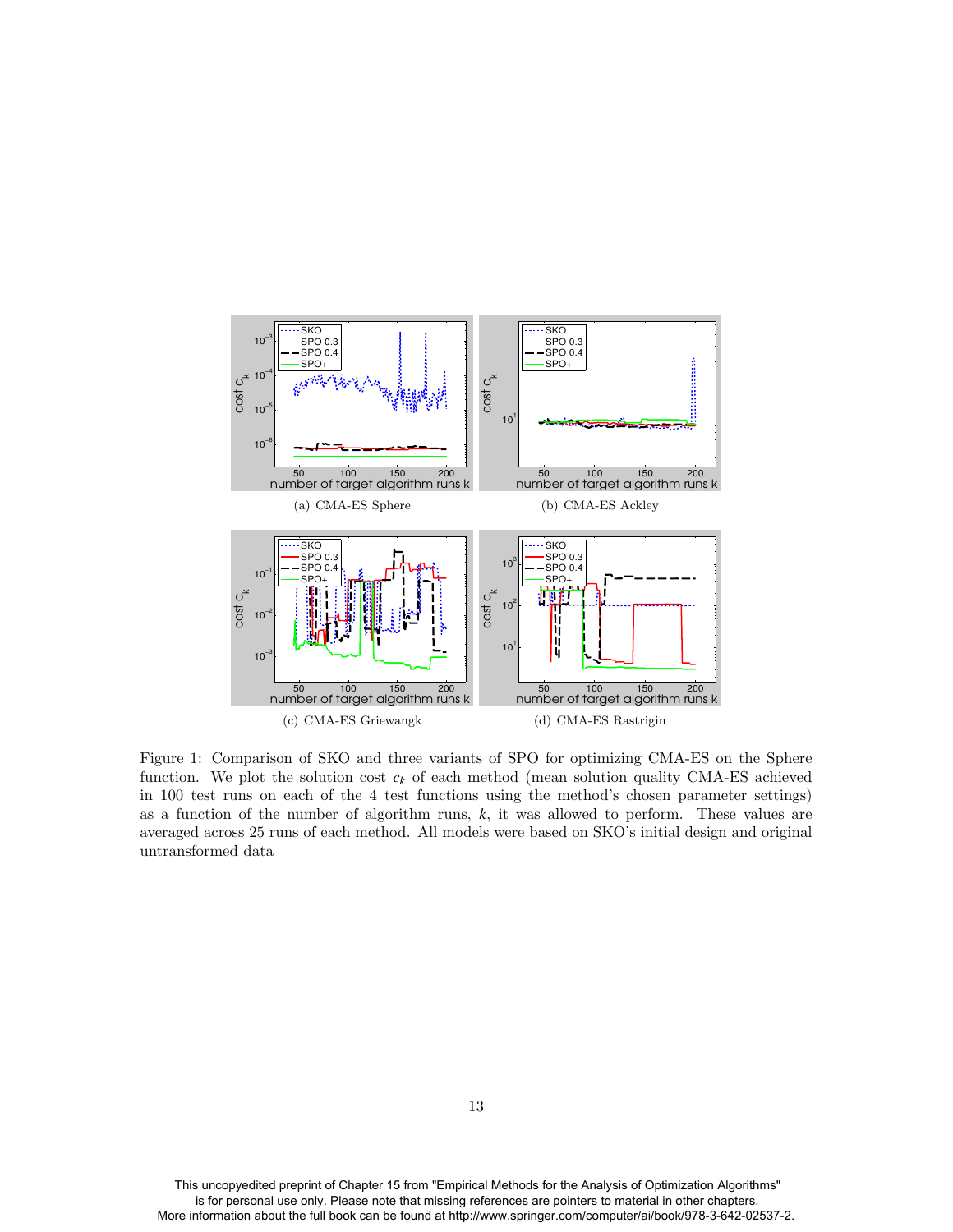(a) CMA-ES Sphere

(b) CMA-ES Ackley

(c) CMA-ES Griewangk

(d) CMA-ES Rastrigin

Figure 1: Comparison of SKO and three variants of SPO for optimizing CMA-ES on the Sphere function. We plot the solution cost $c_k$ of each method (mean solution quality CMA-ES achieved in 100 test runs on each of the 4 test functions using the method's chosen parameter settings) as a function of the number of algorithm runs, $k$, it was allowed to perform. These values are averaged across 25 runs of each method. All models were based on SKO's initial design and original untransformed data

This uncopyedited preprint of Chapter 15 from "Empirical Methods for the Analysis of Optimization Algorithms" is for personal use only. Please note that missing references are pointers to material in other chapters. More information about the full book can be found at http://www.springer.com/computer/ai/book/978-3-642-02537-2.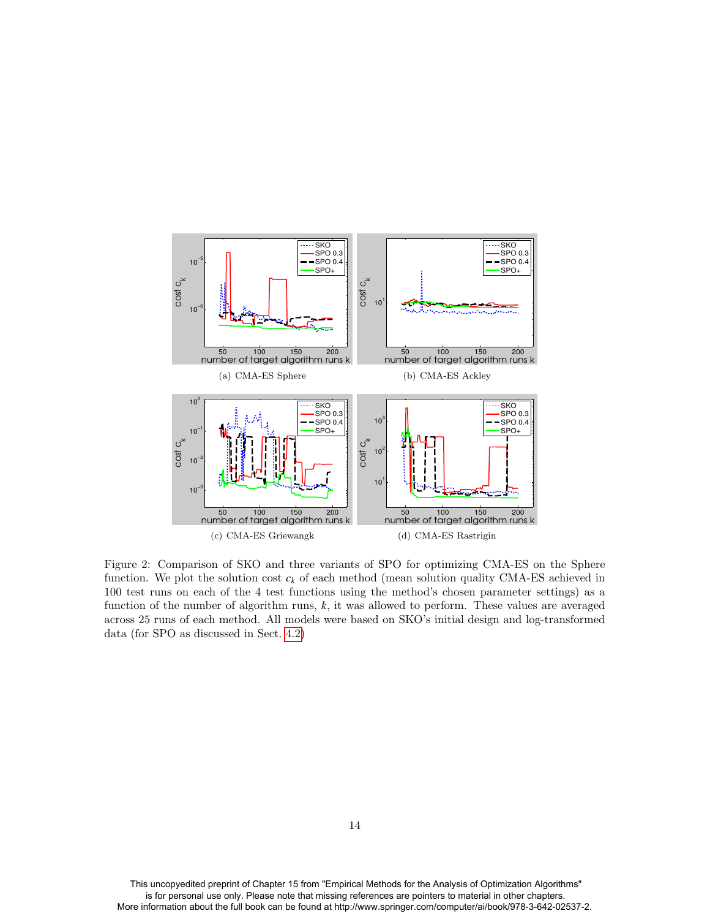(a) CMA-ES Sphere

(b) CMA-ES Ackley

(c) CMA-ES Griewangk

(d) CMA-ES Rastrigin

Figure 2: Comparison of SKO and three variants of SPO for optimizing CMA-ES on the Sphere function. We plot the solution cost $c_k$ of each method (mean solution quality CMA-ES achieved in 100 test runs on each of the 4 test functions using the method's chosen parameter settings) as a function of the number of algorithm runs, $k$, it was allowed to perform. These values are averaged across 25 runs of each method. All models were based on SKO's initial design and log-transformed data (for SPO as discussed in Sect. 4.2)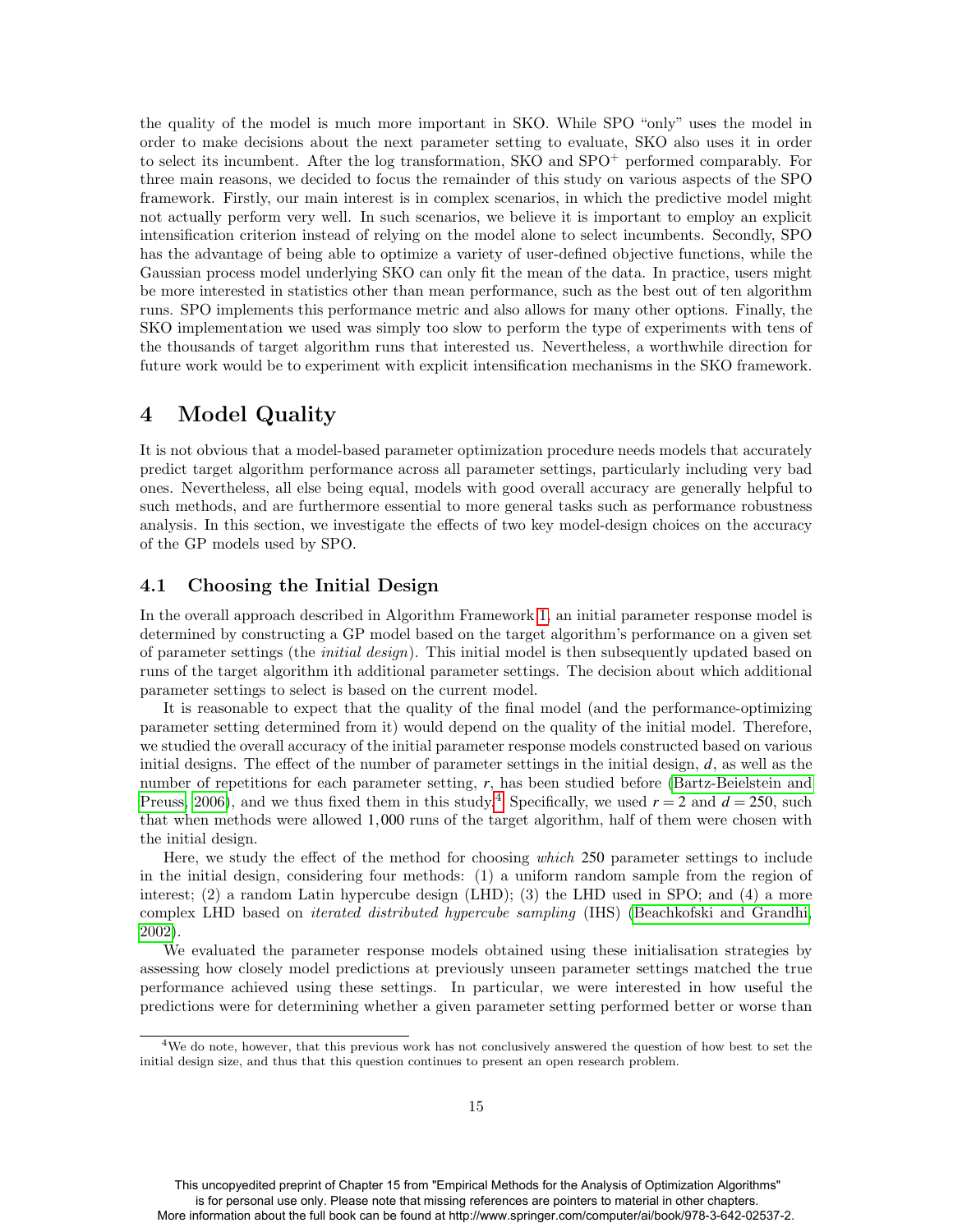the quality of the model is much more important in SKO. While SPO "only" uses the model in order to make decisions about the next parameter setting to evaluate, SKO also uses it in order to select its incumbent. After the log transformation, SKO and SPO$^+$ performed comparably. For three main reasons, we decided to focus the remainder of this study on various aspects of the SPO framework. Firstly, our main interest is in complex scenarios, in which the predictive model might not actually perform very well. In such scenarios, we believe it is important to employ an explicit intensification criterion instead of relying on the model alone to select incumbents. Secondly, SPO has the advantage of being able to optimize a variety of user-defined objective functions, while the Gaussian process model underlying SKO can only fit the mean of the data. In practice, users might be more interested in statistics other than mean performance, such as the best out of ten algorithm runs. SPO implements this performance metric and also allows for many other options. Finally, the SKO implementation we used was simply too slow to perform the type of experiments with tens of the thousands of target algorithm runs that interested us. Nevertheless, a worthwhile direction for future work would be to experiment with explicit intensification mechanisms in the SKO framework.

# 4 Model Quality

It is not obvious that a model-based parameter optimization procedure needs models that accurately predict target algorithm performance across all parameter settings, particularly including very bad ones. Nevertheless, all else being equal, models with good overall accuracy are generally helpful to such methods, and are furthermore essential to more general tasks such as performance robustness analysis. In this section, we investigate the effects of two key model-design choices on the accuracy of the GP models used by SPO.

## 4.1 Choosing the Initial Design

In the overall approach described in Algorithm Framework 1, an initial parameter response model is determined by constructing a GP model based on the target algorithm's performance on a given set of parameter settings (the *initial design*). This initial model is then subsequently updated based on runs of the target algorithm ith additional parameter settings. The decision about which additional parameter settings to select is based on the current model.

It is reasonable to expect that the quality of the final model (and the performance-optimizing parameter setting determined from it) would depend on the quality of the initial model. Therefore, we studied the overall accuracy of the initial parameter response models constructed based on various initial designs. The effect of the number of parameter settings in the initial design, $d$, as well as the number of repetitions for each parameter setting, $r$, has been studied before (Bartz-Beielstein and Preuss, 2006), and we thus fixed them in this study.[4] Specifically, we used $r = 2$ and $d = 250$, such that when methods were allowed 1,000 runs of the target algorithm, half of them were chosen with the initial design.

Here, we study the effect of the method for choosing *which* 250 parameter settings to include in the initial design, considering four methods: (1) a uniform random sample from the region of interest; (2) a random Latin hypercube design (LHD); (3) the LHD used in SPO; and (4) a more complex LHD based on *iterated distributed hypercube sampling* (IHS) (Beachkofski and Grandhi, 2002).

We evaluated the parameter response models obtained using these initialisation strategies by assessing how closely model predictions at previously unseen parameter settings matched the true performance achieved using these settings. In particular, we were interested in how useful the predictions were for determining whether a given parameter setting performed better or worse than

[4] We do note, however, that this previous work has not conclusively answered the question of how best to set the initial design size, and thus that this question continues to present an open research problem.

This uncopyedited preprint of Chapter 15 from "Empirical Methods for the Analysis of Optimization Algorithms" is for personal use only. Please note that missing references are pointers to material in other chapters. More information about the full book can be found at http://www.springer.com/computer/ai/book/978-3-642-02537-2.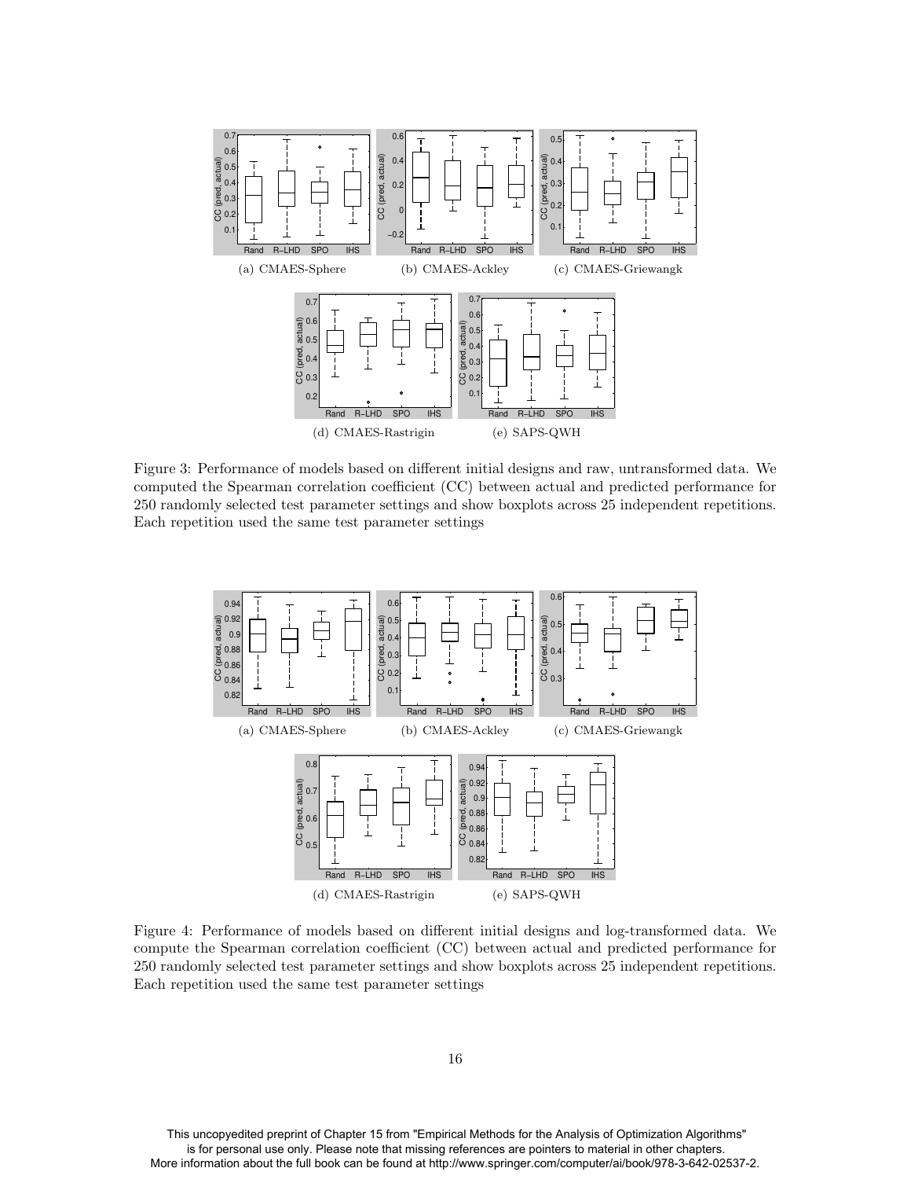(a) CMAES-Sphere

(b) CMAES-Ackley

(c) CMAES-Griewangk

(d) CMAES-Rastrigin

(e) SAPS-QWH

Figure 3: Performance of models based on different initial designs and raw, untransformed data. We computed the Spearman correlation coefficient (CC) between actual and predicted performance for 250 randomly selected test parameter settings and show boxplots across 25 independent repetitions. Each repetition used the same test parameter settings

(a) CMAES-Sphere

(b) CMAES-Ackley

(c) CMAES-Griewangk

(d) CMAES-Rastrigin

(e) SAPS-QWH

Figure 4: Performance of models based on different initial designs and log-transformed data. We compute the Spearman correlation coefficient (CC) between actual and predicted performance for 250 randomly selected test parameter settings and show boxplots across 25 independent repetitions. Each repetition used the same test parameter settings

This uncopyedited preprint of Chapter 15 from "Empirical Methods for the Analysis of Optimization Algorithms" is for personal use only. Please note that missing references are pointers to material in other chapters. More information about the full book can be found at http://www.springer.com/computer/ai/book/978-3-642-02537-2.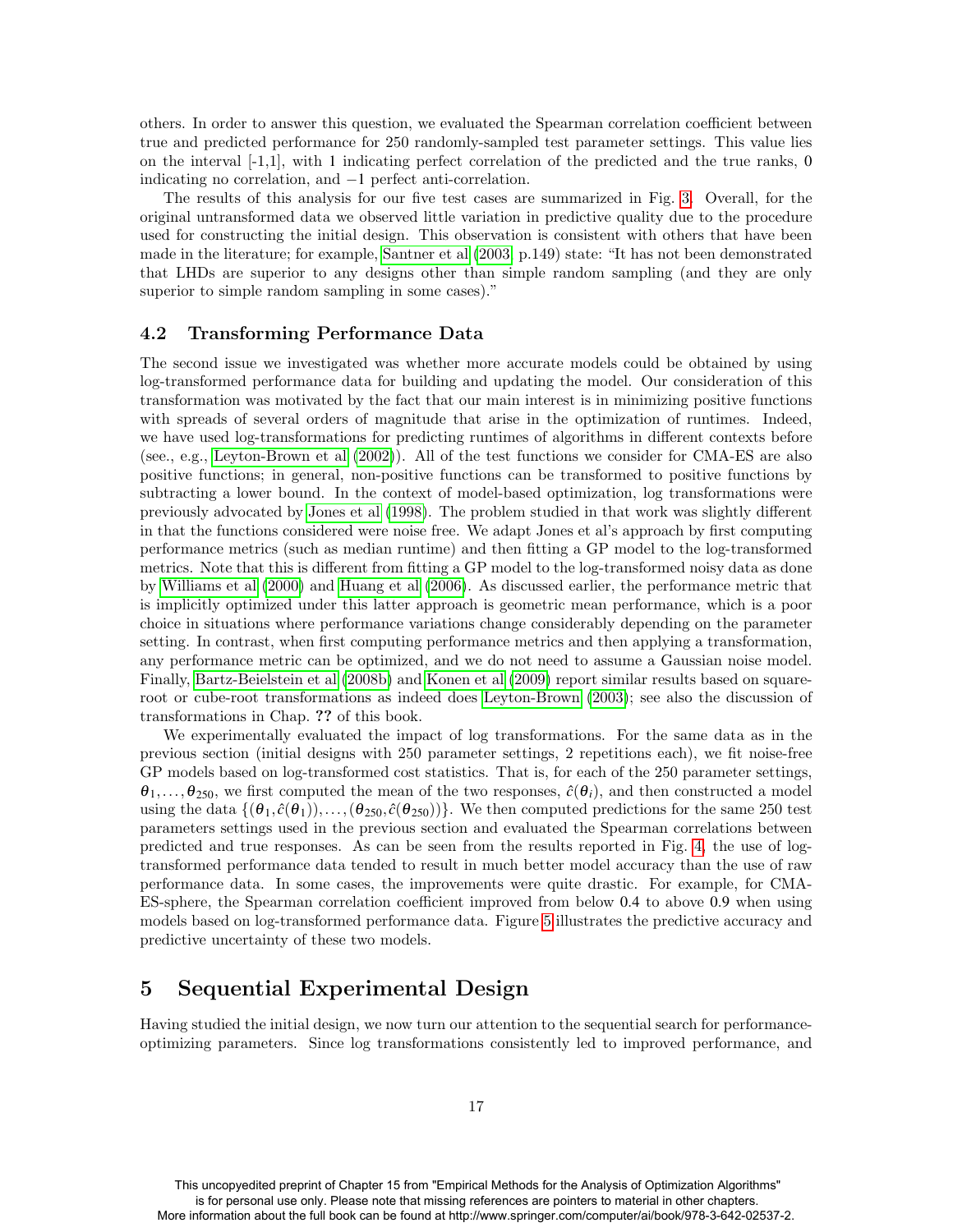others. In order to answer this question, we evaluated the Spearman correlation coefficient between true and predicted performance for 250 randomly-sampled test parameter settings. This value lies on the interval [-1,1], with 1 indicating perfect correlation of the predicted and the true ranks, 0 indicating no correlation, and −1 perfect anti-correlation.

The results of this analysis for our five test cases are summarized in Fig. 3. Overall, for the original untransformed data we observed little variation in predictive quality due to the procedure used for constructing the initial design. This observation is consistent with others that have been made in the literature; for example, Santner et al (2003, p.149) state: "It has not been demonstrated that LHDs are superior to any designs other than simple random sampling (and they are only superior to simple random sampling in some cases)."

### 4.2 Transforming Performance Data

The second issue we investigated was whether more accurate models could be obtained by using log-transformed performance data for building and updating the model. Our consideration of this transformation was motivated by the fact that our main interest is in minimizing positive functions with spreads of several orders of magnitude that arise in the optimization of runtimes. Indeed, we have used log-transformations for predicting runtimes of algorithms in different contexts before (see, e.g., Leyton-Brown et al (2002)). All of the test functions we consider for CMA-ES are also positive functions; in general, non-positive functions can be transformed to positive functions by subtracting a lower bound. In the context of model-based optimization, log transformations were previously advocated by Jones et al (1998). The problem studied in that work was slightly different in that the functions considered were noise free. We adapt Jones et al's approach by first computing performance metrics (such as median runtime) and then fitting a GP model to the log-transformed metrics. Note that this is different from fitting a GP model to the log-transformed noisy data as done by Williams et al (2000) and Huang et al (2006). As discussed earlier, the performance metric that is implicitly optimized under this latter approach is geometric mean performance, which is a poor choice in situations where performance variations change considerably depending on the parameter setting. In contrast, when first computing performance metrics and then applying a transformation, any performance metric can be optimized, and we do not need to assume a Gaussian noise model. Finally, Bartz-Beielstein et al (2008b) and Konen et al (2009) report similar results based on square-root or cube-root transformations as indeed does Leyton-Brown (2003); see also the discussion of transformations in Chap. **??** of this book.

We experimentally evaluated the impact of log transformations. For the same data as in the previous section (initial designs with 250 parameter settings, 2 repetitions each), we fit noise-free GP models based on log-transformed cost statistics. That is, for each of the 250 parameter settings, $\boldsymbol{\theta}_1, \ldots, \boldsymbol{\theta}_{250}$, we first computed the mean of the two responses, $\hat{c}(\boldsymbol{\theta}_i)$, and then constructed a model using the data $\{(\boldsymbol{\theta}_1, \hat{c}(\boldsymbol{\theta}_1)), \ldots, (\boldsymbol{\theta}_{250}, \hat{c}(\boldsymbol{\theta}_{250}))\}$. We then computed predictions for the same 250 test parameters settings used in the previous section and evaluated the Spearman correlations between predicted and true responses. As can be seen from the results reported in Fig. 4, the use of log-transformed performance data tended to result in much better model accuracy than the use of raw performance data. In some cases, the improvements were quite drastic. For example, for CMA-ES-sphere, the Spearman correlation coefficient improved from below 0.4 to above 0.9 when using models based on log-transformed performance data. Figure 5 illustrates the predictive accuracy and predictive uncertainty of these two models.

## 5 Sequential Experimental Design

Having studied the initial design, we now turn our attention to the sequential search for performance-optimizing parameters. Since log transformations consistently led to improved performance, and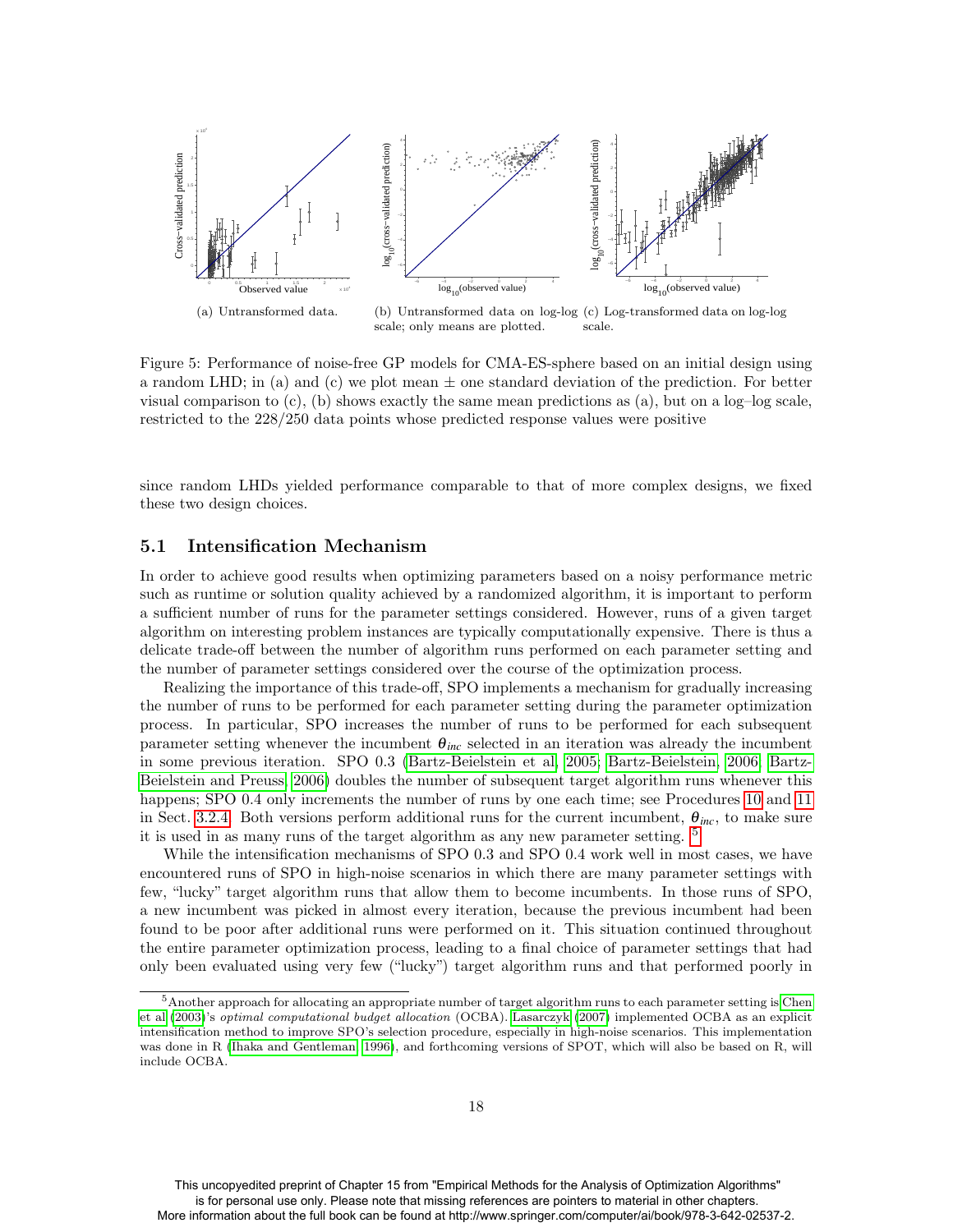(a) Untransformed data.

(b) Untransformed data on log-log scale; only means are plotted.

(c) Log-transformed data on log-log scale.

Figure 5: Performance of noise-free GP models for CMA-ES-sphere based on an initial design using a random LHD; in (a) and (c) we plot mean ± one standard deviation of the prediction. For better visual comparison to (c), (b) shows exactly the same mean predictions as (a), but on a log–log scale, restricted to the 228/250 data points whose predicted response values were positive

since random LHDs yielded performance comparable to that of more complex designs, we fixed these two design choices.

## 5.1 Intensification Mechanism

In order to achieve good results when optimizing parameters based on a noisy performance metric such as runtime or solution quality achieved by a randomized algorithm, it is important to perform a sufficient number of runs for the parameter settings considered. However, runs of a given target algorithm on interesting problem instances are typically computationally expensive. There is thus a delicate trade-off between the number of algorithm runs performed on each parameter setting and the number of parameter settings considered over the course of the optimization process.

Realizing the importance of this trade-off, SPO implements a mechanism for gradually increasing the number of runs to be performed for each parameter setting during the parameter optimization process. In particular, SPO increases the number of runs to be performed for each subsequent parameter setting whenever the incumbent $\boldsymbol{\theta}_{inc}$ selected in an iteration was already the incumbent in some previous iteration. SPO 0.3 (Bartz-Beielstein et al, 2005; Bartz-Beielstein, 2006; Bartz-Beielstein and Preuss, 2006) doubles the number of subsequent target algorithm runs whenever this happens; SPO 0.4 only increments the number of runs by one each time; see Procedures 10 and 11 in Sect. 3.2.4. Both versions perform additional runs for the current incumbent, $\boldsymbol{\theta}_{inc}$, to make sure it is used in as many runs of the target algorithm as any new parameter setting. [5]

While the intensification mechanisms of SPO 0.3 and SPO 0.4 work well in most cases, we have encountered runs of SPO in high-noise scenarios in which there are many parameter settings with few, "lucky" target algorithm runs that allow them to become incumbents. In those runs of SPO, a new incumbent was picked in almost every iteration, because the previous incumbent had been found to be poor after additional runs were performed on it. This situation continued throughout the entire parameter optimization process, leading to a final choice of parameter settings that had only been evaluated using very few ("lucky") target algorithm runs and that performed poorly in

[5] Another approach for allocating an appropriate number of target algorithm runs to each parameter setting is Chen et al (2003)'s *optimal computational budget allocation* (OCBA). Lasarczyk (2007) implemented OCBA as an explicit intensification method to improve SPO's selection procedure, especially in high-noise scenarios. This implementation was done in R (Ihaka and Gentleman, 1996), and forthcoming versions of SPOT, which will also be based on R, will include OCBA.

This uncopyedited preprint of Chapter 15 from "Empirical Methods for the Analysis of Optimization Algorithms" is for personal use only. Please note that missing references are pointers to material in other chapters. More information about the full book can be found at http://www.springer.com/computer/ai/book/978-3-642-02537-2.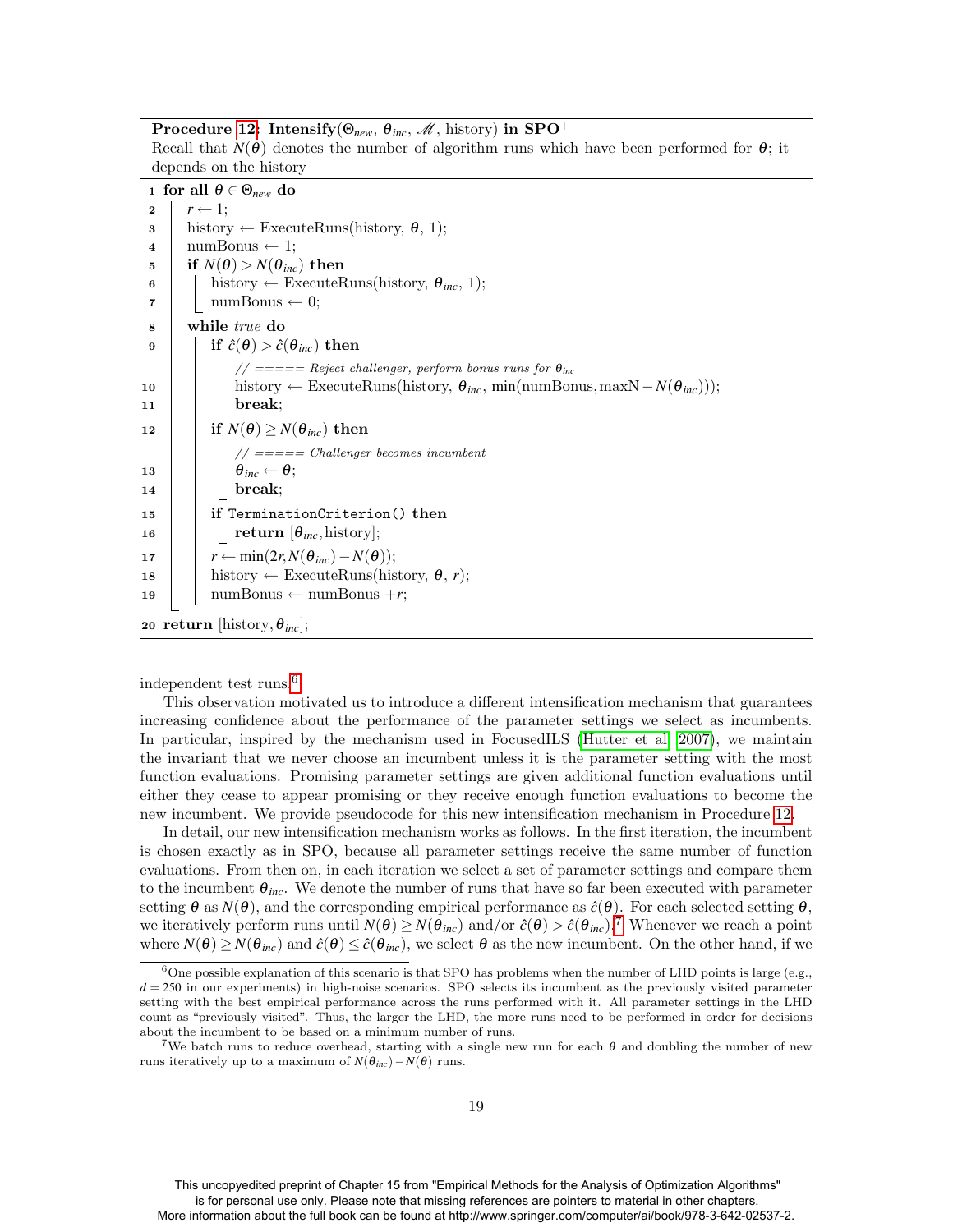**Procedure 12: Intensify($\Theta_{new}$, $\boldsymbol{\theta}_{inc}$, $\mathscr{M}$, history) in SPO$^+$**

Recall that $N(\boldsymbol{\theta})$ denotes the number of algorithm runs which have been performed for $\boldsymbol{\theta}$; it depends on the history

```
1  for all θ ∈ Θ_new do
2      r ← 1;
3      history ← ExecuteRuns(history, θ, 1);
4      numBonus ← 1;
5      if N(θ) > N(θ_inc) then
6          history ← ExecuteRuns(history, θ_inc, 1);
7          numBonus ← 0;
8      while true do
9          if ĉ(θ) > ĉ(θ_inc) then
               // ===== Reject challenger, perform bonus runs for θ_inc
10             history ← ExecuteRuns(history, θ_inc, min(numBonus, maxN − N(θ_inc)));
11             break;
12         if N(θ) ≥ N(θ_inc) then
               // ===== Challenger becomes incumbent
13             θ_inc ← θ;
14             break;
15         if TerminationCriterion() then
16             return [θ_inc, history];
17         r ← min(2r, N(θ_inc) − N(θ));
18         history ← ExecuteRuns(history, θ, r);
19         numBonus ← numBonus + r;
20 return [history, θ_inc];
```

independent test runs.[6]

This observation motivated us to introduce a different intensification mechanism that guarantees increasing confidence about the performance of the parameter settings we select as incumbents. In particular, inspired by the mechanism used in FocusedILS (Hutter et al, 2007), we maintain the invariant that we never choose an incumbent unless it is the parameter setting with the most function evaluations. Promising parameter settings are given additional function evaluations until either they cease to appear promising or they receive enough function evaluations to become the new incumbent. We provide pseudocode for this new intensification mechanism in Procedure 12.

In detail, our new intensification mechanism works as follows. In the first iteration, the incumbent is chosen exactly as in SPO, because all parameter settings receive the same number of function evaluations. From then on, in each iteration we select a set of parameter settings and compare them to the incumbent $\boldsymbol{\theta}_{inc}$. We denote the number of runs that have so far been executed with parameter setting $\boldsymbol{\theta}$ as $N(\boldsymbol{\theta})$, and the corresponding empirical performance as $\hat{c}(\boldsymbol{\theta})$. For each selected setting $\boldsymbol{\theta}$, we iteratively perform runs until $N(\boldsymbol{\theta}) \geq N(\boldsymbol{\theta}_{inc})$ and/or $\hat{c}(\boldsymbol{\theta}) > \hat{c}(\boldsymbol{\theta}_{inc})$.[7] Whenever we reach a point where $N(\boldsymbol{\theta}) \geq N(\boldsymbol{\theta}_{inc})$ and $\hat{c}(\boldsymbol{\theta}) \leq \hat{c}(\boldsymbol{\theta}_{inc})$, we select $\boldsymbol{\theta}$ as the new incumbent. On the other hand, if we

[6] One possible explanation of this scenario is that SPO has problems when the number of LHD points is large (e.g., $d = 250$ in our experiments) in high-noise scenarios. SPO selects its incumbent as the previously visited parameter setting with the best empirical performance across the runs performed with it. All parameter settings in the LHD count as "previously visited". Thus, the larger the LHD, the more runs need to be performed in order for decisions about the incumbent to be based on a minimum number of runs.

[7] We batch runs to reduce overhead, starting with a single new run for each $\boldsymbol{\theta}$ and doubling the number of new runs iteratively up to a maximum of $N(\boldsymbol{\theta}_{inc}) - N(\boldsymbol{\theta})$ runs.

This uncopyedited preprint of Chapter 15 from "Empirical Methods for the Analysis of Optimization Algorithms" is for personal use only. Please note that missing references are pointers to material in other chapters. More information about the full book can be found at http://www.springer.com/computer/ai/book/978-3-642-02537-2.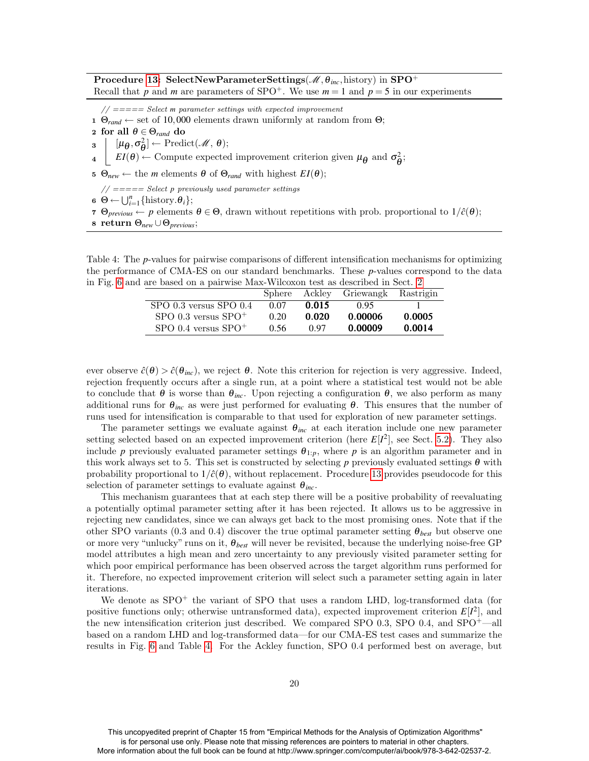**Procedure 13: SelectNewParameterSettings**($\mathscr{M}, \theta_{inc}$, history) **in SPO$^+$**
Recall that $p$ and $m$ are parameters of SPO$^+$. We use $m = 1$ and $p = 5$ in our experiments

```
   // ===== Select m parameter settings with expected improvement
1  Θ_rand ← set of 10,000 elements drawn uniformly at random from Θ;
2  for all θ ∈ Θ_rand do
3  |   [μ_θ, σ²_θ] ← Predict(M, θ);
4  |   EI(θ) ← Compute expected improvement criterion given μ_θ and σ²_θ;
5  Θ_new ← the m elements θ of Θ_rand with highest EI(θ);
   // ===== Select p previously used parameter settings
6  Θ ← ⋃_{i=1}^{n} {history.θ_i};
7  Θ_previous ← p elements θ ∈ Θ, drawn without repetitions with prob. proportional to 1/ĉ(θ);
8  return Θ_new ∪ Θ_previous;
```

Table 4: The $p$-values for pairwise comparisons of different intensification mechanisms for optimizing the performance of CMA-ES on our standard benchmarks. These $p$-values correspond to the data in Fig. 6 and are based on a pairwise Max-Wilcoxon test as described in Sect. 2

| | Sphere | Ackley | Griewangk | Rastrigin |
|---|---|---|---|---|
| SPO 0.3 versus SPO 0.4 | 0.07 | **0.015** | 0.95 | 1 |
| SPO 0.3 versus SPO$^+$ | 0.20 | **0.020** | **0.00006** | **0.0005** |
| SPO 0.4 versus SPO$^+$ | 0.56 | 0.97 | **0.00009** | **0.0014** |

ever observe $\hat{c}(\theta) > \hat{c}(\theta_{inc})$, we reject $\theta$. Note this criterion for rejection is very aggressive. Indeed, rejection frequently occurs after a single run, at a point where a statistical test would not be able to conclude that $\theta$ is worse than $\theta_{inc}$. Upon rejecting a configuration $\theta$, we also perform as many additional runs for $\theta_{inc}$ as were just performed for evaluating $\theta$. This ensures that the number of runs used for intensification is comparable to that used for exploration of new parameter settings.

The parameter settings we evaluate against $\theta_{inc}$ at each iteration include one new parameter setting selected based on an expected improvement criterion (here $E[I^2]$, see Sect. 5.2). They also include $p$ previously evaluated parameter settings $\theta_{1:p}$, where $p$ is an algorithm parameter and in this work always set to 5. This set is constructed by selecting $p$ previously evaluated settings $\theta$ with probability proportional to $1/\hat{c}(\theta)$, without replacement. Procedure 13 provides pseudocode for this selection of parameter settings to evaluate against $\theta_{inc}$.

This mechanism guarantees that at each step there will be a positive probability of reevaluating a potentially optimal parameter setting after it has been rejected. It allows us to be aggressive in rejecting new candidates, since we can always get back to the most promising ones. Note that if the other SPO variants (0.3 and 0.4) discover the true optimal parameter setting $\theta_{best}$ but observe one or more very "unlucky" runs on it, $\theta_{best}$ will never be revisited, because the underlying noise-free GP model attributes a high mean and zero uncertainty to any previously visited parameter setting for which poor empirical performance has been observed across the target algorithm runs performed for it. Therefore, no expected improvement criterion will select such a parameter setting again in later iterations.

We denote as SPO$^+$ the variant of SPO that uses a random LHD, log-transformed data (for positive functions only; otherwise untransformed data), expected improvement criterion $E[I^2]$, and the new intensification criterion just described. We compared SPO 0.3, SPO 0.4, and SPO$^+$—all based on a random LHD and log-transformed data—for our CMA-ES test cases and summarize the results in Fig. 6 and Table 4. For the Ackley function, SPO 0.4 performed best on average, but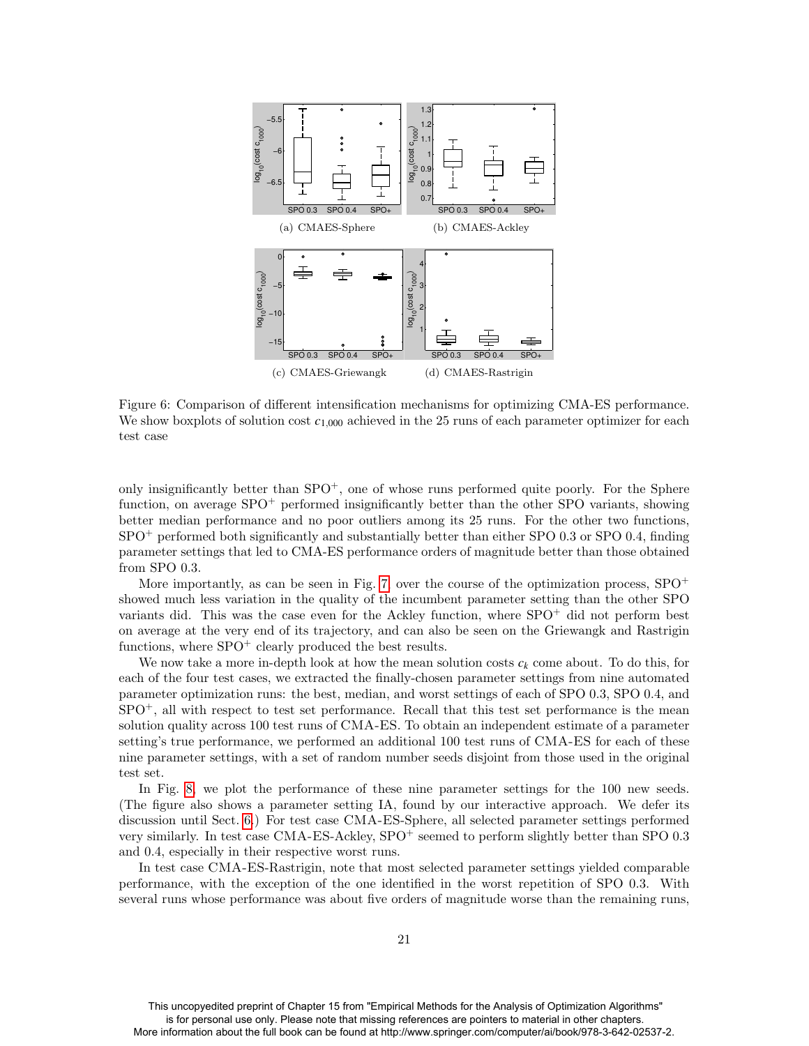(a) CMAES-Sphere (b) CMAES-Ackley

(c) CMAES-Griewangk (d) CMAES-Rastrigin

Figure 6: Comparison of different intensification mechanisms for optimizing CMA-ES performance. We show boxplots of solution cost $c_{1,000}$ achieved in the 25 runs of each parameter optimizer for each test case

only insignificantly better than SPO$^+$, one of whose runs performed quite poorly. For the Sphere function, on average SPO$^+$ performed insignificantly better than the other SPO variants, showing better median performance and no poor outliers among its 25 runs. For the other two functions, SPO$^+$ performed both significantly and substantially better than either SPO 0.3 or SPO 0.4, finding parameter settings that led to CMA-ES performance orders of magnitude better than those obtained from SPO 0.3.

More importantly, as can be seen in Fig. 7, over the course of the optimization process, SPO$^+$ showed much less variation in the quality of the incumbent parameter setting than the other SPO variants did. This was the case even for the Ackley function, where SPO$^+$ did not perform best on average at the very end of its trajectory, and can also be seen on the Griewangk and Rastrigin functions, where SPO$^+$ clearly produced the best results.

We now take a more in-depth look at how the mean solution costs $c_k$ come about. To do this, for each of the four test cases, we extracted the finally-chosen parameter settings from nine automated parameter optimization runs: the best, median, and worst settings of each of SPO 0.3, SPO 0.4, and SPO$^+$, all with respect to test set performance. Recall that this test set performance is the mean solution quality across 100 test runs of CMA-ES. To obtain an independent estimate of a parameter setting's true performance, we performed an additional 100 test runs of CMA-ES for each of these nine parameter settings, with a set of random number seeds disjoint from those used in the original test set.

In Fig. 8, we plot the performance of these nine parameter settings for the 100 new seeds. (The figure also shows a parameter setting IA, found by our interactive approach. We defer its discussion until Sect. 6.) For test case CMA-ES-Sphere, all selected parameter settings performed very similarly. In test case CMA-ES-Ackley, SPO$^+$ seemed to perform slightly better than SPO 0.3 and 0.4, especially in their respective worst runs.

In test case CMA-ES-Rastrigin, note that most selected parameter settings yielded comparable performance, with the exception of the one identified in the worst repetition of SPO 0.3. With several runs whose performance was about five orders of magnitude worse than the remaining runs,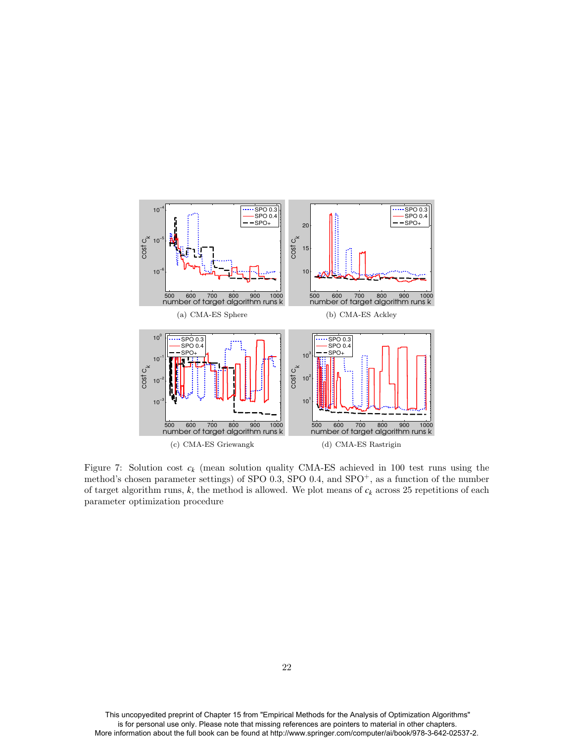(a) CMA-ES Sphere

(b) CMA-ES Ackley

(c) CMA-ES Griewangk

(d) CMA-ES Rastrigin

Figure 7: Solution cost $c_k$ (mean solution quality CMA-ES achieved in 100 test runs using the method's chosen parameter settings) of SPO 0.3, SPO 0.4, and SPO$^+$, as a function of the number of target algorithm runs, $k$, the method is allowed. We plot means of $c_k$ across 25 repetitions of each parameter optimization procedure

This uncopyedited preprint of Chapter 15 from "Empirical Methods for the Analysis of Optimization Algorithms" is for personal use only. Please note that missing references are pointers to material in other chapters. More information about the full book can be found at http://www.springer.com/computer/ai/book/978-3-642-02537-2.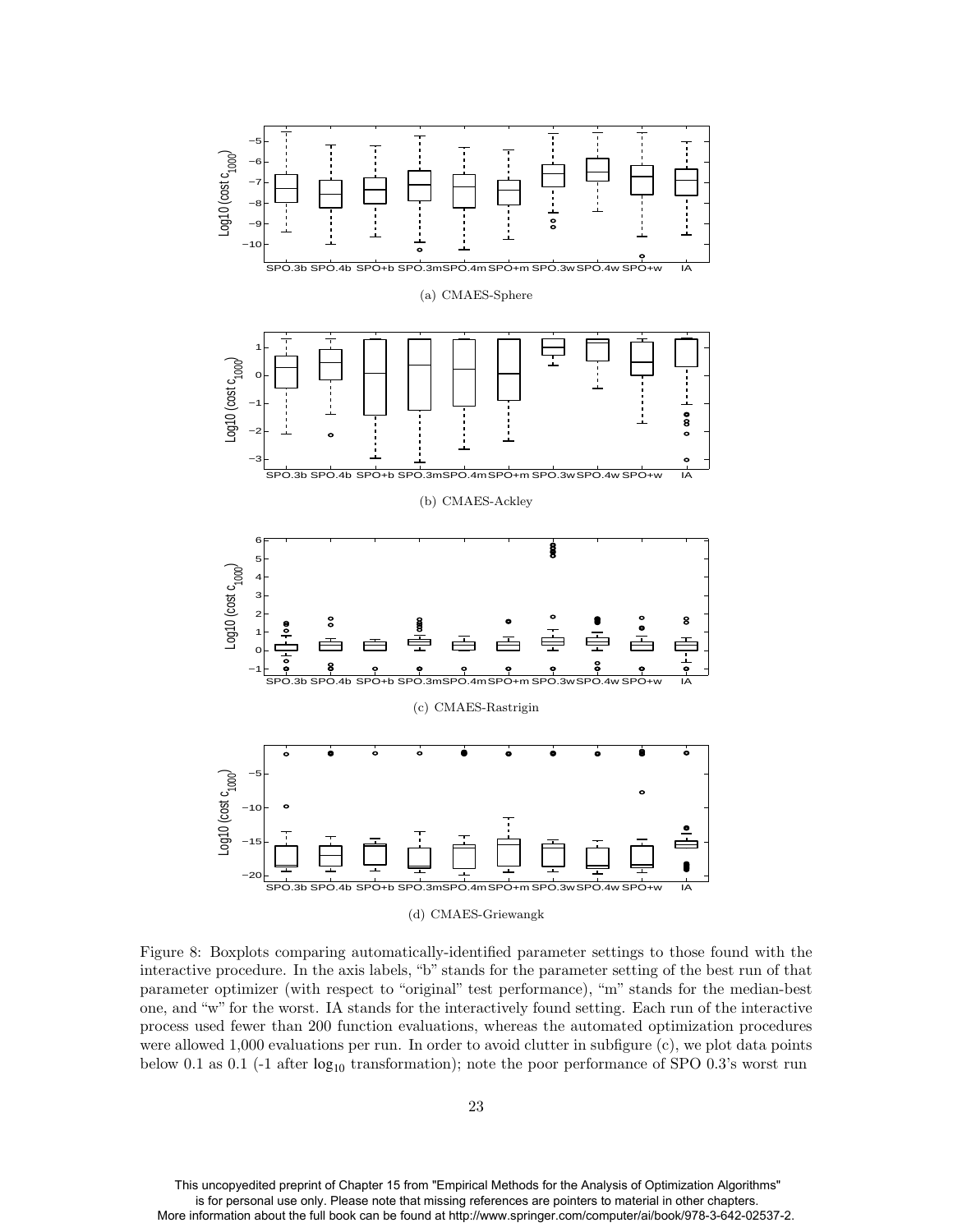(a) CMAES-Sphere

(b) CMAES-Ackley

(c) CMAES-Rastrigin

(d) CMAES-Griewangk

Figure 8: Boxplots comparing automatically-identified parameter settings to those found with the interactive procedure. In the axis labels, "b" stands for the parameter setting of the best run of that parameter optimizer (with respect to "original" test performance), "m" stands for the median-best one, and "w" for the worst. IA stands for the interactively found setting. Each run of the interactive process used fewer than 200 function evaluations, whereas the automated optimization procedures were allowed 1,000 evaluations per run. In order to avoid clutter in subfigure (c), we plot data points below 0.1 as 0.1 (-1 after $\log_{10}$ transformation); note the poor performance of SPO 0.3's worst run

This uncopyedited preprint of Chapter 15 from "Empirical Methods for the Analysis of Optimization Algorithms" is for personal use only. Please note that missing references are pointers to material in other chapters. More information about the full book can be found at http://www.springer.com/computer/ai/book/978-3-642-02537-2.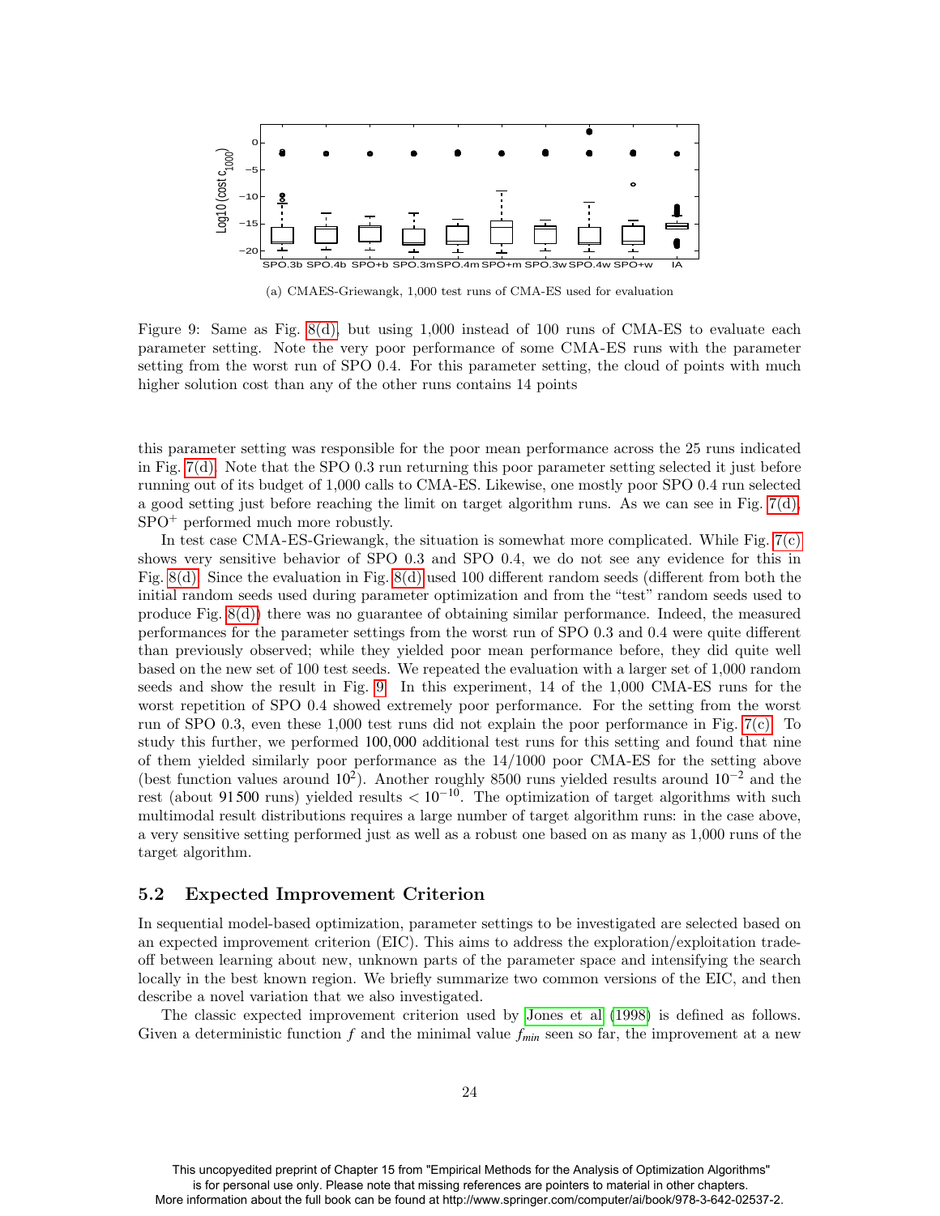(a) CMAES-Griewangk, 1,000 test runs of CMA-ES used for evaluation

Figure 9: Same as Fig. 8(d), but using 1,000 instead of 100 runs of CMA-ES to evaluate each parameter setting. Note the very poor performance of some CMA-ES runs with the parameter setting from the worst run of SPO 0.4. For this parameter setting, the cloud of points with much higher solution cost than any of the other runs contains 14 points

this parameter setting was responsible for the poor mean performance across the 25 runs indicated in Fig. 7(d). Note that the SPO 0.3 run returning this poor parameter setting selected it just before running out of its budget of 1,000 calls to CMA-ES. Likewise, one mostly poor SPO 0.4 run selected a good setting just before reaching the limit on target algorithm runs. As we can see in Fig. 7(d), SPO$^+$ performed much more robustly.

In test case CMA-ES-Griewangk, the situation is somewhat more complicated. While Fig. 7(c) shows very sensitive behavior of SPO 0.3 and SPO 0.4, we do not see any evidence for this in Fig. 8(d). Since the evaluation in Fig. 8(d) used 100 different random seeds (different from both the initial random seeds used during parameter optimization and from the "test" random seeds used to produce Fig. 8(d)) there was no guarantee of obtaining similar performance. Indeed, the measured performances for the parameter settings from the worst run of SPO 0.3 and 0.4 were quite different than previously observed; while they yielded poor mean performance before, they did quite well based on the new set of 100 test seeds. We repeated the evaluation with a larger set of 1,000 random seeds and show the result in Fig. 9. In this experiment, 14 of the 1,000 CMA-ES runs for the worst repetition of SPO 0.4 showed extremely poor performance. For the setting from the worst run of SPO 0.3, even these 1,000 test runs did not explain the poor performance in Fig. 7(c). To study this further, we performed 100,000 additional test runs for this setting and found that nine of them yielded similarly poor performance as the 14/1000 poor CMA-ES for the setting above (best function values around $10^2$). Another roughly 8500 runs yielded results around $10^{-2}$ and the rest (about 91 500 runs) yielded results $< 10^{-10}$. The optimization of target algorithms with such multimodal result distributions requires a large number of target algorithm runs: in the case above, a very sensitive setting performed just as well as a robust one based on as many as 1,000 runs of the target algorithm.

### 5.2 Expected Improvement Criterion

In sequential model-based optimization, parameter settings to be investigated are selected based on an expected improvement criterion (EIC). This aims to address the exploration/exploitation trade-off between learning about new, unknown parts of the parameter space and intensifying the search locally in the best known region. We briefly summarize two common versions of the EIC, and then describe a novel variation that we also investigated.

The classic expected improvement criterion used by Jones et al (1998) is defined as follows. Given a deterministic function $f$ and the minimal value $f_{min}$ seen so far, the improvement at a new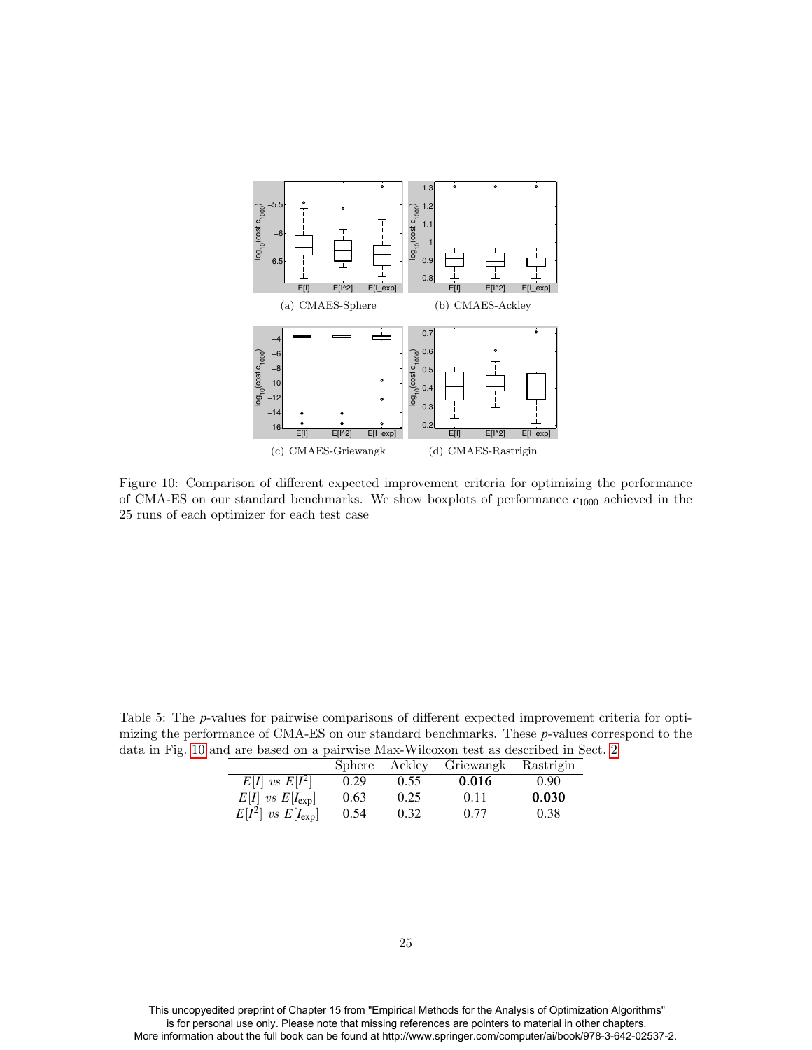Figure 10: Comparison of different expected improvement criteria for optimizing the performance of CMA-ES on our standard benchmarks. We show boxplots of performance $c_{1000}$ achieved in the 25 runs of each optimizer for each test case

(a) CMAES-Sphere (b) CMAES-Ackley (c) CMAES-Griewangk (d) CMAES-Rastrigin

Table 5: The *p*-values for pairwise comparisons of different expected improvement criteria for optimizing the performance of CMA-ES on our standard benchmarks. These *p*-values correspond to the data in Fig. 10 and are based on a pairwise Max-Wilcoxon test as described in Sect. 2

| | Sphere | Ackley | Griewangk | Rastrigin |
|---|---|---|---|---|
| $E[I]$ *vs* $E[I^2]$ | 0.29 | 0.55 | **0.016** | 0.90 |
| $E[I]$ *vs* $E[I_{\text{exp}}]$ | 0.63 | 0.25 | 0.11 | **0.030** |
| $E[I^2]$ *vs* $E[I_{\text{exp}}]$ | 0.54 | 0.32 | 0.77 | 0.38 |

This uncopyedited preprint of Chapter 15 from "Empirical Methods for the Analysis of Optimization Algorithms" is for personal use only. Please note that missing references are pointers to material in other chapters. More information about the full book can be found at http://www.springer.com/computer/ai/book/978-3-642-02537-2.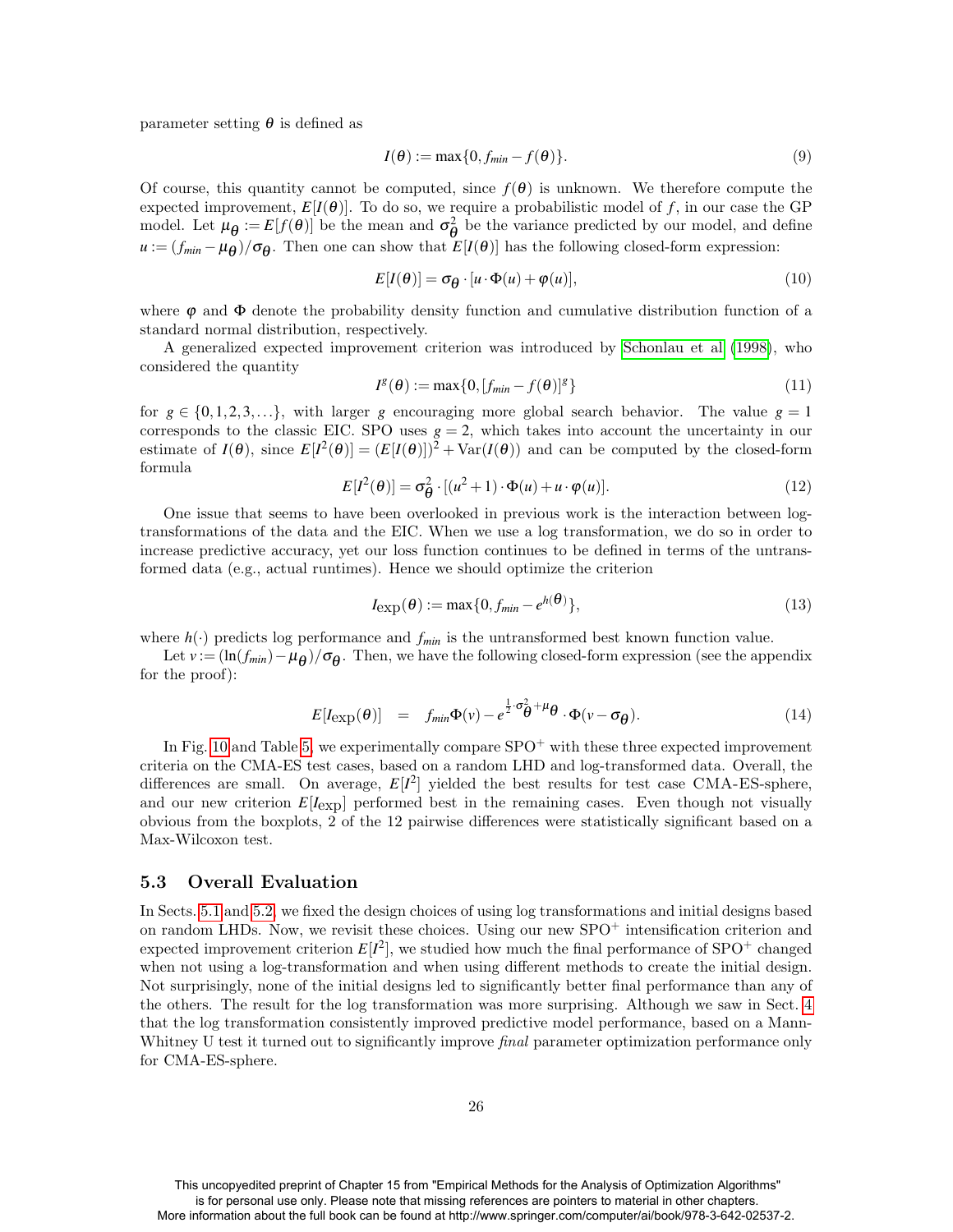parameter setting $\theta$ is defined as

$$I(\theta) := \max\{0, f_{min} - f(\theta)\}. \tag{9}$$

Of course, this quantity cannot be computed, since $f(\theta)$ is unknown. We therefore compute the expected improvement, $E[I(\theta)]$. To do so, we require a probabilistic model of $f$, in our case the GP model. Let $\mu_\theta := E[f(\theta)]$ be the mean and $\sigma^2_\theta$ be the variance predicted by our model, and define $u := (f_{min} - \mu_\theta)/\sigma_\theta$. Then one can show that $E[I(\theta)]$ has the following closed-form expression:

$$E[I(\theta)] = \sigma_\theta \cdot [u \cdot \Phi(u) + \varphi(u)], \tag{10}$$

where $\varphi$ and $\Phi$ denote the probability density function and cumulative distribution function of a standard normal distribution, respectively.

A generalized expected improvement criterion was introduced by Schonlau et al (1998), who considered the quantity

$$I^g(\theta) := \max\{0, [f_{min} - f(\theta)]^g\} \tag{11}$$

for $g \in \{0, 1, 2, 3, \ldots\}$, with larger $g$ encouraging more global search behavior. The value $g = 1$ corresponds to the classic EIC. SPO uses $g = 2$, which takes into account the uncertainty in our estimate of $I(\theta)$, since $E[I^2(\theta)] = (E[I(\theta)])^2 + \mathrm{Var}(I(\theta))$ and can be computed by the closed-form formula

$$E[I^2(\theta)] = \sigma^2_\theta \cdot [(u^2 + 1) \cdot \Phi(u) + u \cdot \varphi(u)]. \tag{12}$$

One issue that seems to have been overlooked in previous work is the interaction between log-transformations of the data and the EIC. When we use a log transformation, we do so in order to increase predictive accuracy, yet our loss function continues to be defined in terms of the untransformed data (e.g., actual runtimes). Hence we should optimize the criterion

$$I_{\exp}(\theta) := \max\{0, f_{min} - e^{h(\theta)}\}, \tag{13}$$

where $h(\cdot)$ predicts log performance and $f_{min}$ is the untransformed best known function value.

Let $v := (\ln(f_{min}) - \mu_\theta)/\sigma_\theta$. Then, we have the following closed-form expression (see the appendix for the proof):

$$E[I_{\exp}(\theta)] \quad = \quad f_{min}\Phi(v) - e^{\frac{1}{2}\cdot\sigma^2_\theta + \mu_\theta} \cdot \Phi(v - \sigma_\theta). \tag{14}$$

In Fig. 10 and Table 5, we experimentally compare SPO$^+$ with these three expected improvement criteria on the CMA-ES test cases, based on a random LHD and log-transformed data. Overall, the differences are small. On average, $E[I^2]$ yielded the best results for test case CMA-ES-sphere, and our new criterion $E[I_{\exp}]$ performed best in the remaining cases. Even though not visually obvious from the boxplots, 2 of the 12 pairwise differences were statistically significant based on a Max-Wilcoxon test.

### 5.3 Overall Evaluation

In Sects. 5.1 and 5.2, we fixed the design choices of using log transformations and initial designs based on random LHDs. Now, we revisit these choices. Using our new SPO$^+$ intensification criterion and expected improvement criterion $E[I^2]$, we studied how much the final performance of SPO$^+$ changed when not using a log-transformation and when using different methods to create the initial design. Not surprisingly, none of the initial designs led to significantly better final performance than any of the others. The result for the log transformation was more surprising. Although we saw in Sect. 4 that the log transformation consistently improved predictive model performance, based on a Mann-Whitney U test it turned out to significantly improve *final* parameter optimization performance only for CMA-ES-sphere.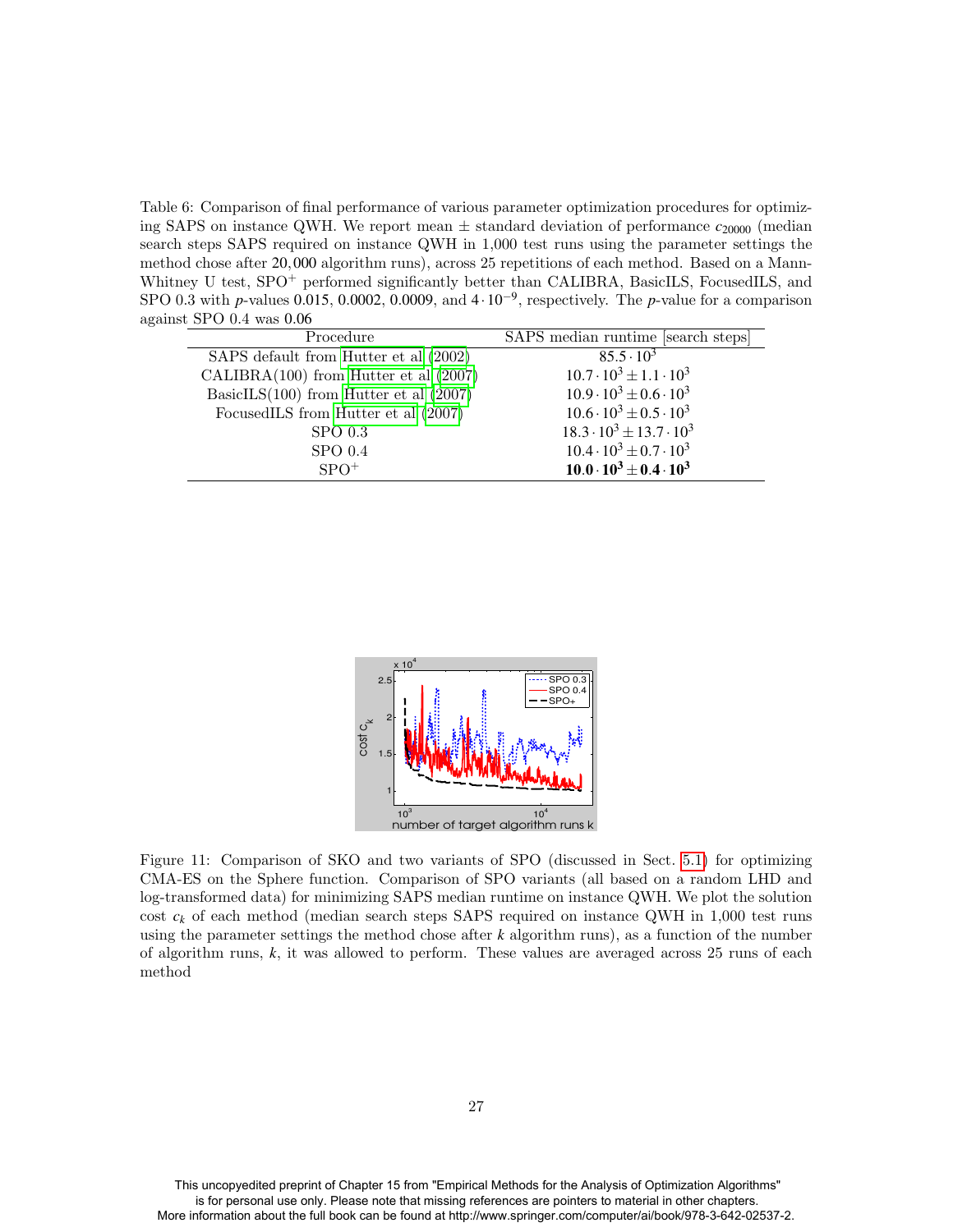Table 6: Comparison of final performance of various parameter optimization procedures for optimizing SAPS on instance QWH. We report mean ± standard deviation of performance $c_{20000}$ (median search steps SAPS required on instance QWH in 1,000 test runs using the parameter settings the method chose after 20,000 algorithm runs), across 25 repetitions of each method. Based on a Mann-Whitney U test, SPO$^+$ performed significantly better than CALIBRA, BasicILS, FocusedILS, and SPO 0.3 with $p$-values 0.015, 0.0002, 0.0009, and $4 \cdot 10^{-9}$, respectively. The $p$-value for a comparison against SPO 0.4 was 0.06

| Procedure | SAPS median runtime [search steps] |
|---|---|
| SAPS default from Hutter et al (2002) | $85.5 \cdot 10^3$ |
| CALIBRA(100) from Hutter et al (2007) | $10.7 \cdot 10^3 \pm 1.1 \cdot 10^3$ |
| BasicILS(100) from Hutter et al (2007) | $10.9 \cdot 10^3 \pm 0.6 \cdot 10^3$ |
| FocusedILS from Hutter et al (2007) | $10.6 \cdot 10^3 \pm 0.5 \cdot 10^3$ |
| SPO 0.3 | $18.3 \cdot 10^3 \pm 13.7 \cdot 10^3$ |
| SPO 0.4 | $10.4 \cdot 10^3 \pm 0.7 \cdot 10^3$ |
| SPO$^+$ | $\mathbf{10.0 \cdot 10^3 \pm 0.4 \cdot 10^3}$ |

Figure 11: Comparison of SKO and two variants of SPO (discussed in Sect. 5.1) for optimizing CMA-ES on the Sphere function. Comparison of SPO variants (all based on a random LHD and log-transformed data) for minimizing SAPS median runtime on instance QWH. We plot the solution cost $c_k$ of each method (median search steps SAPS required on instance QWH in 1,000 test runs using the parameter settings the method chose after $k$ algorithm runs), as a function of the number of algorithm runs, $k$, it was allowed to perform. These values are averaged across 25 runs of each method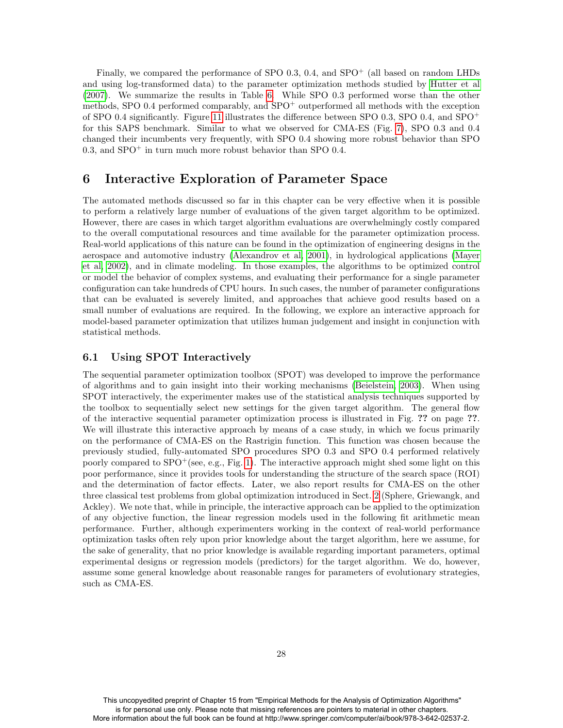Finally, we compared the performance of SPO 0.3, 0.4, and SPO$^+$ (all based on random LHDs and using log-transformed data) to the parameter optimization methods studied by Hutter et al (2007). We summarize the results in Table 6. While SPO 0.3 performed worse than the other methods, SPO 0.4 performed comparably, and SPO$^+$ outperformed all methods with the exception of SPO 0.4 significantly. Figure 11 illustrates the difference between SPO 0.3, SPO 0.4, and SPO$^+$ for this SAPS benchmark. Similar to what we observed for CMA-ES (Fig. 7), SPO 0.3 and 0.4 changed their incumbents very frequently, with SPO 0.4 showing more robust behavior than SPO 0.3, and SPO$^+$ in turn much more robust behavior than SPO 0.4.

# 6 Interactive Exploration of Parameter Space

The automated methods discussed so far in this chapter can be very effective when it is possible to perform a relatively large number of evaluations of the given target algorithm to be optimized. However, there are cases in which target algorithm evaluations are overwhelmingly costly compared to the overall computational resources and time available for the parameter optimization process. Real-world applications of this nature can be found in the optimization of engineering designs in the aerospace and automotive industry (Alexandrov et al, 2001), in hydrological applications (Mayer et al, 2002), and in climate modeling. In those examples, the algorithms to be optimized control or model the behavior of complex systems, and evaluating their performance for a single parameter configuration can take hundreds of CPU hours. In such cases, the number of parameter configurations that can be evaluated is severely limited, and approaches that achieve good results based on a small number of evaluations are required. In the following, we explore an interactive approach for model-based parameter optimization that utilizes human judgement and insight in conjunction with statistical methods.

## 6.1 Using SPOT Interactively

The sequential parameter optimization toolbox (SPOT) was developed to improve the performance of algorithms and to gain insight into their working mechanisms (Beielstein, 2003). When using SPOT interactively, the experimenter makes use of the statistical analysis techniques supported by the toolbox to sequentially select new settings for the given target algorithm. The general flow of the interactive sequential parameter optimization process is illustrated in Fig. **??** on page **??**. We will illustrate this interactive approach by means of a case study, in which we focus primarily on the performance of CMA-ES on the Rastrigin function. This function was chosen because the previously studied, fully-automated SPO procedures SPO 0.3 and SPO 0.4 performed relatively poorly compared to SPO$^+$(see, e.g., Fig. 1). The interactive approach might shed some light on this poor performance, since it provides tools for understanding the structure of the search space (ROI) and the determination of factor effects. Later, we also report results for CMA-ES on the other three classical test problems from global optimization introduced in Sect. 2 (Sphere, Griewangk, and Ackley). We note that, while in principle, the interactive approach can be applied to the optimization of any objective function, the linear regression models used in the following fit arithmetic mean performance. Further, although experimenters working in the context of real-world performance optimization tasks often rely upon prior knowledge about the target algorithm, here we assume, for the sake of generality, that no prior knowledge is available regarding important parameters, optimal experimental designs or regression models (predictors) for the target algorithm. We do, however, assume some general knowledge about reasonable ranges for parameters of evolutionary strategies, such as CMA-ES.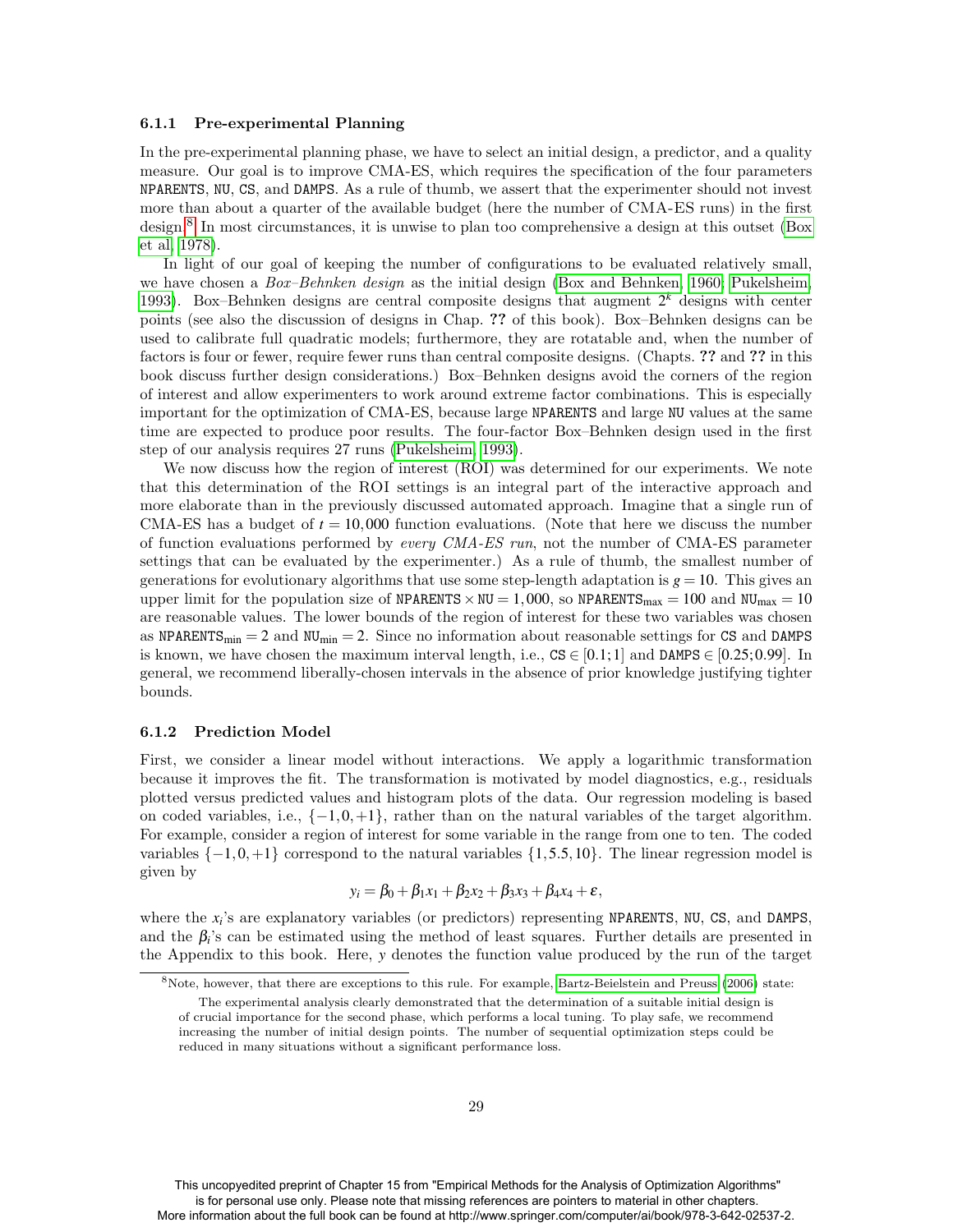### 6.1.1 Pre-experimental Planning

In the pre-experimental planning phase, we have to select an initial design, a predictor, and a quality measure. Our goal is to improve CMA-ES, which requires the specification of the four parameters NPARENTS, NU, CS, and DAMPS. As a rule of thumb, we assert that the experimenter should not invest more than about a quarter of the available budget (here the number of CMA-ES runs) in the first design.[8] In most circumstances, it is unwise to plan too comprehensive a design at this outset (Box et al, 1978).

In light of our goal of keeping the number of configurations to be evaluated relatively small, we have chosen a *Box–Behnken design* as the initial design (Box and Behnken, 1960; Pukelsheim, 1993). Box–Behnken designs are central composite designs that augment $2^k$ designs with center points (see also the discussion of designs in Chap. **??** of this book). Box–Behnken designs can be used to calibrate full quadratic models; furthermore, they are rotatable and, when the number of factors is four or fewer, require fewer runs than central composite designs. (Chapts. **??** and **??** in this book discuss further design considerations.) Box–Behnken designs avoid the corners of the region of interest and allow experimenters to work around extreme factor combinations. This is especially important for the optimization of CMA-ES, because large NPARENTS and large NU values at the same time are expected to produce poor results. The four-factor Box–Behnken design used in the first step of our analysis requires 27 runs (Pukelsheim, 1993).

We now discuss how the region of interest (ROI) was determined for our experiments. We note that this determination of the ROI settings is an integral part of the interactive approach and more elaborate than in the previously discussed automated approach. Imagine that a single run of CMA-ES has a budget of $t = 10,000$ function evaluations. (Note that here we discuss the number of function evaluations performed by *every CMA-ES run*, not the number of CMA-ES parameter settings that can be evaluated by the experimenter.) As a rule of thumb, the smallest number of generations for evolutionary algorithms that use some step-length adaptation is $g = 10$. This gives an upper limit for the population size of $\texttt{NPARENTS} \times \texttt{NU} = 1,000$, so $\texttt{NPARENTS}_{\max} = 100$ and $\texttt{NU}_{\max} = 10$ are reasonable values. The lower bounds of the region of interest for these two variables was chosen as $\texttt{NPARENTS}_{\min} = 2$ and $\texttt{NU}_{\min} = 2$. Since no information about reasonable settings for CS and DAMPS is known, we have chosen the maximum interval length, i.e., $\texttt{CS} \in [0.1;1]$ and $\texttt{DAMPS} \in [0.25;0.99]$. In general, we recommend liberally-chosen intervals in the absence of prior knowledge justifying tighter bounds.

### 6.1.2 Prediction Model

First, we consider a linear model without interactions. We apply a logarithmic transformation because it improves the fit. The transformation is motivated by model diagnostics, e.g., residuals plotted versus predicted values and histogram plots of the data. Our regression modeling is based on coded variables, i.e., $\{-1, 0, +1\}$, rather than on the natural variables of the target algorithm. For example, consider a region of interest for some variable in the range from one to ten. The coded variables $\{-1, 0, +1\}$ correspond to the natural variables $\{1, 5.5, 10\}$. The linear regression model is given by

$$y_i = \beta_0 + \beta_1 x_1 + \beta_2 x_2 + \beta_3 x_3 + \beta_4 x_4 + \varepsilon,$$

where the $x_i$'s are explanatory variables (or predictors) representing NPARENTS, NU, CS, and DAMPS, and the $\beta_i$'s can be estimated using the method of least squares. Further details are presented in the Appendix to this book. Here, $y$ denotes the function value produced by the run of the target

[8] Note, however, that there are exceptions to this rule. For example, Bartz-Beielstein and Preuss (2006) state:

> The experimental analysis clearly demonstrated that the determination of a suitable initial design is of crucial importance for the second phase, which performs a local tuning. To play safe, we recommend increasing the number of initial design points. The number of sequential optimization steps could be reduced in many situations without a significant performance loss.

This uncopyedited preprint of Chapter 15 from "Empirical Methods for the Analysis of Optimization Algorithms" is for personal use only. Please note that missing references are pointers to material in other chapters. More information about the full book can be found at http://www.springer.com/computer/ai/book/978-3-642-02537-2.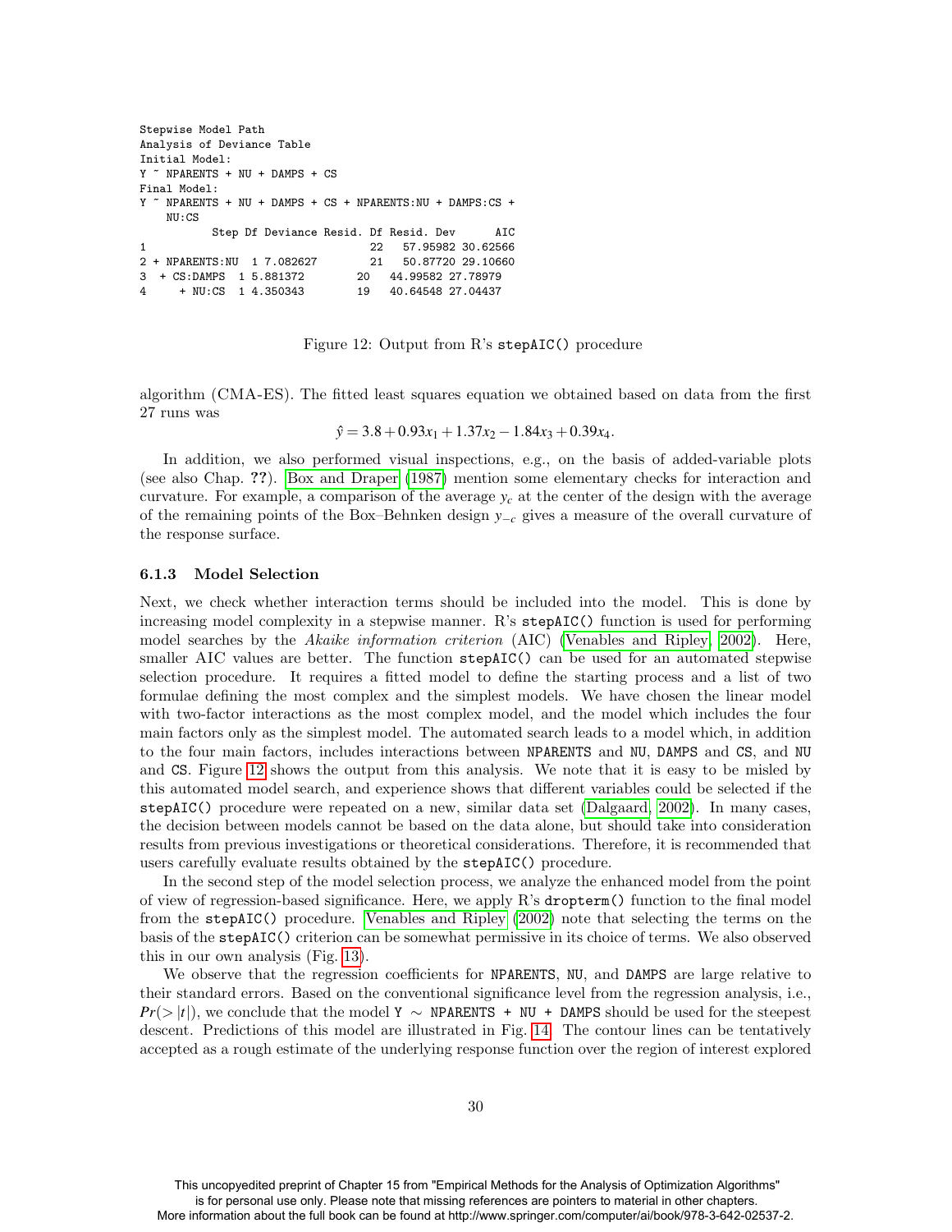```
Stepwise Model Path
Analysis of Deviance Table
Initial Model:
Y ~ NPARENTS + NU + DAMPS + CS
Final Model:
Y ~ NPARENTS + NU + DAMPS + CS + NPARENTS:NU + DAMPS:CS +
    NU:CS
          Step Df Deviance Resid. Df Resid. Dev      AIC
1                                22   57.95982 30.62566
2 + NPARENTS:NU  1 7.082627        21   50.87720 29.10660
3  + CS:DAMPS  1 5.881372        20   44.99582 27.78979
4     + NU:CS  1 4.350343        19   40.64548 27.04437
```

Figure 12: Output from R's `stepAIC()` procedure

algorithm (CMA-ES). The fitted least squares equation we obtained based on data from the first 27 runs was

$$\hat{y} = 3.8 + 0.93x_1 + 1.37x_2 - 1.84x_3 + 0.39x_4.$$

In addition, we also performed visual inspections, e.g., on the basis of added-variable plots (see also Chap. **??**). Box and Draper (1987) mention some elementary checks for interaction and curvature. For example, a comparison of the average $y_c$ at the center of the design with the average of the remaining points of the Box–Behnken design $y_{-c}$ gives a measure of the overall curvature of the response surface.

### 6.1.3 Model Selection

Next, we check whether interaction terms should be included into the model. This is done by increasing model complexity in a stepwise manner. R's `stepAIC()` function is used for performing model searches by the *Akaike information criterion* (AIC) (Venables and Ripley, 2002). Here, smaller AIC values are better. The function `stepAIC()` can be used for an automated stepwise selection procedure. It requires a fitted model to define the starting process and a list of two formulae defining the most complex and the simplest models. We have chosen the linear model with two-factor interactions as the most complex model, and the model which includes the four main factors only as the simplest model. The automated search leads to a model which, in addition to the four main factors, includes interactions between `NPARENTS` and `NU`, `DAMPS` and `CS`, and `NU` and `CS`. Figure 12 shows the output from this analysis. We note that it is easy to be misled by this automated model search, and experience shows that different variables could be selected if the `stepAIC()` procedure were repeated on a new, similar data set (Dalgaard, 2002). In many cases, the decision between models cannot be based on the data alone, but should take into consideration results from previous investigations or theoretical considerations. Therefore, it is recommended that users carefully evaluate results obtained by the `stepAIC()` procedure.

In the second step of the model selection process, we analyze the enhanced model from the point of view of regression-based significance. Here, we apply R's `dropterm()` function to the final model from the `stepAIC()` procedure. Venables and Ripley (2002) note that selecting the terms on the basis of the `stepAIC()` criterion can be somewhat permissive in its choice of terms. We also observed this in our own analysis (Fig. 13).

We observe that the regression coefficients for `NPARENTS`, `NU`, and `DAMPS` are large relative to their standard errors. Based on the conventional significance level from the regression analysis, i.e., $Pr(>|t|)$, we conclude that the model `Y ~ NPARENTS + NU + DAMPS` should be used for the steepest descent. Predictions of this model are illustrated in Fig. 14. The contour lines can be tentatively accepted as a rough estimate of the underlying response function over the region of interest explored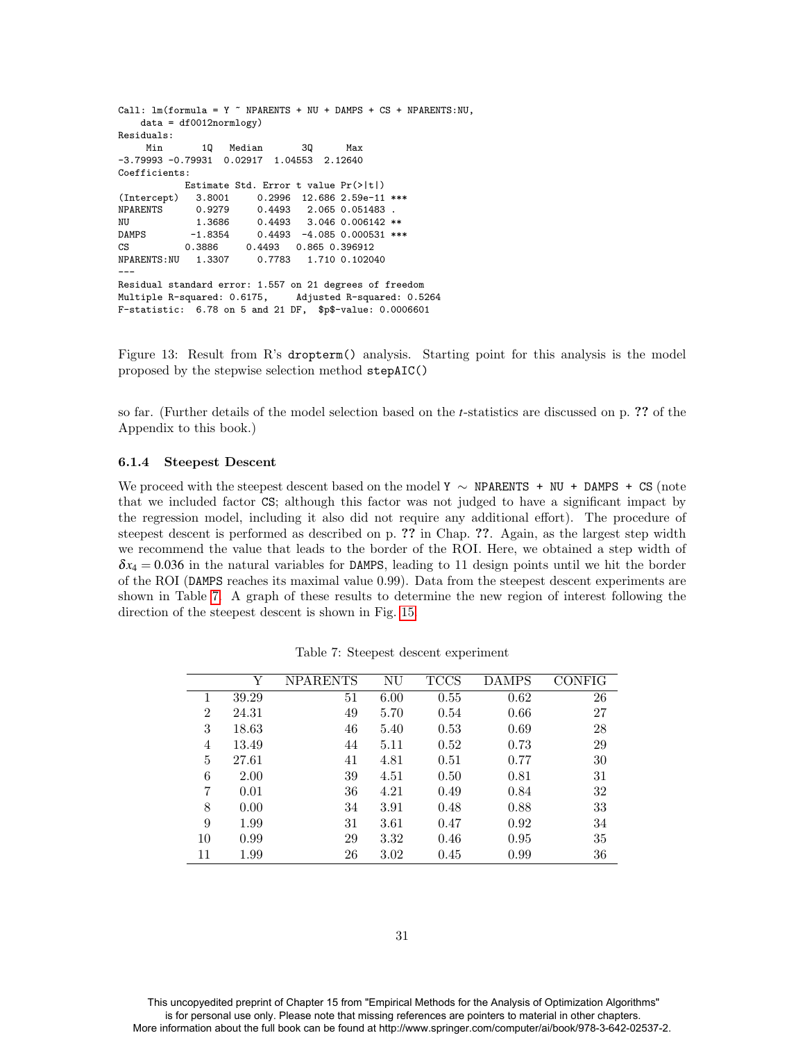```
Call: lm(formula = Y ~ NPARENTS + NU + DAMPS + CS + NPARENTS:NU,
    data = df0012normlogy)
Residuals:
     Min       1Q   Median       3Q      Max
-3.79993 -0.79931  0.02917  1.04553  2.12640
Coefficients:
            Estimate Std. Error t value Pr(>|t|)
(Intercept)   3.8001     0.2996  12.686 2.59e-11 ***
NPARENTS      0.9279     0.4493   2.065 0.051483 .
NU            1.3686     0.4493   3.046 0.006142 **
DAMPS        -1.8354     0.4493  -4.085 0.000531 ***
CS           0.3886     0.4493   0.865 0.396912
NPARENTS:NU   1.3307     0.7783   1.710 0.102040
---
Residual standard error: 1.557 on 21 degrees of freedom
Multiple R-squared: 0.6175,     Adjusted R-squared: 0.5264
F-statistic:  6.78 on 5 and 21 DF,  $p$-value: 0.0006601
```

Figure 13: Result from R's `dropterm()` analysis. Starting point for this analysis is the model proposed by the stepwise selection method `stepAIC()`

so far. (Further details of the model selection based on the $t$-statistics are discussed on p. **??** of the Appendix to this book.)

#### 6.1.4 Steepest Descent

We proceed with the steepest descent based on the model `Y` $\sim$ `NPARENTS + NU + DAMPS + CS` (note that we included factor `CS`; although this factor was not judged to have a significant impact by the regression model, including it also did not require any additional effort). The procedure of steepest descent is performed as described on p. **??** in Chap. **??**. Again, as the largest step width we recommend the value that leads to the border of the ROI. Here, we obtained a step width of $\delta x_4 = 0.036$ in the natural variables for `DAMPS`, leading to 11 design points until we hit the border of the ROI (`DAMPS` reaches its maximal value 0.99). Data from the steepest descent experiments are shown in Table 7. A graph of these results to determine the new region of interest following the direction of the steepest descent is shown in Fig. 15.

Table 7: Steepest descent experiment

| | Y | NPARENTS | NU | TCCS | DAMPS | CONFIG |
|---|---|---|---|---|---|---|
| 1 | 39.29 | 51 | 6.00 | 0.55 | 0.62 | 26 |
| 2 | 24.31 | 49 | 5.70 | 0.54 | 0.66 | 27 |
| 3 | 18.63 | 46 | 5.40 | 0.53 | 0.69 | 28 |
| 4 | 13.49 | 44 | 5.11 | 0.52 | 0.73 | 29 |
| 5 | 27.61 | 41 | 4.81 | 0.51 | 0.77 | 30 |
| 6 | 2.00 | 39 | 4.51 | 0.50 | 0.81 | 31 |
| 7 | 0.01 | 36 | 4.21 | 0.49 | 0.84 | 32 |
| 8 | 0.00 | 34 | 3.91 | 0.48 | 0.88 | 33 |
| 9 | 1.99 | 31 | 3.61 | 0.47 | 0.92 | 34 |
| 10 | 0.99 | 29 | 3.32 | 0.46 | 0.95 | 35 |
| 11 | 1.99 | 26 | 3.02 | 0.45 | 0.99 | 36 |

This uncopyedited preprint of Chapter 15 from "Empirical Methods for the Analysis of Optimization Algorithms" is for personal use only. Please note that missing references are pointers to material in other chapters. More information about the full book can be found at http://www.springer.com/computer/ai/book/978-3-642-02537-2.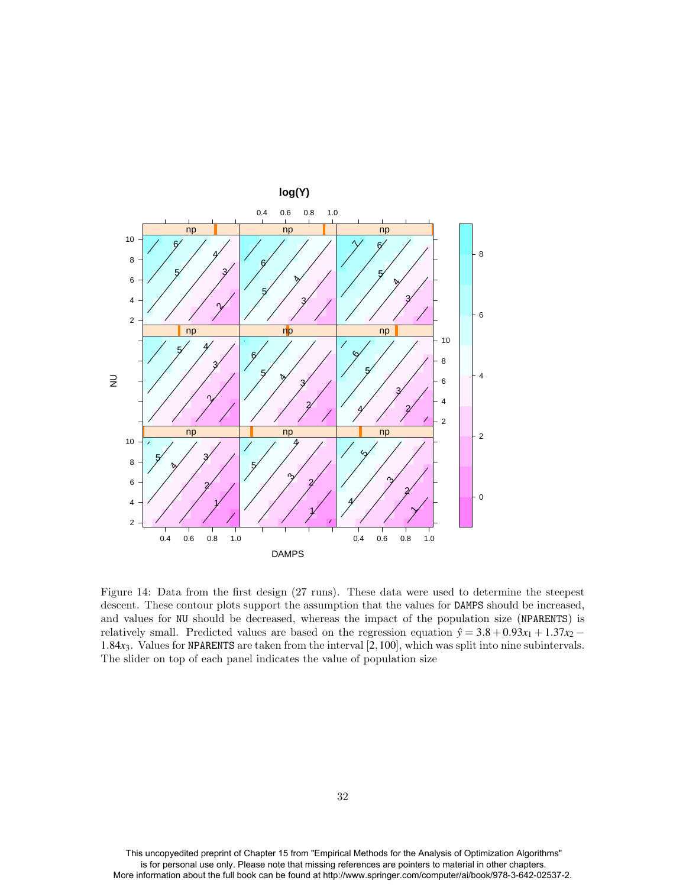Figure 14: Data from the first design (27 runs). These data were used to determine the steepest descent. These contour plots support the assumption that the values for DAMPS should be increased, and values for NU should be decreased, whereas the impact of the population size (NPARENTS) is relatively small. Predicted values are based on the regression equation $\hat{y} = 3.8 + 0.93x_1 + 1.37x_2 - 1.84x_3$. Values for NPARENTS are taken from the interval $[2, 100]$, which was split into nine subintervals. The slider on top of each panel indicates the value of population size

This uncopyedited preprint of Chapter 15 from "Empirical Methods for the Analysis of Optimization Algorithms" is for personal use only. Please note that missing references are pointers to material in other chapters. More information about the full book can be found at http://www.springer.com/computer/ai/book/978-3-642-02537-2.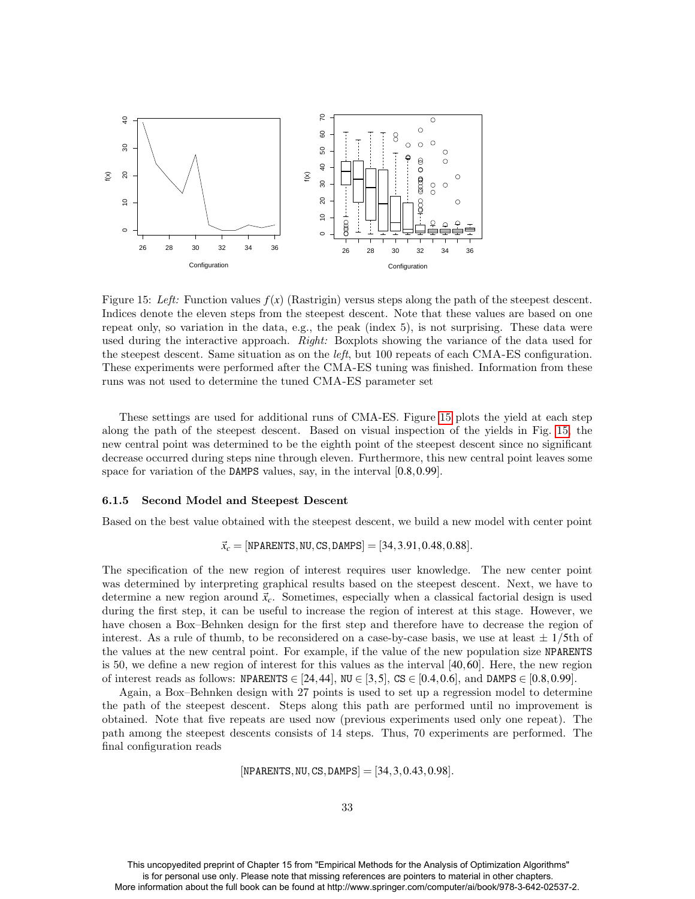Figure 15: *Left:* Function values $f(x)$ (Rastrigin) versus steps along the path of the steepest descent. Indices denote the eleven steps from the steepest descent. Note that these values are based on one repeat only, so variation in the data, e.g., the peak (index 5), is not surprising. These data were used during the interactive approach. *Right:* Boxplots showing the variance of the data used for the steepest descent. Same situation as on the *left*, but 100 repeats of each CMA-ES configuration. These experiments were performed after the CMA-ES tuning was finished. Information from these runs was not used to determine the tuned CMA-ES parameter set

These settings are used for additional runs of CMA-ES. Figure 15 plots the yield at each step along the path of the steepest descent. Based on visual inspection of the yields in Fig. 15, the new central point was determined to be the eighth point of the steepest descent since no significant decrease occurred during steps nine through eleven. Furthermore, this new central point leaves some space for variation of the DAMPS values, say, in the interval $[0.8, 0.99]$.

### 6.1.5 Second Model and Steepest Descent

Based on the best value obtained with the steepest descent, we build a new model with center point

$$\vec{x}_c = [\texttt{NPARENTS}, \texttt{NU}, \texttt{CS}, \texttt{DAMPS}] = [34, 3.91, 0.48, 0.88].$$

The specification of the new region of interest requires user knowledge. The new center point was determined by interpreting graphical results based on the steepest descent. Next, we have to determine a new region around $\vec{x}_c$. Sometimes, especially when a classical factorial design is used during the first step, it can be useful to increase the region of interest at this stage. However, we have chosen a Box–Behnken design for the first step and therefore have to decrease the region of interest. As a rule of thumb, to be reconsidered on a case-by-case basis, we use at least $\pm$ 1/5th of the values at the new central point. For example, if the value of the new population size NPARENTS is 50, we define a new region of interest for this values as the interval $[40, 60]$. Here, the new region of interest reads as follows: NPARENTS $\in [24, 44]$, NU $\in [3, 5]$, CS $\in [0.4, 0.6]$, and DAMPS $\in [0.8, 0.99]$.

Again, a Box–Behnken design with 27 points is used to set up a regression model to determine the path of the steepest descent. Steps along this path are performed until no improvement is obtained. Note that five repeats are used now (previous experiments used only one repeat). The path among the steepest descents consists of 14 steps. Thus, 70 experiments are performed. The final configuration reads

$$[\texttt{NPARENTS}, \texttt{NU}, \texttt{CS}, \texttt{DAMPS}] = [34, 3, 0.43, 0.98].$$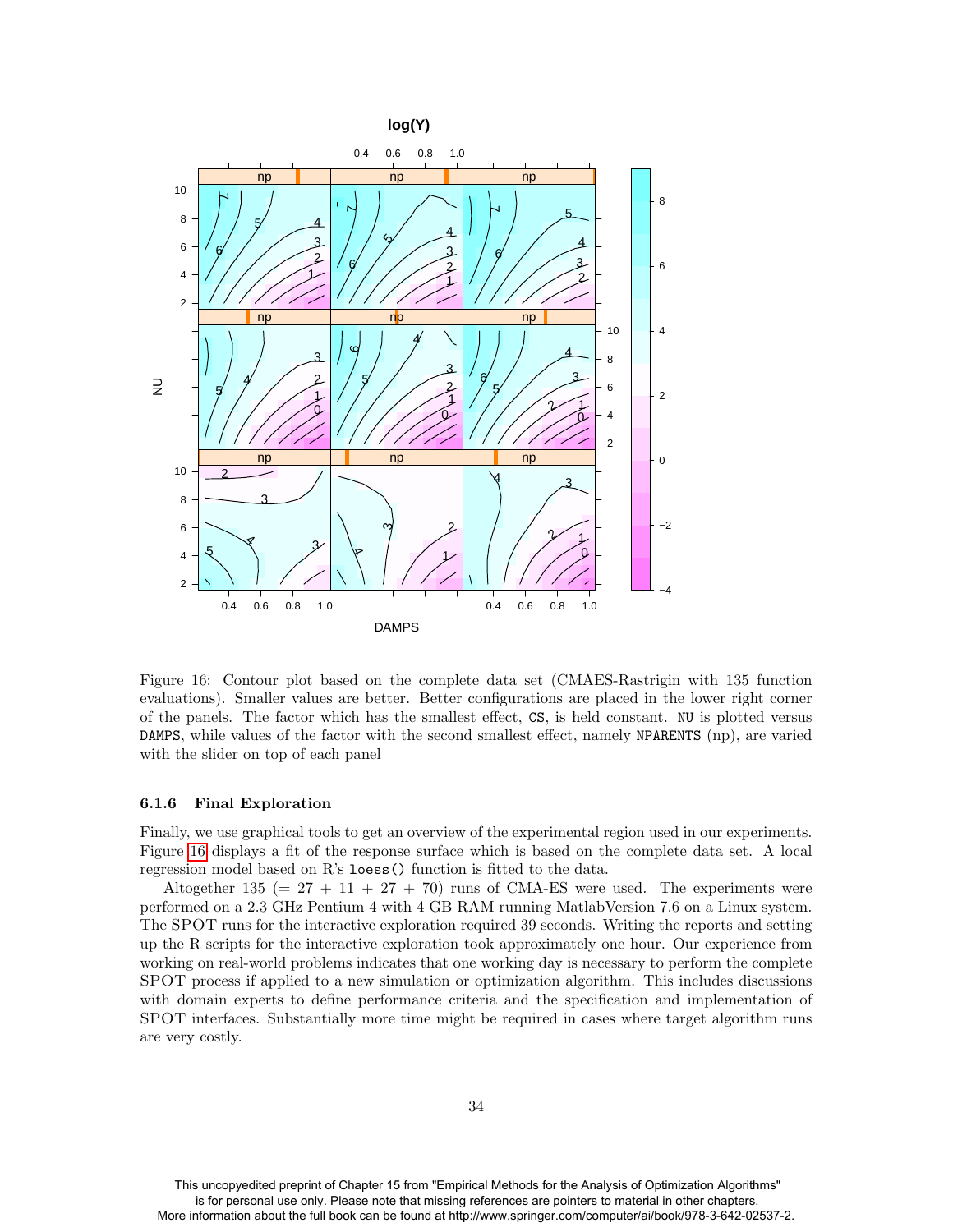Figure 16: Contour plot based on the complete data set (CMAES-Rastrigin with 135 function evaluations). Smaller values are better. Better configurations are placed in the lower right corner of the panels. The factor which has the smallest effect, CS, is held constant. NU is plotted versus DAMPS, while values of the factor with the second smallest effect, namely NPARENTS (np), are varied with the slider on top of each panel

### 6.1.6 Final Exploration

Finally, we use graphical tools to get an overview of the experimental region used in our experiments. Figure 16 displays a fit of the response surface which is based on the complete data set. A local regression model based on R's `loess()` function is fitted to the data.

Altogether 135 (= 27 + 11 + 27 + 70) runs of CMA-ES were used. The experiments were performed on a 2.3 GHz Pentium 4 with 4 GB RAM running MatlabVersion 7.6 on a Linux system. The SPOT runs for the interactive exploration required 39 seconds. Writing the reports and setting up the R scripts for the interactive exploration took approximately one hour. Our experience from working on real-world problems indicates that one working day is necessary to perform the complete SPOT process if applied to a new simulation or optimization algorithm. This includes discussions with domain experts to define performance criteria and the specification and implementation of SPOT interfaces. Substantially more time might be required in cases where target algorithm runs are very costly.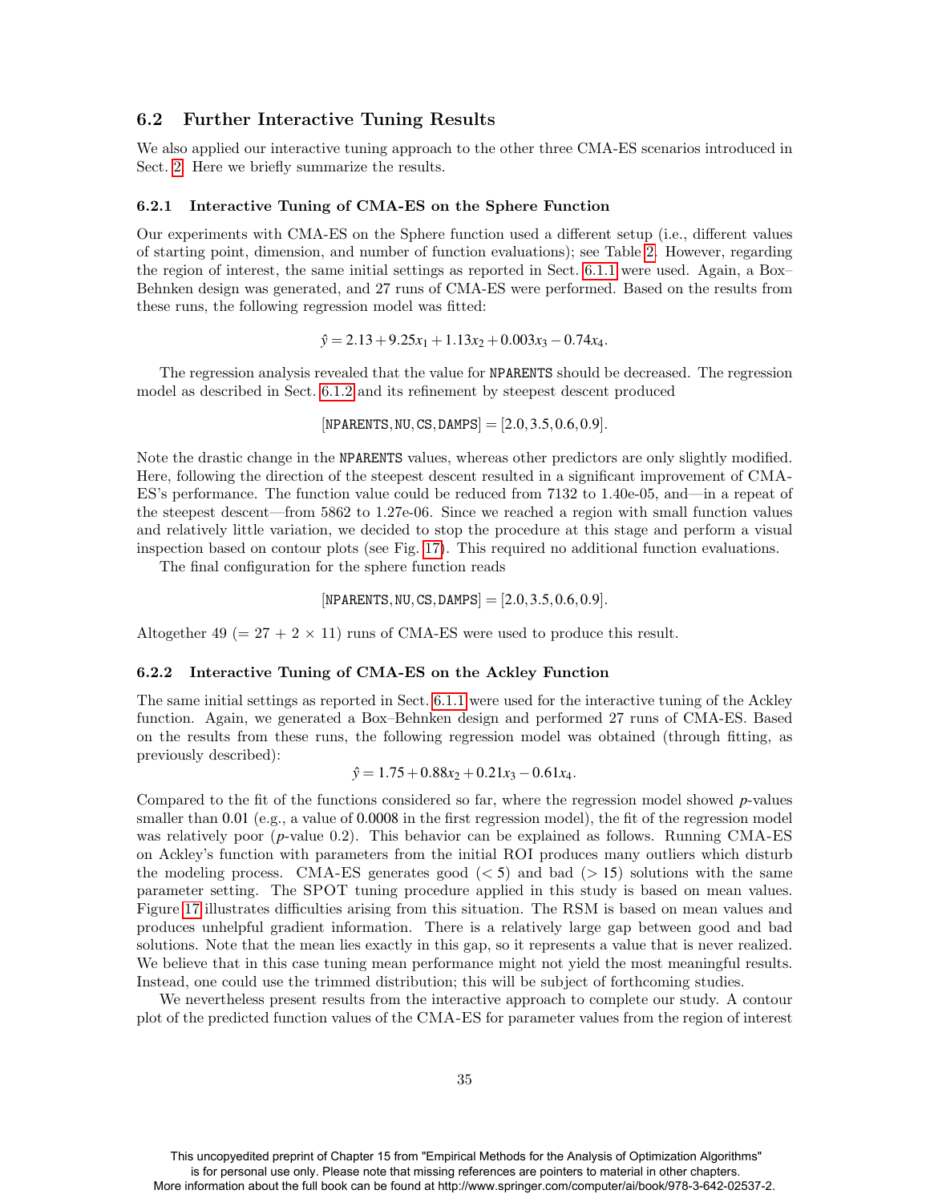## 6.2 Further Interactive Tuning Results

We also applied our interactive tuning approach to the other three CMA-ES scenarios introduced in Sect. 2. Here we briefly summarize the results.

### 6.2.1 Interactive Tuning of CMA-ES on the Sphere Function

Our experiments with CMA-ES on the Sphere function used a different setup (i.e., different values of starting point, dimension, and number of function evaluations); see Table 2. However, regarding the region of interest, the same initial settings as reported in Sect. 6.1.1 were used. Again, a Box–Behnken design was generated, and 27 runs of CMA-ES were performed. Based on the results from these runs, the following regression model was fitted:

$$\hat{y} = 2.13 + 9.25x_1 + 1.13x_2 + 0.003x_3 - 0.74x_4.$$

The regression analysis revealed that the value for NPARENTS should be decreased. The regression model as described in Sect. 6.1.2 and its refinement by steepest descent produced

$$[\texttt{NPARENTS}, \texttt{NU}, \texttt{CS}, \texttt{DAMPS}] = [2.0, 3.5, 0.6, 0.9].$$

Note the drastic change in the NPARENTS values, whereas other predictors are only slightly modified. Here, following the direction of the steepest descent resulted in a significant improvement of CMA-ES's performance. The function value could be reduced from 7132 to 1.40e-05, and—in a repeat of the steepest descent—from 5862 to 1.27e-06. Since we reached a region with small function values and relatively little variation, we decided to stop the procedure at this stage and perform a visual inspection based on contour plots (see Fig. 17). This required no additional function evaluations.

The final configuration for the sphere function reads

$$[\texttt{NPARENTS}, \texttt{NU}, \texttt{CS}, \texttt{DAMPS}] = [2.0, 3.5, 0.6, 0.9].$$

Altogether 49 (= 27 + 2 × 11) runs of CMA-ES were used to produce this result.

### 6.2.2 Interactive Tuning of CMA-ES on the Ackley Function

The same initial settings as reported in Sect. 6.1.1 were used for the interactive tuning of the Ackley function. Again, we generated a Box–Behnken design and performed 27 runs of CMA-ES. Based on the results from these runs, the following regression model was obtained (through fitting, as previously described):

$$\hat{y} = 1.75 + 0.88x_2 + 0.21x_3 - 0.61x_4.$$

Compared to the fit of the functions considered so far, where the regression model showed $p$-values smaller than 0.01 (e.g., a value of 0.0008 in the first regression model), the fit of the regression model was relatively poor ($p$-value 0.2). This behavior can be explained as follows. Running CMA-ES on Ackley's function with parameters from the initial ROI produces many outliers which disturb the modeling process. CMA-ES generates good ($< 5$) and bad ($> 15$) solutions with the same parameter setting. The SPOT tuning procedure applied in this study is based on mean values. Figure 17 illustrates difficulties arising from this situation. The RSM is based on mean values and produces unhelpful gradient information. There is a relatively large gap between good and bad solutions. Note that the mean lies exactly in this gap, so it represents a value that is never realized. We believe that in this case tuning mean performance might not yield the most meaningful results. Instead, one could use the trimmed distribution; this will be subject of forthcoming studies.

We nevertheless present results from the interactive approach to complete our study. A contour plot of the predicted function values of the CMA-ES for parameter values from the region of interest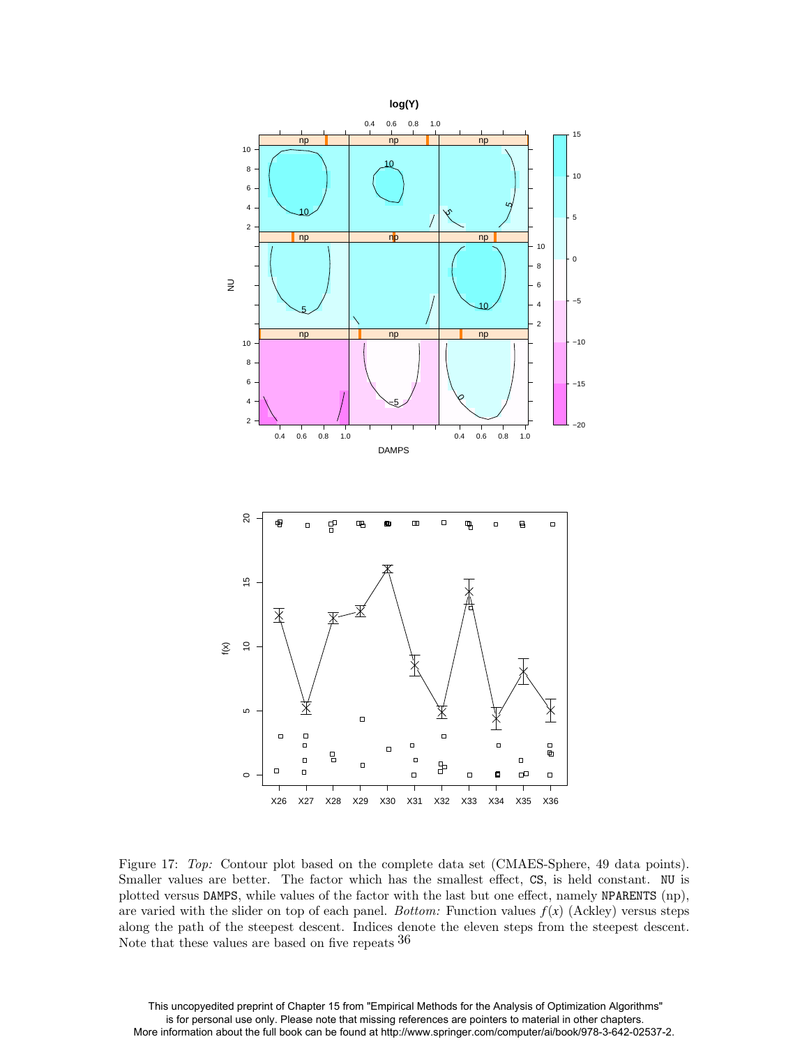Figure 17: *Top:* Contour plot based on the complete data set (CMAES-Sphere, 49 data points). Smaller values are better. The factor which has the smallest effect, CS, is held constant. NU is plotted versus DAMPS, while values of the factor with the last but one effect, namely NPARENTS (np), are varied with the slider on top of each panel. *Bottom:* Function values $f(x)$ (Ackley) versus steps along the path of the steepest descent. Indices denote the eleven steps from the steepest descent. Note that these values are based on five repeats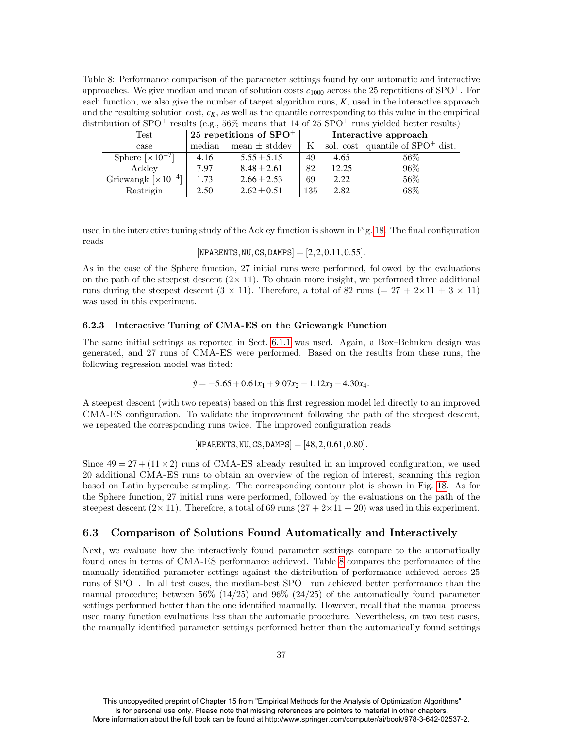Table 8: Performance comparison of the parameter settings found by our automatic and interactive approaches. We give median and mean of solution costs $c_{1000}$ across the 25 repetitions of SPO$^+$. For each function, we also give the number of target algorithm runs, $K$, used in the interactive approach and the resulting solution cost, $c_K$, as well as the quantile corresponding to this value in the empirical distribution of SPO$^+$ results (e.g., 56% means that 14 of 25 SPO$^+$ runs yielded better results)

| Test | **25 repetitions of SPO$^+$** | | **Interactive approach** | | |
|---|---|---|---|---|---|
| case | median | mean ± stddev | K | sol. cost | quantile of SPO$^+$ dist. |
| Sphere [$\times 10^{-7}$] | 4.16 | $5.55 \pm 5.15$ | 49 | 4.65 | 56% |
| Ackley | 7.97 | $8.48 \pm 2.61$ | 82 | 12.25 | 96% |
| Griewangk [$\times 10^{-4}$] | 1.73 | $2.66 \pm 2.53$ | 69 | 2.22 | 56% |
| Rastrigin | 2.50 | $2.62 \pm 0.51$ | 135 | 2.82 | 68% |

used in the interactive tuning study of the Ackley function is shown in Fig. 18. The final configuration reads

$$[\texttt{NPARENTS}, \texttt{NU}, \texttt{CS}, \texttt{DAMPS}] = [2, 2, 0.11, 0.55].$$

As in the case of the Sphere function, 27 initial runs were performed, followed by the evaluations on the path of the steepest descent (2× 11). To obtain more insight, we performed three additional runs during the steepest descent (3 × 11). Therefore, a total of 82 runs (= 27 + 2×11 + 3 × 11) was used in this experiment.

### 6.2.3 Interactive Tuning of CMA-ES on the Griewangk Function

The same initial settings as reported in Sect. 6.1.1 was used. Again, a Box–Behnken design was generated, and 27 runs of CMA-ES were performed. Based on the results from these runs, the following regression model was fitted:

$$\hat{y} = -5.65 + 0.61x_1 + 9.07x_2 - 1.12x_3 - 4.30x_4.$$

A steepest descent (with two repeats) based on this first regression model led directly to an improved CMA-ES configuration. To validate the improvement following the path of the steepest descent, we repeated the corresponding runs twice. The improved configuration reads

$$[\texttt{NPARENTS}, \texttt{NU}, \texttt{CS}, \texttt{DAMPS}] = [48, 2, 0.61, 0.80].$$

Since $49 = 27 + (11 \times 2)$ runs of CMA-ES already resulted in an improved configuration, we used 20 additional CMA-ES runs to obtain an overview of the region of interest, scanning this region based on Latin hypercube sampling. The corresponding contour plot is shown in Fig. 18. As for the Sphere function, 27 initial runs were performed, followed by the evaluations on the path of the steepest descent (2× 11). Therefore, a total of 69 runs (27 + 2×11 + 20) was used in this experiment.

## 6.3 Comparison of Solutions Found Automatically and Interactively

Next, we evaluate how the interactively found parameter settings compare to the automatically found ones in terms of CMA-ES performance achieved. Table 8 compares the performance of the manually identified parameter settings against the distribution of performance achieved across 25 runs of SPO$^+$. In all test cases, the median-best SPO$^+$ run achieved better performance than the manual procedure; between 56% (14/25) and 96% (24/25) of the automatically found parameter settings performed better than the one identified manually. However, recall that the manual process used many function evaluations less than the automatic procedure. Nevertheless, on two test cases, the manually identified parameter settings performed better than the automatically found settings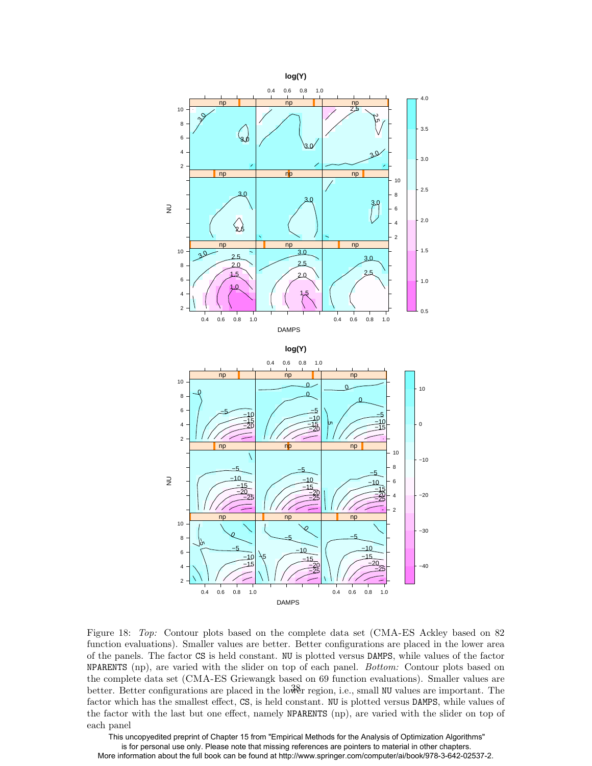Figure 18: *Top:* Contour plots based on the complete data set (CMA-ES Ackley based on 82 function evaluations). Smaller values are better. Better configurations are placed in the lower area of the panels. The factor `CS` is held constant. `NU` is plotted versus `DAMPS`, while values of the factor `NPARENTS` (np), are varied with the slider on top of each panel. *Bottom:* Contour plots based on the complete data set (CMA-ES Griewangk based on 69 function evaluations). Smaller values are better. Better configurations are placed in the lower region, i.e., small `NU` values are important. The factor which has the smallest effect, `CS`, is held constant. `NU` is plotted versus `DAMPS`, while values of the factor with the last but one effect, namely `NPARENTS` (np), are varied with the slider on top of each panel

This uncopyedited preprint of Chapter 15 from "Empirical Methods for the Analysis of Optimization Algorithms" is for personal use only. Please note that missing references are pointers to material in other chapters. More information about the full book can be found at http://www.springer.com/computer/ai/book/978-3-642-02537-2.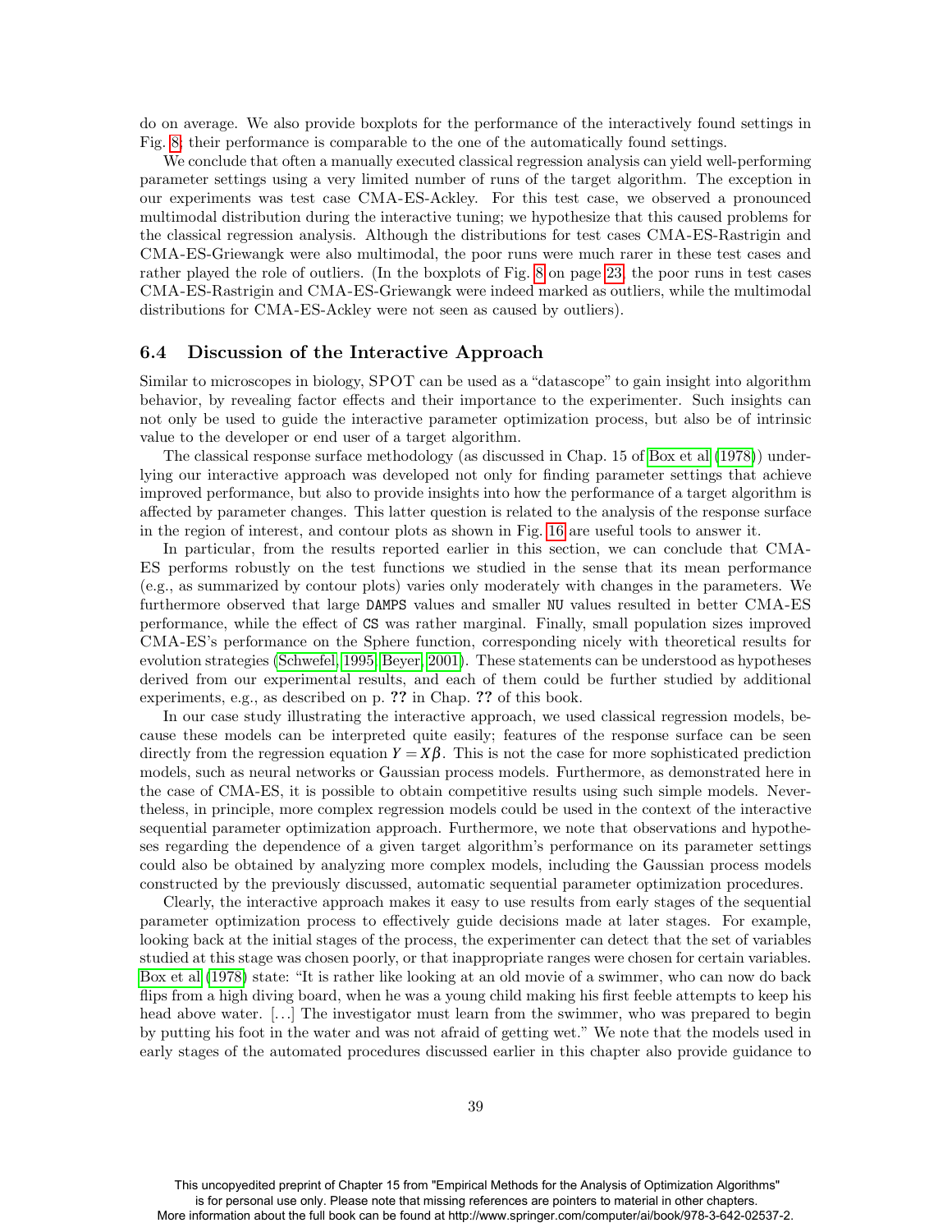do on average. We also provide boxplots for the performance of the interactively found settings in Fig. 8; their performance is comparable to the one of the automatically found settings.

We conclude that often a manually executed classical regression analysis can yield well-performing parameter settings using a very limited number of runs of the target algorithm. The exception in our experiments was test case CMA-ES-Ackley. For this test case, we observed a pronounced multimodal distribution during the interactive tuning; we hypothesize that this caused problems for the classical regression analysis. Although the distributions for test cases CMA-ES-Rastrigin and CMA-ES-Griewangk were also multimodal, the poor runs were much rarer in these test cases and rather played the role of outliers. (In the boxplots of Fig. 8 on page 23, the poor runs in test cases CMA-ES-Rastrigin and CMA-ES-Griewangk were indeed marked as outliers, while the multimodal distributions for CMA-ES-Ackley were not seen as caused by outliers).

### 6.4 Discussion of the Interactive Approach

Similar to microscopes in biology, SPOT can be used as a "datascope" to gain insight into algorithm behavior, by revealing factor effects and their importance to the experimenter. Such insights can not only be used to guide the interactive parameter optimization process, but also be of intrinsic value to the developer or end user of a target algorithm.

The classical response surface methodology (as discussed in Chap. 15 of Box et al (1978)) underlying our interactive approach was developed not only for finding parameter settings that achieve improved performance, but also to provide insights into how the performance of a target algorithm is affected by parameter changes. This latter question is related to the analysis of the response surface in the region of interest, and contour plots as shown in Fig. 16 are useful tools to answer it.

In particular, from the results reported earlier in this section, we can conclude that CMA-ES performs robustly on the test functions we studied in the sense that its mean performance (e.g., as summarized by contour plots) varies only moderately with changes in the parameters. We furthermore observed that large `DAMPS` values and smaller `NU` values resulted in better CMA-ES performance, while the effect of `CS` was rather marginal. Finally, small population sizes improved CMA-ES's performance on the Sphere function, corresponding nicely with theoretical results for evolution strategies (Schwefel, 1995; Beyer, 2001). These statements can be understood as hypotheses derived from our experimental results, and each of them could be further studied by additional experiments, e.g., as described on p. **??** in Chap. **??** of this book.

In our case study illustrating the interactive approach, we used classical regression models, because these models can be interpreted quite easily; features of the response surface can be seen directly from the regression equation $Y = X\beta$. This is not the case for more sophisticated prediction models, such as neural networks or Gaussian process models. Furthermore, as demonstrated here in the case of CMA-ES, it is possible to obtain competitive results using such simple models. Nevertheless, in principle, more complex regression models could be used in the context of the interactive sequential parameter optimization approach. Furthermore, we note that observations and hypotheses regarding the dependence of a given target algorithm's performance on its parameter settings could also be obtained by analyzing more complex models, including the Gaussian process models constructed by the previously discussed, automatic sequential parameter optimization procedures.

Clearly, the interactive approach makes it easy to use results from early stages of the sequential parameter optimization process to effectively guide decisions made at later stages. For example, looking back at the initial stages of the process, the experimenter can detect that the set of variables studied at this stage was chosen poorly, or that inappropriate ranges were chosen for certain variables. Box et al (1978) state: "It is rather like looking at an old movie of a swimmer, who can now do back flips from a high diving board, when he was a young child making his first feeble attempts to keep his head above water. [...] The investigator must learn from the swimmer, who was prepared to begin by putting his foot in the water and was not afraid of getting wet." We note that the models used in early stages of the automated procedures discussed earlier in this chapter also provide guidance to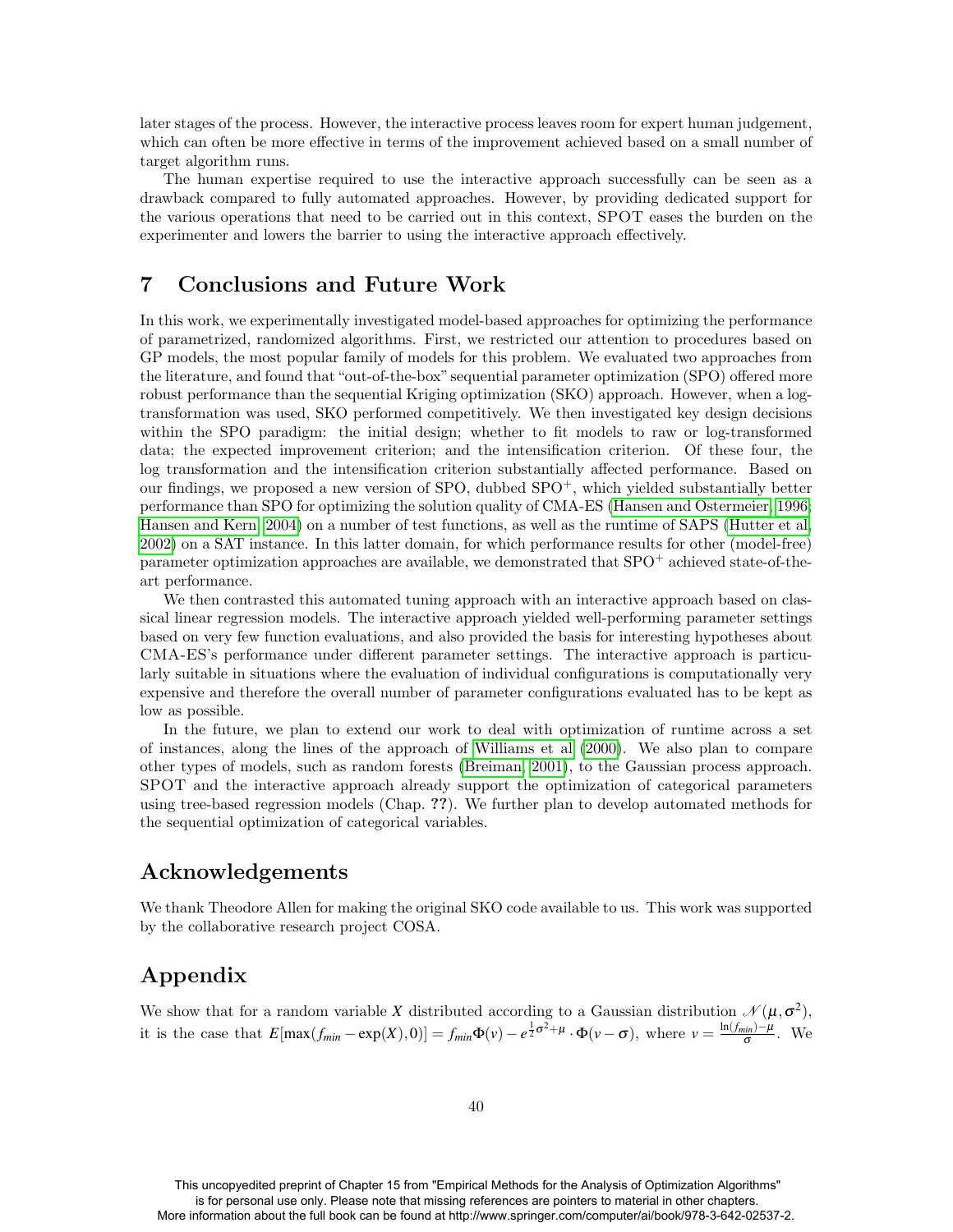later stages of the process. However, the interactive process leaves room for expert human judgement, which can often be more effective in terms of the improvement achieved based on a small number of target algorithm runs.

The human expertise required to use the interactive approach successfully can be seen as a drawback compared to fully automated approaches. However, by providing dedicated support for the various operations that need to be carried out in this context, SPOT eases the burden on the experimenter and lowers the barrier to using the interactive approach effectively.

# 7 Conclusions and Future Work

In this work, we experimentally investigated model-based approaches for optimizing the performance of parametrized, randomized algorithms. First, we restricted our attention to procedures based on GP models, the most popular family of models for this problem. We evaluated two approaches from the literature, and found that "out-of-the-box" sequential parameter optimization (SPO) offered more robust performance than the sequential Kriging optimization (SKO) approach. However, when a log-transformation was used, SKO performed competitively. We then investigated key design decisions within the SPO paradigm: the initial design; whether to fit models to raw or log-transformed data; the expected improvement criterion; and the intensification criterion. Of these four, the log transformation and the intensification criterion substantially affected performance. Based on our findings, we proposed a new version of SPO, dubbed SPO$^{+}$, which yielded substantially better performance than SPO for optimizing the solution quality of CMA-ES (Hansen and Ostermeier, 1996; Hansen and Kern, 2004) on a number of test functions, as well as the runtime of SAPS (Hutter et al, 2002) on a SAT instance. In this latter domain, for which performance results for other (model-free) parameter optimization approaches are available, we demonstrated that SPO$^{+}$ achieved state-of-the-art performance.

We then contrasted this automated tuning approach with an interactive approach based on classical linear regression models. The interactive approach yielded well-performing parameter settings based on very few function evaluations, and also provided the basis for interesting hypotheses about CMA-ES's performance under different parameter settings. The interactive approach is particularly suitable in situations where the evaluation of individual configurations is computationally very expensive and therefore the overall number of parameter configurations evaluated has to be kept as low as possible.

In the future, we plan to extend our work to deal with optimization of runtime across a set of instances, along the lines of the approach of Williams et al (2000). We also plan to compare other types of models, such as random forests (Breiman, 2001), to the Gaussian process approach. SPOT and the interactive approach already support the optimization of categorical parameters using tree-based regression models (Chap. **??**). We further plan to develop automated methods for the sequential optimization of categorical variables.

# Acknowledgements

We thank Theodore Allen for making the original SKO code available to us. This work was supported by the collaborative research project COSA.

# Appendix

We show that for a random variable $X$ distributed according to a Gaussian distribution $\mathcal{N}(\mu, \sigma^2)$, it is the case that $E[\max(f_{min} - \exp(X), 0)] = f_{min}\Phi(v) - e^{\frac{1}{2}\sigma^2+\mu} \cdot \Phi(v - \sigma)$, where $v = \frac{\ln(f_{min})-\mu}{\sigma}$. We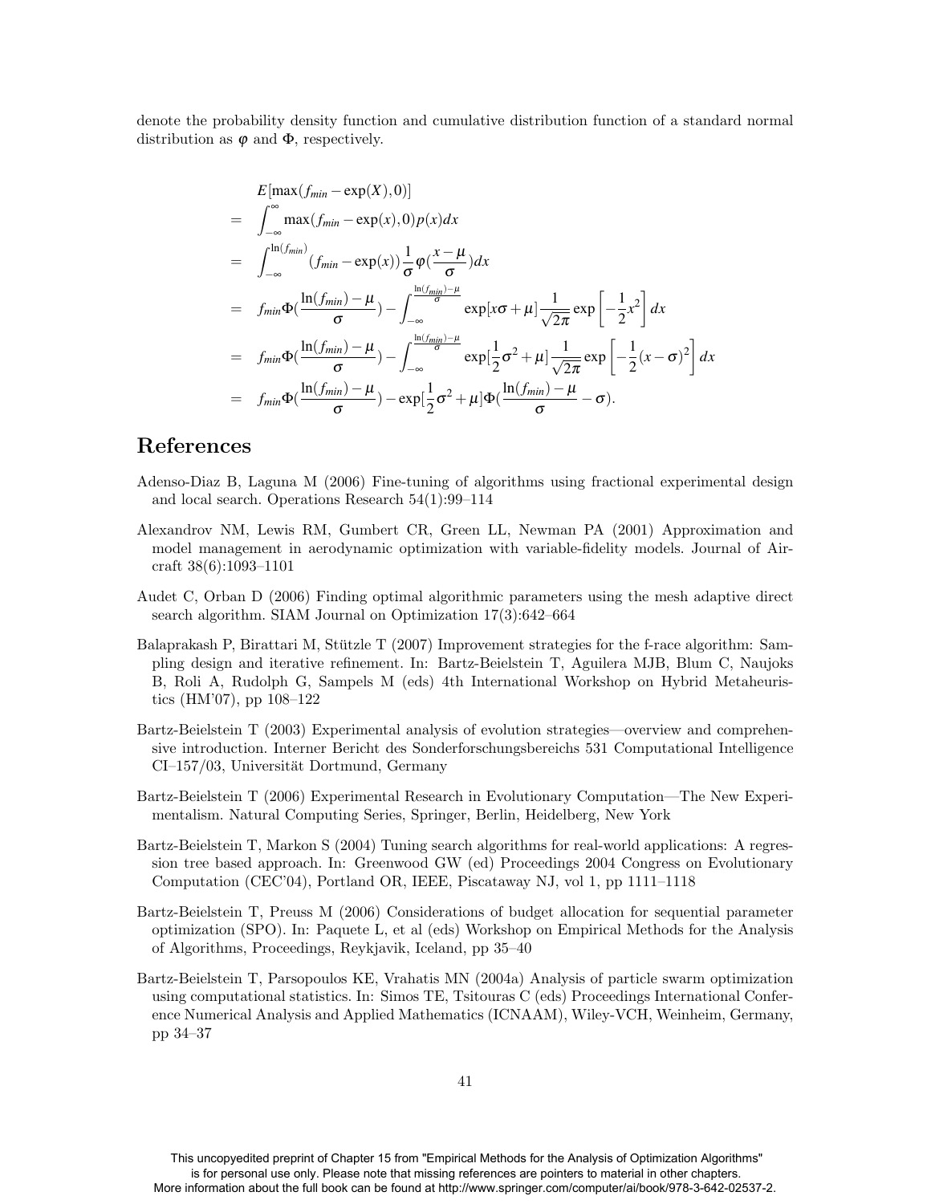denote the probability density function and cumulative distribution function of a standard normal distribution as $\varphi$ and $\Phi$, respectively.

$$
\begin{aligned}
& E[\max(f_{min} - \exp(X), 0)] \\
= & \int_{-\infty}^{\infty} \max(f_{min} - \exp(x), 0) p(x) dx \\
= & \int_{-\infty}^{\ln(f_{min})} (f_{min} - \exp(x)) \frac{1}{\sigma} \varphi(\frac{x-\mu}{\sigma}) dx \\
= & f_{min} \Phi(\frac{\ln(f_{min}) - \mu}{\sigma}) - \int_{-\infty}^{\frac{\ln(f_{min})-\mu}{\sigma}} \exp[x\sigma + \mu] \frac{1}{\sqrt{2\pi}} \exp\left[-\frac{1}{2}x^2\right] dx \\
= & f_{min} \Phi(\frac{\ln(f_{min}) - \mu}{\sigma}) - \int_{-\infty}^{\frac{\ln(f_{min})-\mu}{\sigma}} \exp[\frac{1}{2}\sigma^2 + \mu] \frac{1}{\sqrt{2\pi}} \exp\left[-\frac{1}{2}(x-\sigma)^2\right] dx \\
= & f_{min} \Phi(\frac{\ln(f_{min}) - \mu}{\sigma}) - \exp[\frac{1}{2}\sigma^2 + \mu] \Phi(\frac{\ln(f_{min}) - \mu}{\sigma} - \sigma).
\end{aligned}
$$

## References

Adenso-Diaz B, Laguna M (2006) Fine-tuning of algorithms using fractional experimental design and local search. Operations Research 54(1):99–114

Alexandrov NM, Lewis RM, Gumbert CR, Green LL, Newman PA (2001) Approximation and model management in aerodynamic optimization with variable-fidelity models. Journal of Aircraft 38(6):1093–1101

Audet C, Orban D (2006) Finding optimal algorithmic parameters using the mesh adaptive direct search algorithm. SIAM Journal on Optimization 17(3):642–664

Balaprakash P, Birattari M, Stützle T (2007) Improvement strategies for the f-race algorithm: Sampling design and iterative refinement. In: Bartz-Beielstein T, Aguilera MJB, Blum C, Naujoks B, Roli A, Rudolph G, Sampels M (eds) 4th International Workshop on Hybrid Metaheuristics (HM'07), pp 108–122

Bartz-Beielstein T (2003) Experimental analysis of evolution strategies—overview and comprehensive introduction. Interner Bericht des Sonderforschungsbereichs 531 Computational Intelligence CI–157/03, Universität Dortmund, Germany

Bartz-Beielstein T (2006) Experimental Research in Evolutionary Computation—The New Experimentalism. Natural Computing Series, Springer, Berlin, Heidelberg, New York

Bartz-Beielstein T, Markon S (2004) Tuning search algorithms for real-world applications: A regression tree based approach. In: Greenwood GW (ed) Proceedings 2004 Congress on Evolutionary Computation (CEC'04), Portland OR, IEEE, Piscataway NJ, vol 1, pp 1111–1118

Bartz-Beielstein T, Preuss M (2006) Considerations of budget allocation for sequential parameter optimization (SPO). In: Paquete L, et al (eds) Workshop on Empirical Methods for the Analysis of Algorithms, Proceedings, Reykjavik, Iceland, pp 35–40

Bartz-Beielstein T, Parsopoulos KE, Vrahatis MN (2004a) Analysis of particle swarm optimization using computational statistics. In: Simos TE, Tsitouras C (eds) Proceedings International Conference Numerical Analysis and Applied Mathematics (ICNAAM), Wiley-VCH, Weinheim, Germany, pp 34–37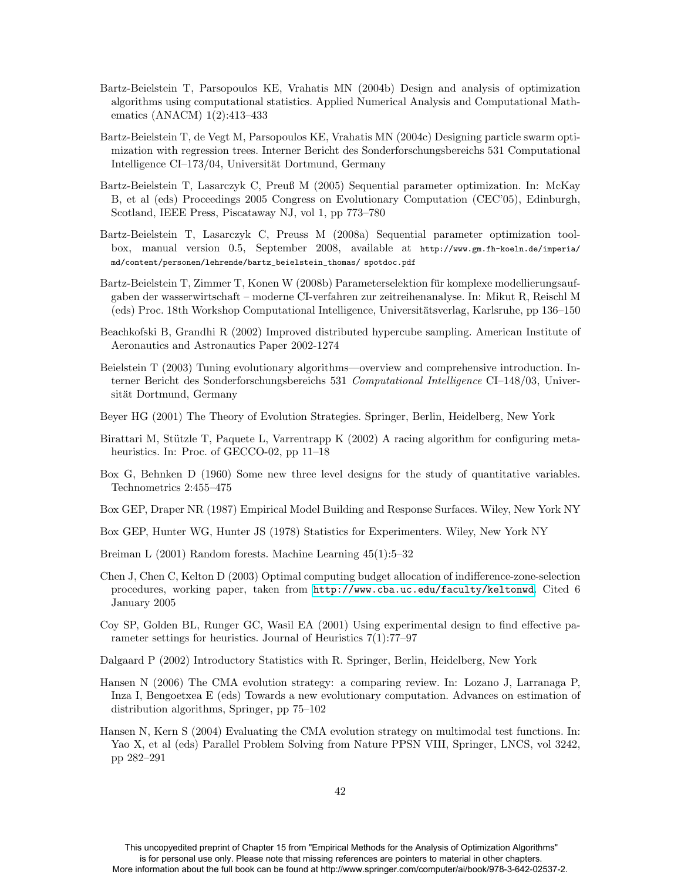Bartz-Beielstein T, Parsopoulos KE, Vrahatis MN (2004b) Design and analysis of optimization algorithms using computational statistics. Applied Numerical Analysis and Computational Mathematics (ANACM) 1(2):413–433

Bartz-Beielstein T, de Vegt M, Parsopoulos KE, Vrahatis MN (2004c) Designing particle swarm optimization with regression trees. Interner Bericht des Sonderforschungsbereichs 531 Computational Intelligence CI–173/04, Universität Dortmund, Germany

Bartz-Beielstein T, Lasarczyk C, Preuß M (2005) Sequential parameter optimization. In: McKay B, et al (eds) Proceedings 2005 Congress on Evolutionary Computation (CEC'05), Edinburgh, Scotland, IEEE Press, Piscataway NJ, vol 1, pp 773–780

Bartz-Beielstein T, Lasarczyk C, Preuss M (2008a) Sequential parameter optimization toolbox, manual version 0.5, September 2008, available at http://www.gm.fh-koeln.de/imperia/md/content/personen/lehrende/bartz_beielstein_thomas/ spotdoc.pdf

Bartz-Beielstein T, Zimmer T, Konen W (2008b) Parameterselektion für komplexe modellierungsaufgaben der wasserwirtschaft – moderne CI-verfahren zur zeitreihenanalyse. In: Mikut R, Reischl M (eds) Proc. 18th Workshop Computational Intelligence, Universitätsverlag, Karlsruhe, pp 136–150

Beachkofski B, Grandhi R (2002) Improved distributed hypercube sampling. American Institute of Aeronautics and Astronautics Paper 2002-1274

Beielstein T (2003) Tuning evolutionary algorithms—overview and comprehensive introduction. Interner Bericht des Sonderforschungsbereichs 531 *Computational Intelligence* CI–148/03, Universität Dortmund, Germany

Beyer HG (2001) The Theory of Evolution Strategies. Springer, Berlin, Heidelberg, New York

Birattari M, Stützle T, Paquete L, Varrentrapp K (2002) A racing algorithm for configuring metaheuristics. In: Proc. of GECCO-02, pp 11–18

Box G, Behnken D (1960) Some new three level designs for the study of quantitative variables. Technometrics 2:455–475

Box GEP, Draper NR (1987) Empirical Model Building and Response Surfaces. Wiley, New York NY

Box GEP, Hunter WG, Hunter JS (1978) Statistics for Experimenters. Wiley, New York NY

Breiman L (2001) Random forests. Machine Learning 45(1):5–32

Chen J, Chen C, Kelton D (2003) Optimal computing budget allocation of indifference-zone-selection procedures, working paper, taken from http://www.cba.uc.edu/faculty/keltonwd. Cited 6 January 2005

Coy SP, Golden BL, Runger GC, Wasil EA (2001) Using experimental design to find effective parameter settings for heuristics. Journal of Heuristics 7(1):77–97

Dalgaard P (2002) Introductory Statistics with R. Springer, Berlin, Heidelberg, New York

Hansen N (2006) The CMA evolution strategy: a comparing review. In: Lozano J, Larranaga P, Inza I, Bengoetxea E (eds) Towards a new evolutionary computation. Advances on estimation of distribution algorithms, Springer, pp 75–102

Hansen N, Kern S (2004) Evaluating the CMA evolution strategy on multimodal test functions. In: Yao X, et al (eds) Parallel Problem Solving from Nature PPSN VIII, Springer, LNCS, vol 3242, pp 282–291

This uncopyedited preprint of Chapter 15 from "Empirical Methods for the Analysis of Optimization Algorithms" is for personal use only. Please note that missing references are pointers to material in other chapters. More information about the full book can be found at http://www.springer.com/computer/ai/book/978-3-642-02537-2.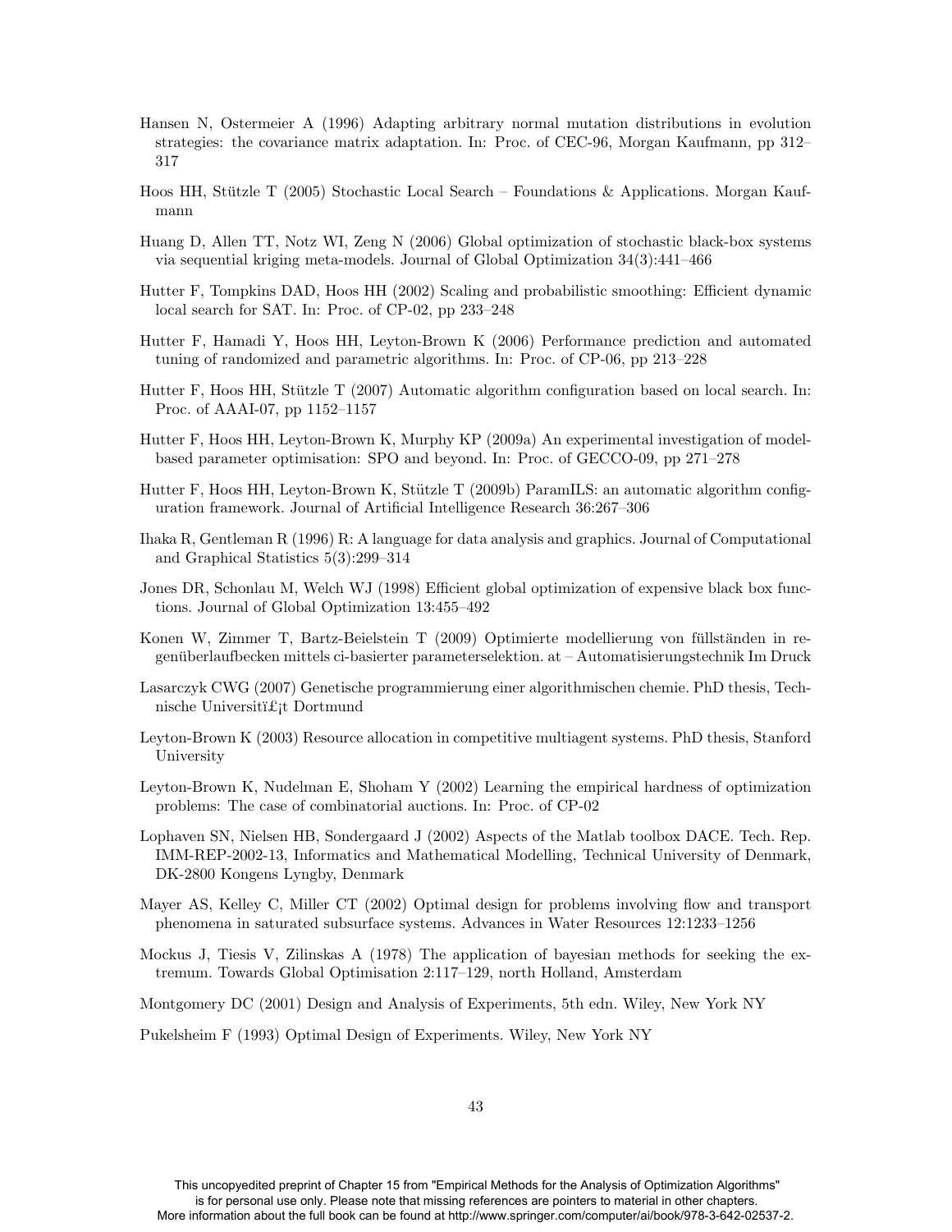Hansen N, Ostermeier A (1996) Adapting arbitrary normal mutation distributions in evolution strategies: the covariance matrix adaptation. In: Proc. of CEC-96, Morgan Kaufmann, pp 312–317

Hoos HH, Stützle T (2005) Stochastic Local Search – Foundations & Applications. Morgan Kaufmann

Huang D, Allen TT, Notz WI, Zeng N (2006) Global optimization of stochastic black-box systems via sequential kriging meta-models. Journal of Global Optimization 34(3):441–466

Hutter F, Tompkins DAD, Hoos HH (2002) Scaling and probabilistic smoothing: Efficient dynamic local search for SAT. In: Proc. of CP-02, pp 233–248

Hutter F, Hamadi Y, Hoos HH, Leyton-Brown K (2006) Performance prediction and automated tuning of randomized and parametric algorithms. In: Proc. of CP-06, pp 213–228

Hutter F, Hoos HH, Stützle T (2007) Automatic algorithm configuration based on local search. In: Proc. of AAAI-07, pp 1152–1157

Hutter F, Hoos HH, Leyton-Brown K, Murphy KP (2009a) An experimental investigation of model-based parameter optimisation: SPO and beyond. In: Proc. of GECCO-09, pp 271–278

Hutter F, Hoos HH, Leyton-Brown K, Stützle T (2009b) ParamILS: an automatic algorithm configuration framework. Journal of Artificial Intelligence Research 36:267–306

Ihaka R, Gentleman R (1996) R: A language for data analysis and graphics. Journal of Computational and Graphical Statistics 5(3):299–314

Jones DR, Schonlau M, Welch WJ (1998) Efficient global optimization of expensive black box functions. Journal of Global Optimization 13:455–492

Konen W, Zimmer T, Bartz-Beielstein T (2009) Optimierte modellierung von füllständen in regenüberlaufbecken mittels ci-basierter parameterselektion. at – Automatisierungstechnik Im Druck

Lasarczyk CWG (2007) Genetische programmierung einer algorithmischen chemie. PhD thesis, Technische Universitï£¡t Dortmund

Leyton-Brown K (2003) Resource allocation in competitive multiagent systems. PhD thesis, Stanford University

Leyton-Brown K, Nudelman E, Shoham Y (2002) Learning the empirical hardness of optimization problems: The case of combinatorial auctions. In: Proc. of CP-02

Lophaven SN, Nielsen HB, Sondergaard J (2002) Aspects of the Matlab toolbox DACE. Tech. Rep. IMM-REP-2002-13, Informatics and Mathematical Modelling, Technical University of Denmark, DK-2800 Kongens Lyngby, Denmark

Mayer AS, Kelley C, Miller CT (2002) Optimal design for problems involving flow and transport phenomena in saturated subsurface systems. Advances in Water Resources 12:1233–1256

Mockus J, Tiesis V, Zilinskas A (1978) The application of bayesian methods for seeking the extremum. Towards Global Optimisation 2:117–129, north Holland, Amsterdam

Montgomery DC (2001) Design and Analysis of Experiments, 5th edn. Wiley, New York NY

Pukelsheim F (1993) Optimal Design of Experiments. Wiley, New York NY

This uncopyedited preprint of Chapter 15 from "Empirical Methods for the Analysis of Optimization Algorithms" is for personal use only. Please note that missing references are pointers to material in other chapters. More information about the full book can be found at http://www.springer.com/computer/ai/book/978-3-642-02537-2.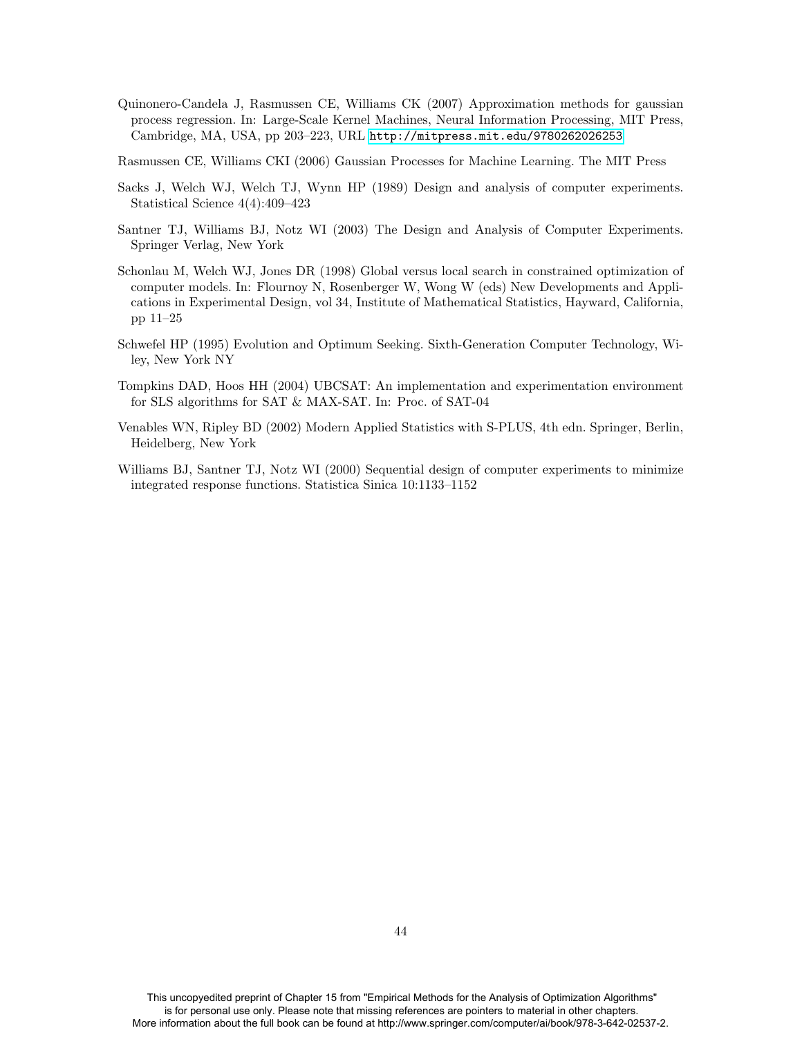Quinonero-Candela J, Rasmussen CE, Williams CK (2007) Approximation methods for gaussian process regression. In: Large-Scale Kernel Machines, Neural Information Processing, MIT Press, Cambridge, MA, USA, pp 203–223, URL http://mitpress.mit.edu/9780262026253

Rasmussen CE, Williams CKI (2006) Gaussian Processes for Machine Learning. The MIT Press

Sacks J, Welch WJ, Welch TJ, Wynn HP (1989) Design and analysis of computer experiments. Statistical Science 4(4):409–423

Santner TJ, Williams BJ, Notz WI (2003) The Design and Analysis of Computer Experiments. Springer Verlag, New York

Schonlau M, Welch WJ, Jones DR (1998) Global versus local search in constrained optimization of computer models. In: Flournoy N, Rosenberger W, Wong W (eds) New Developments and Applications in Experimental Design, vol 34, Institute of Mathematical Statistics, Hayward, California, pp 11–25

Schwefel HP (1995) Evolution and Optimum Seeking. Sixth-Generation Computer Technology, Wiley, New York NY

Tompkins DAD, Hoos HH (2004) UBCSAT: An implementation and experimentation environment for SLS algorithms for SAT & MAX-SAT. In: Proc. of SAT-04

Venables WN, Ripley BD (2002) Modern Applied Statistics with S-PLUS, 4th edn. Springer, Berlin, Heidelberg, New York

Williams BJ, Santner TJ, Notz WI (2000) Sequential design of computer experiments to minimize integrated response functions. Statistica Sinica 10:1133–1152

This uncopyedited preprint of Chapter 15 from "Empirical Methods for the Analysis of Optimization Algorithms" is for personal use only. Please note that missing references are pointers to material in other chapters. More information about the full book can be found at http://www.springer.com/computer/ai/book/978-3-642-02537-2.